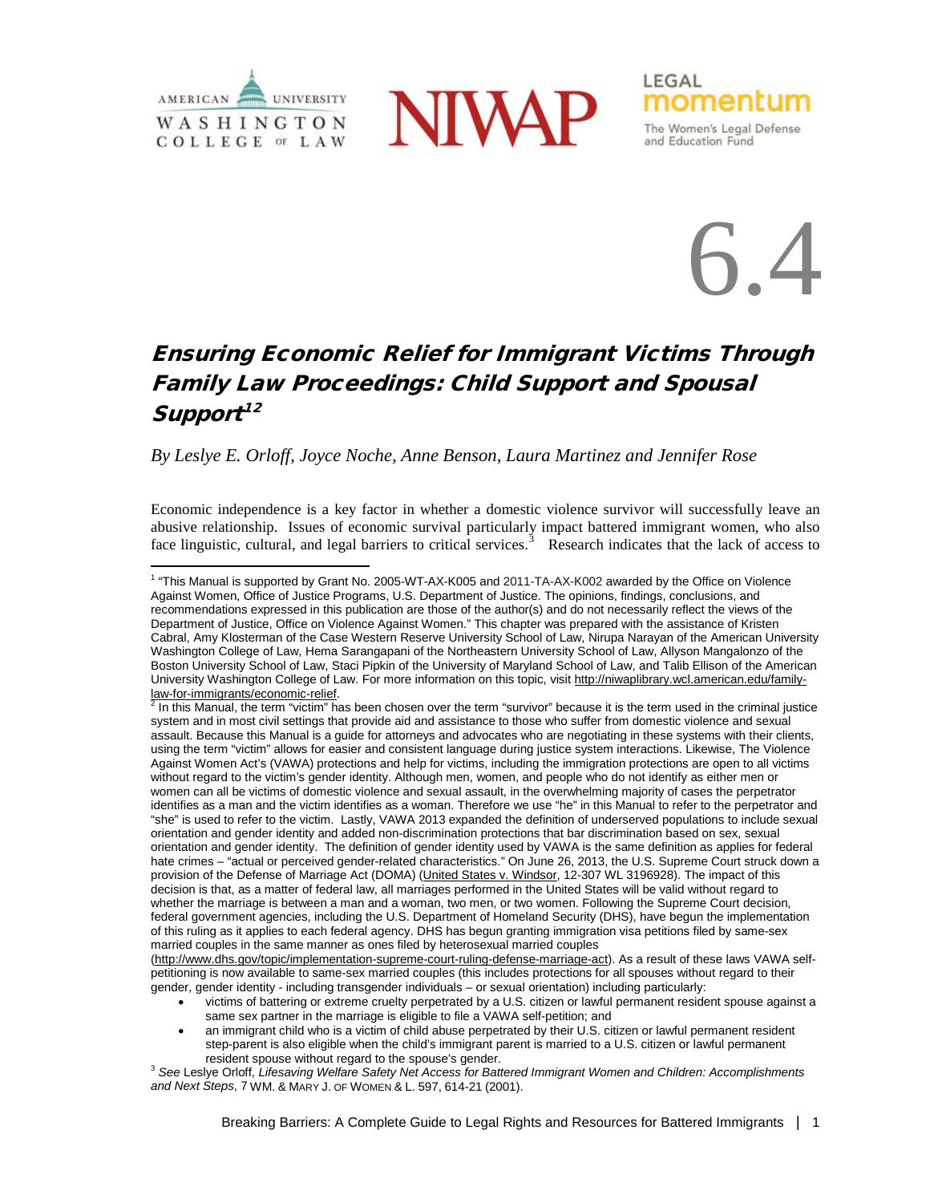6.4

# Ensuring Economic Relief for Immigrant Victims Through Family Law Proceedings: Child Support and Spousal Support[1][2]

*By Leslye E. Orloff, Joyce Noche, Anne Benson, Laura Martinez and Jennifer Rose*

Economic independence is a key factor in whether a domestic violence survivor will successfully leave an abusive relationship. Issues of economic survival particularly impact battered immigrant women, who also face linguistic, cultural, and legal barriers to critical services.[3] Research indicates that the lack of access to

---

[1] "This Manual is supported by Grant No. 2005-WT-AX-K005 and 2011-TA-AX-K002 awarded by the Office on Violence Against Women, Office of Justice Programs, U.S. Department of Justice. The opinions, findings, conclusions, and recommendations expressed in this publication are those of the author(s) and do not necessarily reflect the views of the Department of Justice, Office on Violence Against Women." This chapter was prepared with the assistance of Kristen Cabral, Amy Klosterman of the Case Western Reserve University School of Law, Nirupa Narayan of the American University Washington College of Law, Hema Sarangapani of the Northeastern University School of Law, Allyson Mangalonzo of the Boston University School of Law, Staci Pipkin of the University of Maryland School of Law, and Talib Ellison of the American University Washington College of Law. For more information on this topic, visit http://niwaplibrary.wcl.american.edu/family-law-for-immigrants/economic-relief.

[2] In this Manual, the term "victim" has been chosen over the term "survivor" because it is the term used in the criminal justice system and in most civil settings that provide aid and assistance to those who suffer from domestic violence and sexual assault. Because this Manual is a guide for attorneys and advocates who are negotiating in these systems with their clients, using the term "victim" allows for easier and consistent language during justice system interactions. Likewise, The Violence Against Women Act's (VAWA) protections and help for victims, including the immigration protections are open to all victims without regard to the victim's gender identity. Although men, women, and people who do not identify as either men or women can all be victims of domestic violence and sexual assault, in the overwhelming majority of cases the perpetrator identifies as a man and the victim identifies as a woman. Therefore we use "he" in this Manual to refer to the perpetrator and "she" is used to refer to the victim. Lastly, VAWA 2013 expanded the definition of underserved populations to include sexual orientation and gender identity and added non-discrimination protections that bar discrimination based on sex, sexual orientation and gender identity. The definition of gender identity used by VAWA is the same definition as applies for federal hate crimes – "actual or perceived gender-related characteristics." On June 26, 2013, the U.S. Supreme Court struck down a provision of the Defense of Marriage Act (DOMA) (United States v. Windsor, 12-307 WL 3196928). The impact of this decision is that, as a matter of federal law, all marriages performed in the United States will be valid without regard to whether the marriage is between a man and a woman, two men, or two women. Following the Supreme Court decision, federal government agencies, including the U.S. Department of Homeland Security (DHS), have begun the implementation of this ruling as it applies to each federal agency. DHS has begun granting immigration visa petitions filed by same-sex married couples in the same manner as ones filed by heterosexual married couples (http://www.dhs.gov/topic/implementation-supreme-court-ruling-defense-marriage-act). As a result of these laws VAWA self-petitioning is now available to same-sex married couples (this includes protections for all spouses without regard to their gender, gender identity - including transgender individuals – or sexual orientation) including particularly:

- victims of battering or extreme cruelty perpetrated by a U.S. citizen or lawful permanent resident spouse against a same sex partner in the marriage is eligible to file a VAWA self-petition; and
- an immigrant child who is a victim of child abuse perpetrated by their U.S. citizen or lawful permanent resident step-parent is also eligible when the child's immigrant parent is married to a U.S. citizen or lawful permanent resident spouse without regard to the spouse's gender.

[3] *See* Leslye Orloff, *Lifesaving Welfare Safety Net Access for Battered Immigrant Women and Children: Accomplishments and Next Steps*, 7 WM. & MARY J. OF WOMEN & L. 597, 614-21 (2001).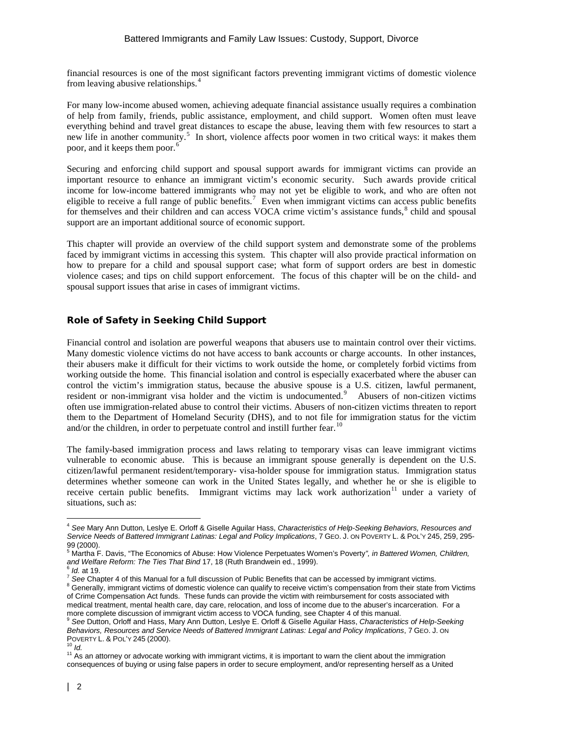financial resources is one of the most significant factors preventing immigrant victims of domestic violence from leaving abusive relationships.[4]

For many low-income abused women, achieving adequate financial assistance usually requires a combination of help from family, friends, public assistance, employment, and child support. Women often must leave everything behind and travel great distances to escape the abuse, leaving them with few resources to start a new life in another community.[5] In short, violence affects poor women in two critical ways: it makes them poor, and it keeps them poor.[6]

Securing and enforcing child support and spousal support awards for immigrant victims can provide an important resource to enhance an immigrant victim's economic security. Such awards provide critical income for low-income battered immigrants who may not yet be eligible to work, and who are often not eligible to receive a full range of public benefits.[7] Even when immigrant victims can access public benefits for themselves and their children and can access VOCA crime victim's assistance funds,[8] child and spousal support are an important additional source of economic support.

This chapter will provide an overview of the child support system and demonstrate some of the problems faced by immigrant victims in accessing this system. This chapter will also provide practical information on how to prepare for a child and spousal support case; what form of support orders are best in domestic violence cases; and tips on child support enforcement. The focus of this chapter will be on the child- and spousal support issues that arise in cases of immigrant victims.

## Role of Safety in Seeking Child Support

Financial control and isolation are powerful weapons that abusers use to maintain control over their victims. Many domestic violence victims do not have access to bank accounts or charge accounts. In other instances, their abusers make it difficult for their victims to work outside the home, or completely forbid victims from working outside the home. This financial isolation and control is especially exacerbated where the abuser can control the victim's immigration status, because the abusive spouse is a U.S. citizen, lawful permanent, resident or non-immigrant visa holder and the victim is undocumented.[9] Abusers of non-citizen victims often use immigration-related abuse to control their victims. Abusers of non-citizen victims threaten to report them to the Department of Homeland Security (DHS), and to not file for immigration status for the victim and/or the children, in order to perpetuate control and instill further fear.[10]

The family-based immigration process and laws relating to temporary visas can leave immigrant victims vulnerable to economic abuse. This is because an immigrant spouse generally is dependent on the U.S. citizen/lawful permanent resident/temporary- visa-holder spouse for immigration status. Immigration status determines whether someone can work in the United States legally, and whether he or she is eligible to receive certain public benefits. Immigrant victims may lack work authorization[11] under a variety of situations, such as:

---

[4] *See* Mary Ann Dutton, Leslye E. Orloff & Giselle Aguilar Hass, *Characteristics of Help-Seeking Behaviors, Resources and Service Needs of Battered Immigrant Latinas: Legal and Policy Implications*, 7 GEO. J. ON POVERTY L. & POL'Y 245, 259, 295-99 (2000).

[5] Martha F. Davis, "The Economics of Abuse: How Violence Perpetuates Women's Poverty*", in Battered Women, Children, and Welfare Reform: The Ties That Bind* 17, 18 (Ruth Brandwein ed., 1999).

[6] *Id.* at 19.

[7] *See* Chapter 4 of this Manual for a full discussion of Public Benefits that can be accessed by immigrant victims.

[8] Generally, immigrant victims of domestic violence can qualify to receive victim's compensation from their state from Victims of Crime Compensation Act funds. These funds can provide the victim with reimbursement for costs associated with medical treatment, mental health care, day care, relocation, and loss of income due to the abuser's incarceration. For a more complete discussion of immigrant victim access to VOCA funding, see Chapter 4 of this manual.

[9] *See* Dutton, Orloff and Hass, Mary Ann Dutton, Leslye E. Orloff & Giselle Aguilar Hass, *Characteristics of Help-Seeking Behaviors, Resources and Service Needs of Battered Immigrant Latinas: Legal and Policy Implications*, 7 GEO. J. ON POVERTY L. & POL'Y 245 (2000).

[10] *Id.*

[11] As an attorney or advocate working with immigrant victims, it is important to warn the client about the immigration consequences of buying or using false papers in order to secure employment, and/or representing herself as a United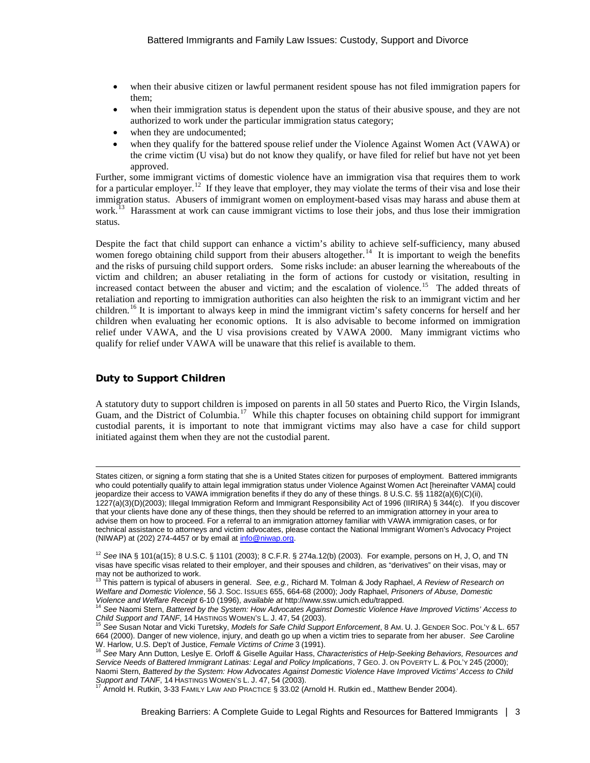- when their abusive citizen or lawful permanent resident spouse has not filed immigration papers for them;
- when their immigration status is dependent upon the status of their abusive spouse, and they are not authorized to work under the particular immigration status category;
- when they are undocumented;
- when they qualify for the battered spouse relief under the Violence Against Women Act (VAWA) or the crime victim (U visa) but do not know they qualify, or have filed for relief but have not yet been approved.

Further, some immigrant victims of domestic violence have an immigration visa that requires them to work for a particular employer.[12] If they leave that employer, they may violate the terms of their visa and lose their immigration status. Abusers of immigrant women on employment-based visas may harass and abuse them at work.[13] Harassment at work can cause immigrant victims to lose their jobs, and thus lose their immigration status.

Despite the fact that child support can enhance a victim's ability to achieve self-sufficiency, many abused women forego obtaining child support from their abusers altogether.[14] It is important to weigh the benefits and the risks of pursuing child support orders. Some risks include: an abuser learning the whereabouts of the victim and children; an abuser retaliating in the form of actions for custody or visitation, resulting in increased contact between the abuser and victim; and the escalation of violence.[15] The added threats of retaliation and reporting to immigration authorities can also heighten the risk to an immigrant victim and her children.[16] It is important to always keep in mind the immigrant victim's safety concerns for herself and her children when evaluating her economic options. It is also advisable to become informed on immigration relief under VAWA, and the U visa provisions created by VAWA 2000. Many immigrant victims who qualify for relief under VAWA will be unaware that this relief is available to them.

## Duty to Support Children

A statutory duty to support children is imposed on parents in all 50 states and Puerto Rico, the Virgin Islands, Guam, and the District of Columbia.[17] While this chapter focuses on obtaining child support for immigrant custodial parents, it is important to note that immigrant victims may also have a case for child support initiated against them when they are not the custodial parent.

---

States citizen, or signing a form stating that she is a United States citizen for purposes of employment. Battered immigrants who could potentially qualify to attain legal immigration status under Violence Against Women Act [hereinafter VAMA] could jeopardize their access to VAWA immigration benefits if they do any of these things. 8 U.S.C. §§ 1182(a)(6)(C)(ii), 1227(a)(3)(D)(2003); Illegal Immigration Reform and Immigrant Responsibility Act of 1996 (IIRIRA) § 344(c). If you discover that your clients have done any of these things, then they should be referred to an immigration attorney in your area to advise them on how to proceed. For a referral to an immigration attorney familiar with VAWA immigration cases, or for technical assistance to attorneys and victim advocates, please contact the National Immigrant Women's Advocacy Project (NIWAP) at (202) 274-4457 or by email at info@niwap.org.

[12] *See* INA § 101(a(15); 8 U.S.C. § 1101 (2003); 8 C.F.R. § 274a.12(b) (2003). For example, persons on H, J, O, and TN visas have specific visas related to their employer, and their spouses and children, as "derivatives" on their visas, may or may not be authorized to work.

[13] This pattern is typical of abusers in general. *See, e.g.,* Richard M. Tolman & Jody Raphael, *A Review of Research on Welfare and Domestic Violence*, 56 J. SOC. ISSUES 655, 664-68 (2000); Jody Raphael, *Prisoners of Abuse, Domestic Violence and Welfare Receipt* 6-10 (1996), *available at* http://www.ssw.umich.edu/trapped.

[14] *See* Naomi Stern, *Battered by the System: How Advocates Against Domestic Violence Have Improved Victims' Access to Child Support and TANF*, 14 HASTINGS WOMEN'S L. J. 47, 54 (2003).

[15] *See* Susan Notar and Vicki Turetsky, *Models for Safe Child Support Enforcement*, 8 AM. U. J. GENDER SOC. POL'Y & L. 657 664 (2000). Danger of new violence, injury, and death go up when a victim tries to separate from her abuser. *See* Caroline W. Harlow, U.S. Dep't of Justice, *Female Victims of Crime* 3 (1991).

[16] *See* Mary Ann Dutton, Leslye E. Orloff & Giselle Aguilar Hass, *Characteristics of Help-Seeking Behaviors, Resources and Service Needs of Battered Immigrant Latinas: Legal and Policy Implications*, 7 GEO. J. ON POVERTY L. & POL'Y 245 (2000); Naomi Stern, *Battered by the System: How Advocates Against Domestic Violence Have Improved Victims' Access to Child Support and TANF*, 14 HASTINGS WOMEN'S L. J. 47, 54 (2003).

[17] Arnold H. Rutkin, 3-33 FAMILY LAW AND PRACTICE § 33.02 (Arnold H. Rutkin ed., Matthew Bender 2004).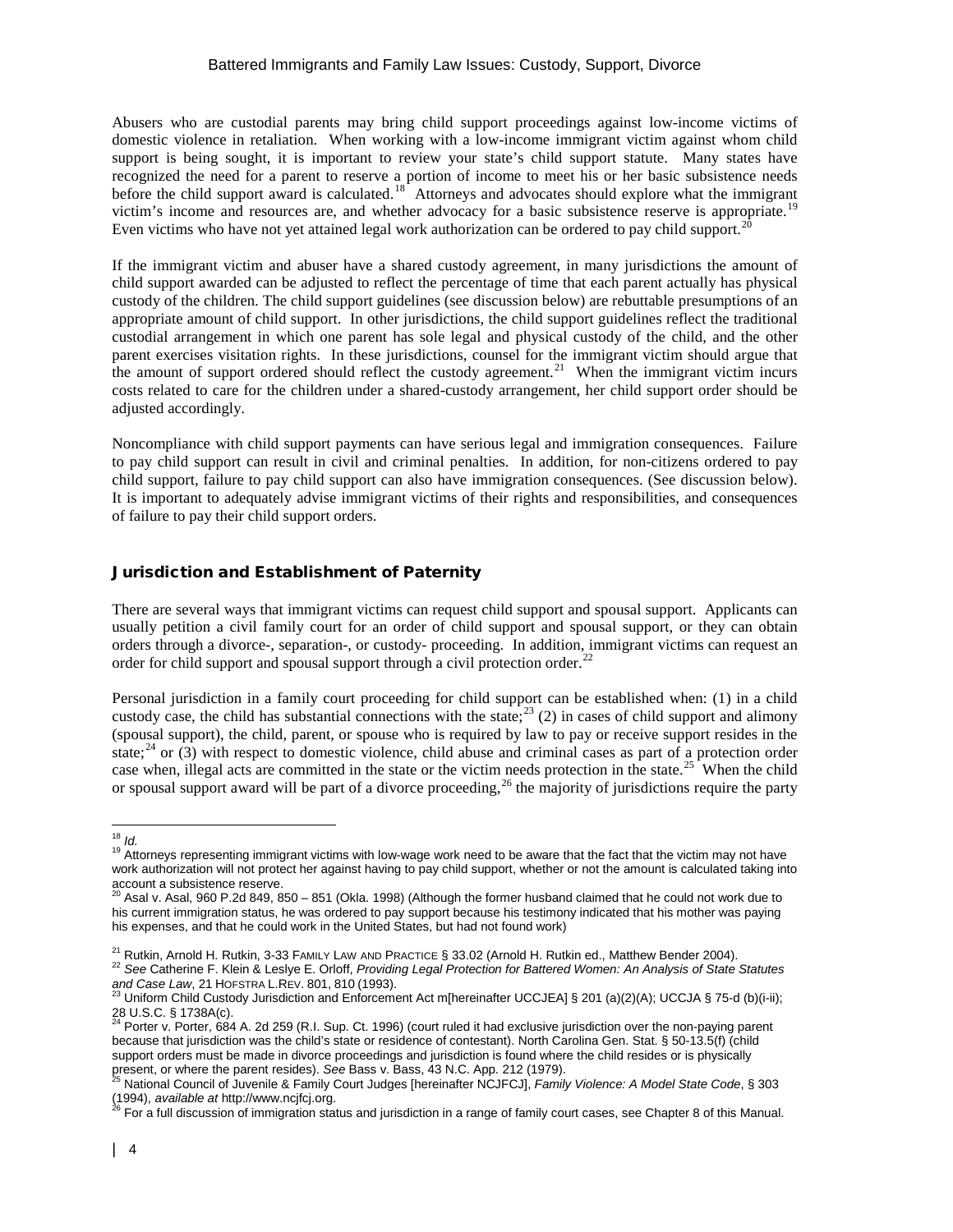Abusers who are custodial parents may bring child support proceedings against low-income victims of domestic violence in retaliation. When working with a low-income immigrant victim against whom child support is being sought, it is important to review your state's child support statute. Many states have recognized the need for a parent to reserve a portion of income to meet his or her basic subsistence needs before the child support award is calculated.[18] Attorneys and advocates should explore what the immigrant victim's income and resources are, and whether advocacy for a basic subsistence reserve is appropriate.[19] Even victims who have not yet attained legal work authorization can be ordered to pay child support.[20]

If the immigrant victim and abuser have a shared custody agreement, in many jurisdictions the amount of child support awarded can be adjusted to reflect the percentage of time that each parent actually has physical custody of the children. The child support guidelines (see discussion below) are rebuttable presumptions of an appropriate amount of child support. In other jurisdictions, the child support guidelines reflect the traditional custodial arrangement in which one parent has sole legal and physical custody of the child, and the other parent exercises visitation rights. In these jurisdictions, counsel for the immigrant victim should argue that the amount of support ordered should reflect the custody agreement.[21] When the immigrant victim incurs costs related to care for the children under a shared-custody arrangement, her child support order should be adjusted accordingly.

Noncompliance with child support payments can have serious legal and immigration consequences. Failure to pay child support can result in civil and criminal penalties. In addition, for non-citizens ordered to pay child support, failure to pay child support can also have immigration consequences. (See discussion below). It is important to adequately advise immigrant victims of their rights and responsibilities, and consequences of failure to pay their child support orders.

## Jurisdiction and Establishment of Paternity

There are several ways that immigrant victims can request child support and spousal support. Applicants can usually petition a civil family court for an order of child support and spousal support, or they can obtain orders through a divorce-, separation-, or custody- proceeding. In addition, immigrant victims can request an order for child support and spousal support through a civil protection order.[22]

Personal jurisdiction in a family court proceeding for child support can be established when: (1) in a child custody case, the child has substantial connections with the state;[23] (2) in cases of child support and alimony (spousal support), the child, parent, or spouse who is required by law to pay or receive support resides in the state;[24] or (3) with respect to domestic violence, child abuse and criminal cases as part of a protection order case when, illegal acts are committed in the state or the victim needs protection in the state.[25] When the child or spousal support award will be part of a divorce proceeding,[26] the majority of jurisdictions require the party

---

[18] *Id.*

[19] Attorneys representing immigrant victims with low-wage work need to be aware that the fact that the victim may not have work authorization will not protect her against having to pay child support, whether or not the amount is calculated taking into account a subsistence reserve.

[20] Asal v. Asal, 960 P.2d 849, 850 – 851 (Okla. 1998) (Although the former husband claimed that he could not work due to his current immigration status, he was ordered to pay support because his testimony indicated that his mother was paying his expenses, and that he could work in the United States, but had not found work)

[21] Rutkin, Arnold H. Rutkin, 3-33 FAMILY LAW AND PRACTICE § 33.02 (Arnold H. Rutkin ed., Matthew Bender 2004).

[22] *See* Catherine F. Klein & Leslye E. Orloff, *Providing Legal Protection for Battered Women: An Analysis of State Statutes and Case Law*, 21 HOFSTRA L.REV. 801, 810 (1993).

[23] Uniform Child Custody Jurisdiction and Enforcement Act m[hereinafter UCCJEA] § 201 (a)(2)(A); UCCJA § 75-d (b)(i-ii); 28 U.S.C. § 1738A(c).

[24] Porter v. Porter, 684 A. 2d 259 (R.I. Sup. Ct. 1996) (court ruled it had exclusive jurisdiction over the non-paying parent because that jurisdiction was the child's state or residence of contestant). North Carolina Gen. Stat. § 50-13.5(f) (child support orders must be made in divorce proceedings and jurisdiction is found where the child resides or is physically present, or where the parent resides). *See* Bass v. Bass, 43 N.C. App. 212 (1979).

[25] National Council of Juvenile & Family Court Judges [hereinafter NCJFCJ], *Family Violence: A Model State Code*, § 303 (1994), *available at* http://www.ncjfcj.org.

[26] For a full discussion of immigration status and jurisdiction in a range of family court cases, see Chapter 8 of this Manual.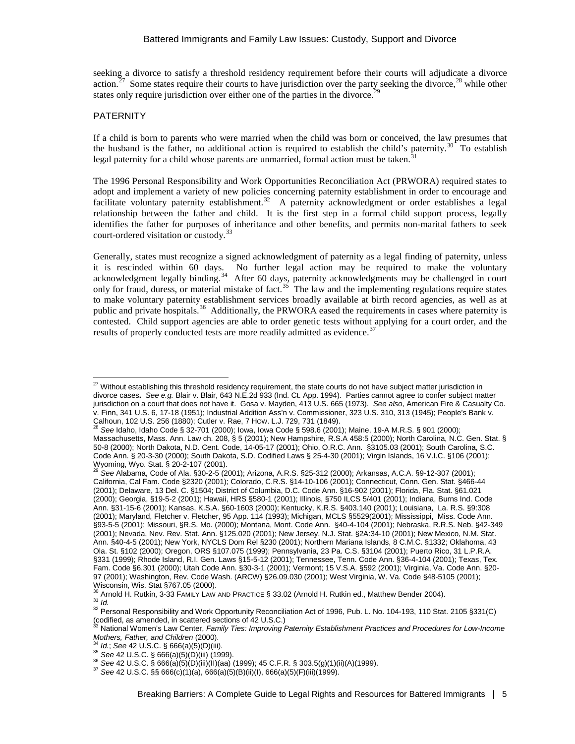seeking a divorce to satisfy a threshold residency requirement before their courts will adjudicate a divorce action.[27] Some states require their courts to have jurisdiction over the party seeking the divorce,[28] while other states only require jurisdiction over either one of the parties in the divorce.[29]

## PATERNITY

If a child is born to parents who were married when the child was born or conceived, the law presumes that the husband is the father, no additional action is required to establish the child's paternity.[30] To establish legal paternity for a child whose parents are unmarried, formal action must be taken.[31]

The 1996 Personal Responsibility and Work Opportunities Reconciliation Act (PRWORA) required states to adopt and implement a variety of new policies concerning paternity establishment in order to encourage and facilitate voluntary paternity establishment.[32] A paternity acknowledgment or order establishes a legal relationship between the father and child. It is the first step in a formal child support process, legally identifies the father for purposes of inheritance and other benefits, and permits non-marital fathers to seek court-ordered visitation or custody.[33]

Generally, states must recognize a signed acknowledgment of paternity as a legal finding of paternity, unless it is rescinded within 60 days. No further legal action may be required to make the voluntary acknowledgment legally binding.[34] After 60 days, paternity acknowledgments may be challenged in court only for fraud, duress, or material mistake of fact.[35] The law and the implementing regulations require states to make voluntary paternity establishment services broadly available at birth record agencies, as well as at public and private hospitals.[36] Additionally, the PRWORA eased the requirements in cases where paternity is contested. Child support agencies are able to order genetic tests without applying for a court order, and the results of properly conducted tests are more readily admitted as evidence.[37]

---

[27] Without establishing this threshold residency requirement, the state courts do not have subject matter jurisdiction in divorce cases. *See e.g.* Blair v. Blair, 643 N.E.2d 933 (Ind. Ct. App. 1994). Parties cannot agree to confer subject matter jurisdiction on a court that does not have it. Gosa v. Mayden, 413 U.S. 665 (1973). *See also*, American Fire & Casualty Co. v. Finn, 341 U.S. 6, 17-18 (1951); Industrial Addition Ass'n v. Commissioner, 323 U.S. 310, 313 (1945); People's Bank v. Calhoun, 102 U.S. 256 (1880); Cutler v. Rae, 7 HOW. L.J. 729, 731 (1849).

[28] *See* Idaho, Idaho Code § 32-701 (2000); Iowa, Iowa Code § 598.6 (2001); Maine, 19-A M.R.S. § 901 (2000); Massachusetts, Mass. Ann. Law ch. 208, § 5 (2001); New Hampshire, R.S.A 458:5 (2000); North Carolina, N.C. Gen. Stat. § 50-8 (2000); North Dakota, N.D. Cent. Code, 14-05-17 (2001); Ohio, O.R.C. Ann. §3105.03 (2001); South Carolina, S.C. Code Ann. § 20-3-30 (2000); South Dakota, S.D. Codified Laws § 25-4-30 (2001); Virgin Islands, 16 V.I.C. §106 (2001); Wyoming, Wyo. Stat. § 20-2-107 (2001).

[29] *See* Alabama, Code of Ala. §30-2-5 (2001); Arizona, A.R.S. §25-312 (2000); Arkansas, A.C.A. §9-12-307 (2001); California, Cal Fam. Code §2320 (2001); Colorado, C.R.S. §14-10-106 (2001); Connecticut, Conn. Gen. Stat. §466-44 (2001); Delaware, 13 Del. C. §1504; District of Columbia, D.C. Code Ann. §16-902 (2001); Florida, Fla. Stat. §61.021 (2000); Georgia, §19-5-2 (2001); Hawaii, HRS §580-1 (2001); Illinois, §750 ILCS 5/401 (2001); Indiana, Burns Ind. Code Ann. §31-15-6 (2001); Kansas, K.S.A. §60-1603 (2000); Kentucky, K.R.S. §403.140 (2001); Louisiana, La. R.S. §9:308 (2001); Maryland, Fletcher v. Fletcher, 95 App. 114 (1993); Michigan, MCLS §5529(2001); Mississippi, Miss. Code Ann. §93-5-5 (2001); Missouri, §R.S. Mo. (2000); Montana, Mont. Code Ann. §40-4-104 (2001); Nebraska, R.R.S. Neb. §42-349 (2001); Nevada, Nev. Rev. Stat. Ann. §125.020 (2001); New Jersey, N.J. Stat. §2A:34-10 (2001); New Mexico, N.M. Stat. Ann. §40-4-5 (2001); New York, NYCLS Dom Rel §230 (2001); Northern Mariana Islands, 8 C.M.C. §1332; Oklahoma, 43 Ola. St. §102 (2000); Oregon, ORS §107.075 (1999); Pennsylvania, 23 Pa. C.S. §3104 (2001); Puerto Rico, 31 L.P.R.A. §331 (1999); Rhode Island, R.I. Gen. Laws §15-5-12 (2001); Tennessee, Tenn. Code Ann. §36-4-104 (2001); Texas, Tex. Fam. Code §6.301 (2000); Utah Code Ann. §30-3-1 (2001); Vermont; 15 V.S.A. §592 (2001); Virginia, Va. Code Ann. §20-97 (2001); Washington, Rev. Code Wash. (ARCW) §26.09.030 (2001); West Virginia, W. Va. Code §48-5105 (2001); Wisconsin, Wis. Stat §767.05 (2000).

[30] Arnold H. Rutkin, 3-33 FAMILY LAW AND PRACTICE § 33.02 (Arnold H. Rutkin ed., Matthew Bender 2004).

[31] *Id.*

[32] Personal Responsibility and Work Opportunity Reconciliation Act of 1996, Pub. L. No. 104-193, 110 Stat. 2105 §331(C) (codified, as amended, in scattered sections of 42 U.S.C.)

[33] National Women's Law Center, *Family Ties: Improving Paternity Establishment Practices and Procedures for Low-Income Mothers, Father, and Children* (2000).

[34] *Id.*; *See* 42 U.S.C. § 666(a)(5)(D)(iii).

[35] *See* 42 U.S.C. § 666(a)(5)(D)(iii) (1999).

[36] *See* 42 U.S.C. § 666(a)(5)(D)(iii)(II)(aa) (1999); 45 C.F.R. § 303.5(g)(1)(ii)(A)(1999).

[37] *See* 42 U.S.C. §§ 666(c)(1)(a), 666(a)(5)(B)(ii)(I), 666(a)(5)(F)(iii)(1999).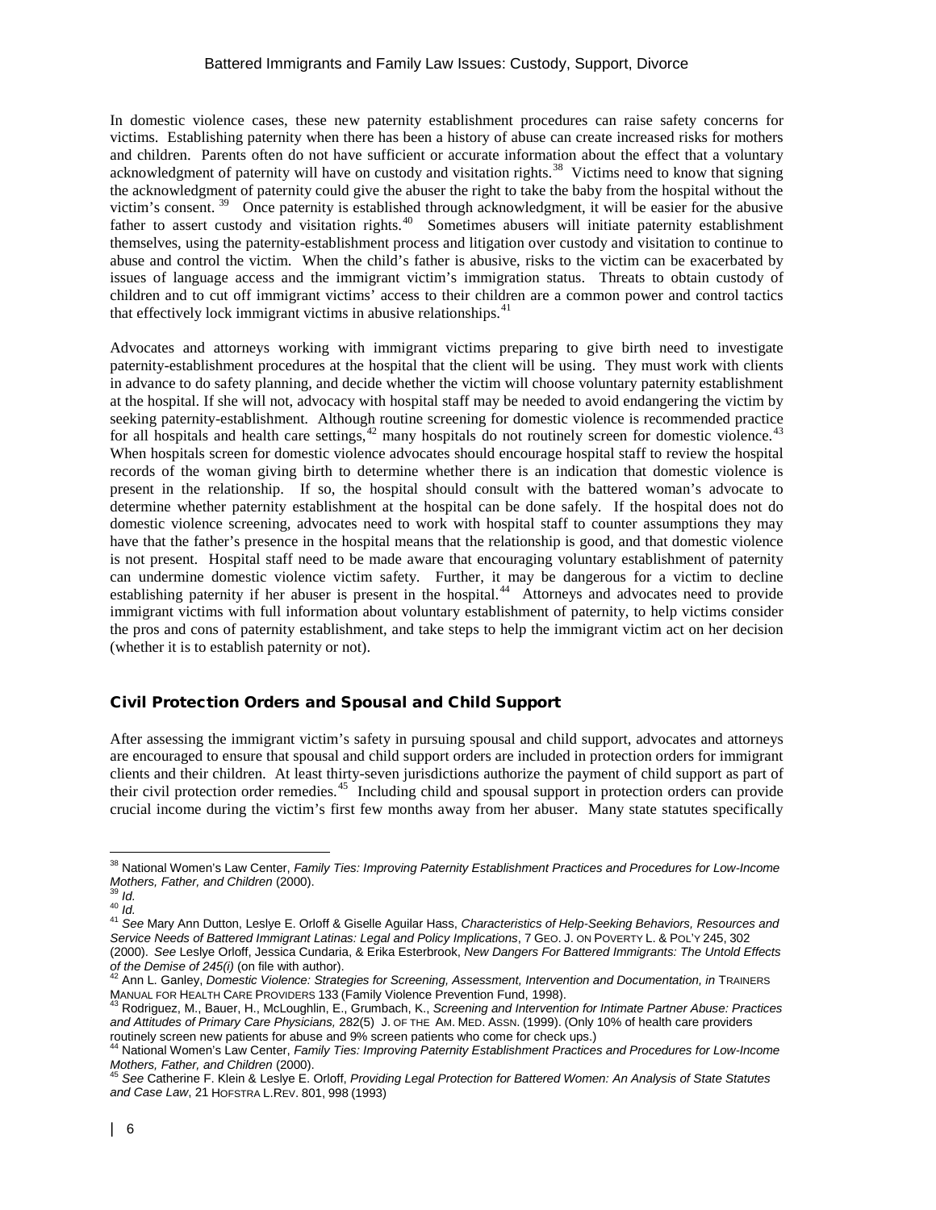In domestic violence cases, these new paternity establishment procedures can raise safety concerns for victims. Establishing paternity when there has been a history of abuse can create increased risks for mothers and children. Parents often do not have sufficient or accurate information about the effect that a voluntary acknowledgment of paternity will have on custody and visitation rights.[38] Victims need to know that signing the acknowledgment of paternity could give the abuser the right to take the baby from the hospital without the victim's consent.[39] Once paternity is established through acknowledgment, it will be easier for the abusive father to assert custody and visitation rights.[40] Sometimes abusers will initiate paternity establishment themselves, using the paternity-establishment process and litigation over custody and visitation to continue to abuse and control the victim. When the child's father is abusive, risks to the victim can be exacerbated by issues of language access and the immigrant victim's immigration status. Threats to obtain custody of children and to cut off immigrant victims' access to their children are a common power and control tactics that effectively lock immigrant victims in abusive relationships.[41]

Advocates and attorneys working with immigrant victims preparing to give birth need to investigate paternity-establishment procedures at the hospital that the client will be using. They must work with clients in advance to do safety planning, and decide whether the victim will choose voluntary paternity establishment at the hospital. If she will not, advocacy with hospital staff may be needed to avoid endangering the victim by seeking paternity-establishment. Although routine screening for domestic violence is recommended practice for all hospitals and health care settings,[42] many hospitals do not routinely screen for domestic violence.[43] When hospitals screen for domestic violence advocates should encourage hospital staff to review the hospital records of the woman giving birth to determine whether there is an indication that domestic violence is present in the relationship. If so, the hospital should consult with the battered woman's advocate to determine whether paternity establishment at the hospital can be done safely. If the hospital does not do domestic violence screening, advocates need to work with hospital staff to counter assumptions they may have that the father's presence in the hospital means that the relationship is good, and that domestic violence is not present. Hospital staff need to be made aware that encouraging voluntary establishment of paternity can undermine domestic violence victim safety. Further, it may be dangerous for a victim to decline establishing paternity if her abuser is present in the hospital.[44] Attorneys and advocates need to provide immigrant victims with full information about voluntary establishment of paternity, to help victims consider the pros and cons of paternity establishment, and take steps to help the immigrant victim act on her decision (whether it is to establish paternity or not).

## Civil Protection Orders and Spousal and Child Support

After assessing the immigrant victim's safety in pursuing spousal and child support, advocates and attorneys are encouraged to ensure that spousal and child support orders are included in protection orders for immigrant clients and their children. At least thirty-seven jurisdictions authorize the payment of child support as part of their civil protection order remedies.[45] Including child and spousal support in protection orders can provide crucial income during the victim's first few months away from her abuser. Many state statutes specifically

---

[38] National Women's Law Center, *Family Ties: Improving Paternity Establishment Practices and Procedures for Low-Income Mothers, Father, and Children* (2000).

[39] *Id.*

[40] *Id.*

[41] *See* Mary Ann Dutton, Leslye E. Orloff & Giselle Aguilar Hass, *Characteristics of Help-Seeking Behaviors, Resources and Service Needs of Battered Immigrant Latinas: Legal and Policy Implications*, 7 GEO. J. ON POVERTY L. & POL'Y 245, 302 (2000). *See* Leslye Orloff, Jessica Cundaria, & Erika Esterbrook, *New Dangers For Battered Immigrants: The Untold Effects of the Demise of 245(i)* (on file with author).

[42] Ann L. Ganley, *Domestic Violence: Strategies for Screening, Assessment, Intervention and Documentation, in* TRAINERS MANUAL FOR HEALTH CARE PROVIDERS 133 (Family Violence Prevention Fund, 1998).

[43] Rodriguez, M., Bauer, H., McLoughlin, E., Grumbach, K., *Screening and Intervention for Intimate Partner Abuse: Practices and Attitudes of Primary Care Physicians,* 282(5) J. OF THE AM. MED. ASSN. (1999). (Only 10% of health care providers routinely screen new patients for abuse and 9% screen patients who come for check ups.)

[44] National Women's Law Center, *Family Ties: Improving Paternity Establishment Practices and Procedures for Low-Income Mothers, Father, and Children* (2000).

[45] *See* Catherine F. Klein & Leslye E. Orloff, *Providing Legal Protection for Battered Women: An Analysis of State Statutes and Case Law*, 21 HOFSTRA L.REV. 801, 998 (1993)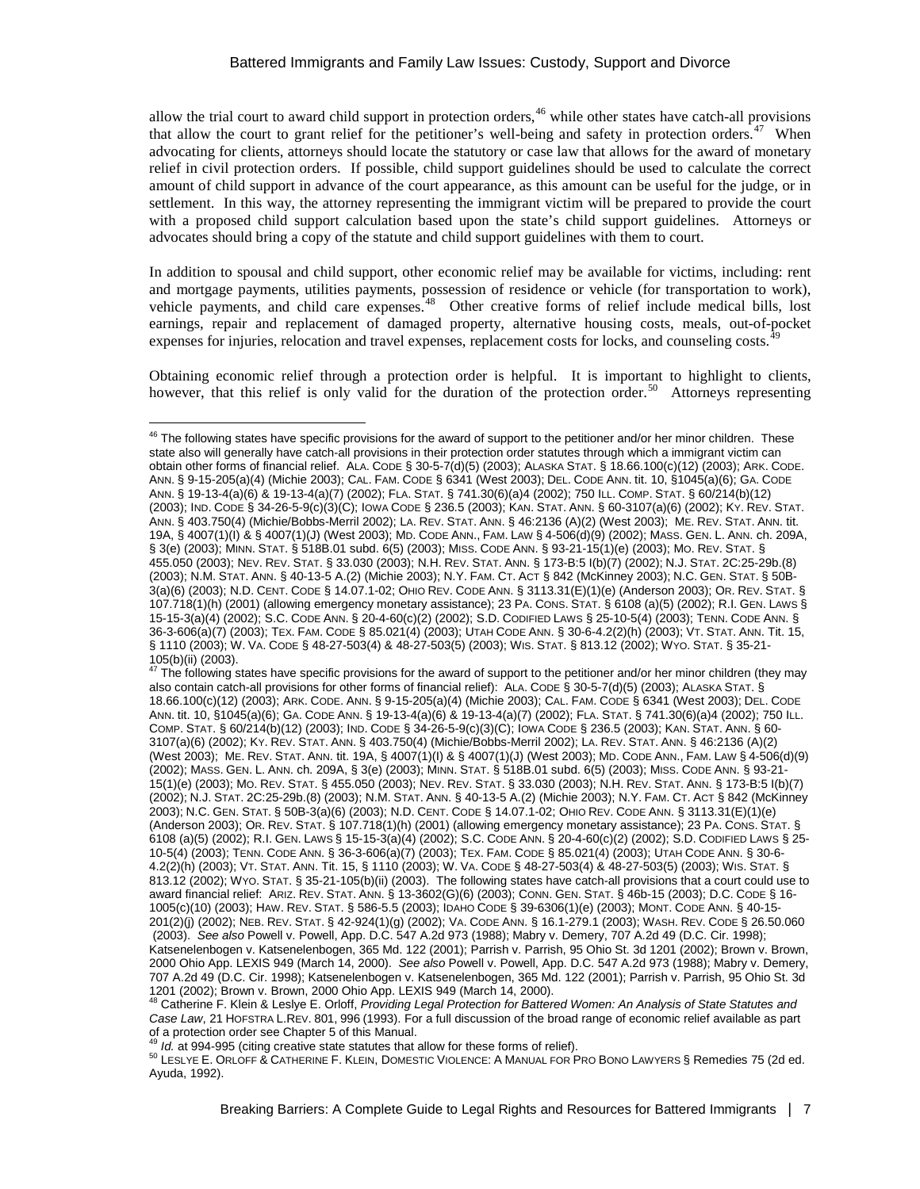allow the trial court to award child support in protection orders,[46] while other states have catch-all provisions that allow the court to grant relief for the petitioner's well-being and safety in protection orders.[47] When advocating for clients, attorneys should locate the statutory or case law that allows for the award of monetary relief in civil protection orders. If possible, child support guidelines should be used to calculate the correct amount of child support in advance of the court appearance, as this amount can be useful for the judge, or in settlement. In this way, the attorney representing the immigrant victim will be prepared to provide the court with a proposed child support calculation based upon the state's child support guidelines. Attorneys or advocates should bring a copy of the statute and child support guidelines with them to court.

In addition to spousal and child support, other economic relief may be available for victims, including: rent and mortgage payments, utilities payments, possession of residence or vehicle (for transportation to work), vehicle payments, and child care expenses.[48] Other creative forms of relief include medical bills, lost earnings, repair and replacement of damaged property, alternative housing costs, meals, out-of-pocket expenses for injuries, relocation and travel expenses, replacement costs for locks, and counseling costs.[49]

Obtaining economic relief through a protection order is helpful. It is important to highlight to clients, however, that this relief is only valid for the duration of the protection order.[50] Attorneys representing

---

[46] The following states have specific provisions for the award of support to the petitioner and/or her minor children. These state also will generally have catch-all provisions in their protection order statutes through which a immigrant victim can obtain other forms of financial relief. ALA. CODE § 30-5-7(d)(5) (2003); ALASKA STAT. § 18.66.100(c)(12) (2003); ARK. CODE. ANN. § 9-15-205(a)(4) (Michie 2003); CAL. FAM. CODE § 6341 (West 2003); DEL. CODE ANN. tit. 10, §1045(a)(6); GA. CODE ANN. § 19-13-4(a)(6) & 19-13-4(a)(7) (2002); FLA. STAT. § 741.30(6)(a)4 (2002); 750 ILL. COMP. STAT. § 60/214(b)(12) (2003); IND. CODE § 34-26-5-9(c)(3)(C); IOWA CODE § 236.5 (2003); KAN. STAT. ANN. § 60-3107(a)(6) (2002); KY. REV. STAT. ANN. § 403.750(4) (Michie/Bobbs-Merril 2002); LA. REV. STAT. ANN. § 46:2136 (A)(2) (West 2003); ME. REV. STAT. ANN. tit. 19A, § 4007(1)(I) & § 4007(1)(J) (West 2003); MD. CODE ANN., FAM. LAW § 4-506(d)(9) (2002); MASS. GEN. L. ANN. ch. 209A, § 3(e) (2003); MINN. STAT. § 518B.01 subd. 6(5) (2003); MISS. CODE ANN. § 93-21-15(1)(e) (2003); MO. REV. STAT. § 455.050 (2003); NEV. REV. STAT. § 33.030 (2003); N.H. REV. STAT. ANN. § 173-B:5 I(b)(7) (2002); N.J. STAT. 2C:25-29b.(8) (2003); N.M. STAT. ANN. § 40-13-5 A.(2) (Michie 2003); N.Y. FAM. CT. ACT § 842 (McKinney 2003); N.C. GEN. STAT. § 50B-3(a)(6) (2003); N.D. CENT. CODE § 14.07.1-02; OHIO REV. CODE ANN. § 3113.31(E)(1)(e) (Anderson 2003); OR. REV. STAT. § 107.718(1)(h) (2001) (allowing emergency monetary assistance); 23 PA. CONS. STAT. § 6108 (a)(5) (2002); R.I. GEN. LAWS § 15-15-3(a)(4) (2002); S.C. CODE ANN. § 20-4-60(c)(2) (2002); S.D. CODIFIED LAWS § 25-10-5(4) (2003); TENN. CODE ANN. § 36-3-606(a)(7) (2003); TEX. FAM. CODE § 85.021(4) (2003); UTAH CODE ANN. § 30-6-4.2(2)(h) (2003); VT. STAT. ANN. Tit. 15, § 1110 (2003); W. VA. CODE § 48-27-503(4) & 48-27-503(5) (2003); WIS. STAT. § 813.12 (2002); WYO. STAT. § 35-21-105(b)(ii) (2003).

[47] The following states have specific provisions for the award of support to the petitioner and/or her minor children (they may also contain catch-all provisions for other forms of financial relief): ALA. CODE § 30-5-7(d)(5) (2003); ALASKA STAT. § 18.66.100(c)(12) (2003); ARK. CODE. ANN. § 9-15-205(a)(4) (Michie 2003); CAL. FAM. CODE § 6341 (West 2003); DEL. CODE ANN. tit. 10, §1045(a)(6); GA. CODE ANN. § 19-13-4(a)(6) & 19-13-4(a)(7) (2002); FLA. STAT. § 741.30(6)(a)4 (2002); 750 ILL. COMP. STAT. § 60/214(b)(12) (2003); IND. CODE § 34-26-5-9(c)(3)(C); IOWA CODE § 236.5 (2003); KAN. STAT. ANN. § 60-3107(a)(6) (2002); KY. REV. STAT. ANN. § 403.750(4) (Michie/Bobbs-Merril 2002); LA. REV. STAT. ANN. § 46:2136 (A)(2) (West 2003); ME. REV. STAT. ANN. tit. 19A, § 4007(1)(I) & § 4007(1)(J) (West 2003); MD. CODE ANN., FAM. LAW § 4-506(d)(9) (2002); MASS. GEN. L. ANN. ch. 209A, § 3(e) (2003); MINN. STAT. § 518B.01 subd. 6(5) (2003); MISS. CODE ANN. § 93-21-15(1)(e) (2003); MO. REV. STAT. § 455.050 (2003); NEV. REV. STAT. § 33.030 (2003); N.H. REV. STAT. ANN. § 173-B:5 I(b)(7) (2002); N.J. STAT. 2C:25-29b.(8) (2003); N.M. STAT. ANN. § 40-13-5 A.(2) (Michie 2003); N.Y. FAM. CT. ACT § 842 (McKinney 2003); N.C. GEN. STAT. § 50B-3(a)(6) (2003); N.D. CENT. CODE § 14.07.1-02; OHIO REV. CODE ANN. § 3113.31(E)(1)(e) (Anderson 2003); OR. REV. STAT. § 107.718(1)(h) (2001) (allowing emergency monetary assistance); 23 PA. CONS. STAT. § 6108 (a)(5) (2002); R.I. GEN. LAWS § 15-15-3(a)(4) (2002); S.C. CODE ANN. § 20-4-60(c)(2) (2002); S.D. CODIFIED LAWS § 25-10-5(4) (2003); TENN. CODE ANN. § 36-3-606(a)(7) (2003); TEX. FAM. CODE § 85.021(4) (2003); UTAH CODE ANN. § 30-6-4.2(2)(h) (2003); VT. STAT. ANN. Tit. 15, § 1110 (2003); W. VA. CODE § 48-27-503(4) & 48-27-503(5) (2003); WIS. STAT. § 813.12 (2002); WYO. STAT. § 35-21-105(b)(ii) (2003). The following states have catch-all provisions that a court could use to award financial relief: ARIZ. REV. STAT. ANN. § 13-3602(G)(6) (2003); CONN. GEN. STAT. § 46b-15 (2003); D.C. CODE § 16-1005(c)(10) (2003); HAW. REV. STAT. § 586-5.5 (2003); IDAHO CODE § 39-6306(1)(e) (2003); MONT. CODE ANN. § 40-15-201(2)(j) (2002); NEB. REV. STAT. § 42-924(1)(g) (2002); VA. CODE ANN. § 16.1-279.1 (2003); WASH. REV. CODE § 26.50.060 (2003). *See also* Powell v. Powell, App. D.C. 547 A.2d 973 (1988); Mabry v. Demery, 707 A.2d 49 (D.C. Cir. 1998); Katsenelenbogen v. Katsenelenbogen, 365 Md. 122 (2001); Parrish v. Parrish, 95 Ohio St. 3d 1201 (2002); Brown v. Brown, 2000 Ohio App. LEXIS 949 (March 14, 2000). *See also* Powell v. Powell, App. D.C. 547 A.2d 973 (1988); Mabry v. Demery, 707 A.2d 49 (D.C. Cir. 1998); Katsenelenbogen v. Katsenelenbogen, 365 Md. 122 (2001); Parrish v. Parrish, 95 Ohio St. 3d 1201 (2002); Brown v. Brown, 2000 Ohio App. LEXIS 949 (March 14, 2000).

[48] Catherine F. Klein & Leslye E. Orloff, *Providing Legal Protection for Battered Women: An Analysis of State Statutes and Case Law*, 21 HOFSTRA L.REV. 801, 996 (1993). For a full discussion of the broad range of economic relief available as part of a protection order see Chapter 5 of this Manual.

[49] *Id.* at 994-995 (citing creative state statutes that allow for these forms of relief).

[50] LESLYE E. ORLOFF & CATHERINE F. KLEIN, DOMESTIC VIOLENCE: A MANUAL FOR PRO BONO LAWYERS § Remedies 75 (2d ed. Ayuda, 1992).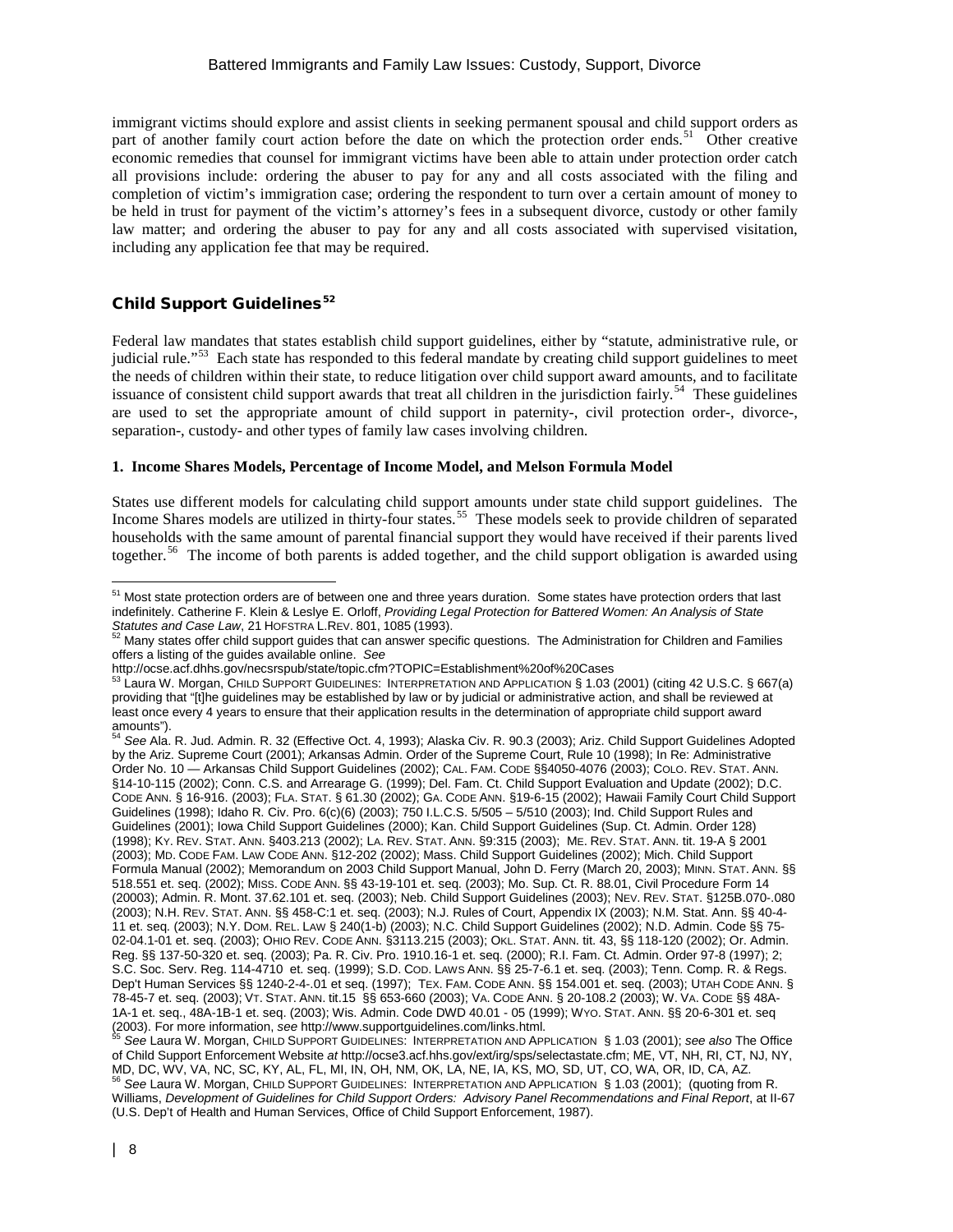immigrant victims should explore and assist clients in seeking permanent spousal and child support orders as part of another family court action before the date on which the protection order ends.[51] Other creative economic remedies that counsel for immigrant victims have been able to attain under protection order catch all provisions include: ordering the abuser to pay for any and all costs associated with the filing and completion of victim's immigration case; ordering the respondent to turn over a certain amount of money to be held in trust for payment of the victim's attorney's fees in a subsequent divorce, custody or other family law matter; and ordering the abuser to pay for any and all costs associated with supervised visitation, including any application fee that may be required.

## Child Support Guidelines[52]

Federal law mandates that states establish child support guidelines, either by "statute, administrative rule, or judicial rule."[53] Each state has responded to this federal mandate by creating child support guidelines to meet the needs of children within their state, to reduce litigation over child support award amounts, and to facilitate issuance of consistent child support awards that treat all children in the jurisdiction fairly.[54] These guidelines are used to set the appropriate amount of child support in paternity-, civil protection order-, divorce-, separation-, custody- and other types of family law cases involving children.

### 1. Income Shares Models, Percentage of Income Model, and Melson Formula Model

States use different models for calculating child support amounts under state child support guidelines. The Income Shares models are utilized in thirty-four states.[55] These models seek to provide children of separated households with the same amount of parental financial support they would have received if their parents lived together.[56] The income of both parents is added together, and the child support obligation is awarded using

---

[51] Most state protection orders are of between one and three years duration. Some states have protection orders that last indefinitely. Catherine F. Klein & Leslye E. Orloff, *Providing Legal Protection for Battered Women: An Analysis of State Statutes and Case Law*, 21 HOFSTRA L.REV. 801, 1085 (1993).

[52] Many states offer child support guides that can answer specific questions. The Administration for Children and Families offers a listing of the guides available online. *See* http://ocse.acf.dhhs.gov/necsrspub/state/topic.cfm?TOPIC=Establishment%20of%20Cases

[53] Laura W. Morgan, CHILD SUPPORT GUIDELINES: INTERPRETATION AND APPLICATION § 1.03 (2001) (citing 42 U.S.C. § 667(a) providing that "[t]he guidelines may be established by law or by judicial or administrative action, and shall be reviewed at least once every 4 years to ensure that their application results in the determination of appropriate child support award amounts").

[54] *See* Ala. R. Jud. Admin. R. 32 (Effective Oct. 4, 1993); Alaska Civ. R. 90.3 (2003); Ariz. Child Support Guidelines Adopted by the Ariz. Supreme Court (2001); Arkansas Admin. Order of the Supreme Court, Rule 10 (1998); In Re: Administrative Order No. 10 — Arkansas Child Support Guidelines (2002); CAL. FAM. CODE §§4050-4076 (2003); COLO. REV. STAT. ANN. §14-10-115 (2002); Conn. C.S. and Arrearage G. (1999); Del. Fam. Ct. Child Support Evaluation and Update (2002); D.C. CODE ANN. § 16-916. (2003); FLA. STAT. § 61.30 (2002); GA. CODE ANN. §19-6-15 (2002); Hawaii Family Court Child Support Guidelines (1998); Idaho R. Civ. Pro. 6(c)(6) (2003); 750 I.L.C.S. 5/505 – 5/510 (2003); Ind. Child Support Rules and Guidelines (2001); Iowa Child Support Guidelines (2000); Kan. Child Support Guidelines (Sup. Ct. Admin. Order 128) (1998); KY. REV. STAT. ANN. §403.213 (2002); LA. REV. STAT. ANN. §9:315 (2003); ME. REV. STAT. ANN. tit. 19-A § 2001 (2003); MD. CODE FAM. LAW CODE ANN. §12-202 (2002); Mass. Child Support Guidelines (2002); Mich. Child Support Formula Manual (2002); Memorandum on 2003 Child Support Manual, John D. Ferry (March 20, 2003); MINN. STAT. ANN. §§ 518.551 et. seq. (2002); MISS. CODE ANN. §§ 43-19-101 et. seq. (2003); Mo. Sup. Ct. R. 88.01, Civil Procedure Form 14 (20003); Admin. R. Mont. 37.62.101 et. seq. (2003); Neb. Child Support Guidelines (2003); NEV. REV. STAT. §125B.070-.080 (2003); N.H. REV. STAT. ANN. §§ 458-C:1 et. seq. (2003); N.J. Rules of Court, Appendix IX (2003); N.M. Stat. Ann. §§ 40-4-11 et. seq. (2003); N.Y. DOM. REL. LAW § 240(1-b) (2003); N.C. Child Support Guidelines (2002); N.D. Admin. Code §§ 75-02-04.1-01 et. seq. (2003); OHIO REV. CODE ANN. §3113.215 (2003); OKL. STAT. ANN. tit. 43, §§ 118-120 (2002); Or. Admin. Reg. §§ 137-50-320 et. seq. (2003); Pa. R. Civ. Pro. 1910.16-1 et. seq. (2000); R.I. Fam. Ct. Admin. Order 97-8 (1997); 2; S.C. Soc. Serv. Reg. 114-4710 et. seq. (1999); S.D. COD. LAWS ANN. §§ 25-7-6.1 et. seq. (2003); Tenn. Comp. R. & Regs. Dep't Human Services §§ 1240-2-4-.01 et seq. (1997); TEX. FAM. CODE ANN. §§ 154.001 et. seq. (2003); UTAH CODE ANN. § 78-45-7 et. seq. (2003); VT. STAT. ANN. tit.15 §§ 653-660 (2003); VA. CODE ANN. § 20-108.2 (2003); W. VA. CODE §§ 48A-1A-1 et. seq., 48A-1B-1 et. seq. (2003); Wis. Admin. Code DWD 40.01 - 05 (1999); WYO. STAT. ANN. §§ 20-6-301 et. seq (2003). For more information, *see* http://www.supportguidelines.com/links.html.

[55] *See* Laura W. Morgan, CHILD SUPPORT GUIDELINES: INTERPRETATION AND APPLICATION § 1.03 (2001); *see also* The Office of Child Support Enforcement Website *at* http://ocse3.acf.hhs.gov/ext/irg/sps/selectastate.cfm; ME, VT, NH, RI, CT, NJ, NY, MD, DC, WV, VA, NC, SC, KY, AL, FL, MI, IN, OH, NM, OK, LA, NE, IA, KS, MO, SD, UT, CO, WA, OR, ID, CA, AZ.

[56] *See* Laura W. Morgan, CHILD SUPPORT GUIDELINES: INTERPRETATION AND APPLICATION § 1.03 (2001); (quoting from R. Williams, *Development of Guidelines for Child Support Orders: Advisory Panel Recommendations and Final Report*, at II-67 (U.S. Dep't of Health and Human Services, Office of Child Support Enforcement, 1987).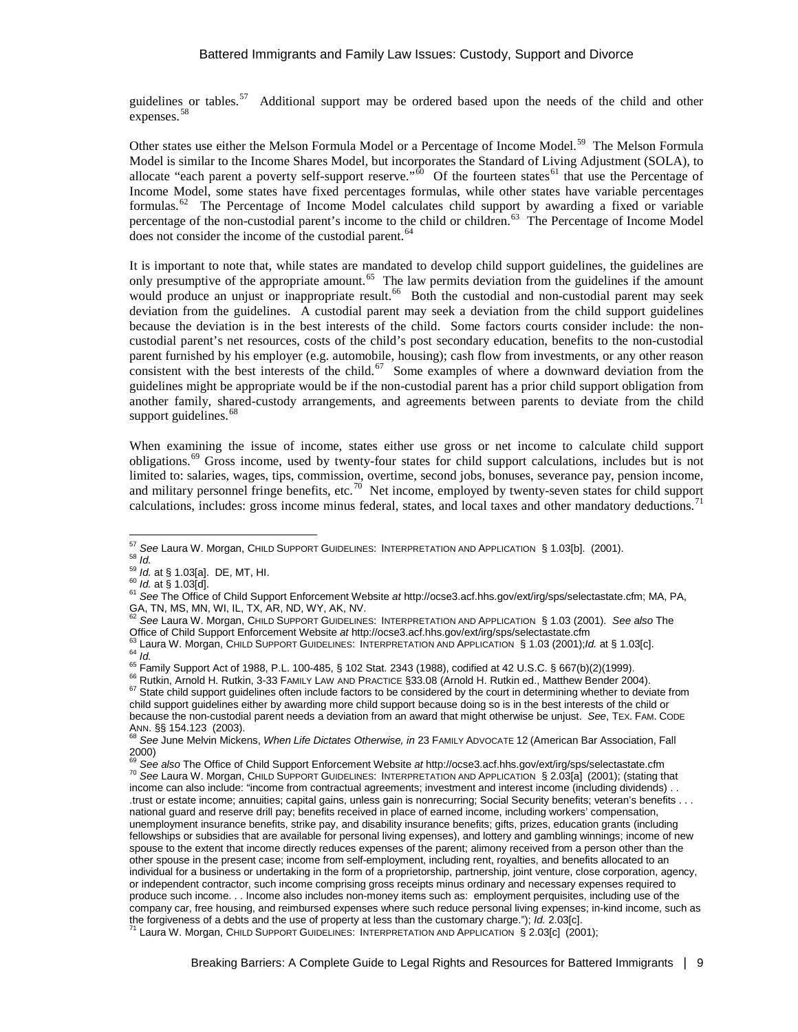guidelines or tables.[57] Additional support may be ordered based upon the needs of the child and other expenses.[58]

Other states use either the Melson Formula Model or a Percentage of Income Model.[59] The Melson Formula Model is similar to the Income Shares Model, but incorporates the Standard of Living Adjustment (SOLA), to allocate "each parent a poverty self-support reserve."[60] Of the fourteen states[61] that use the Percentage of Income Model, some states have fixed percentages formulas, while other states have variable percentages formulas.[62] The Percentage of Income Model calculates child support by awarding a fixed or variable percentage of the non-custodial parent's income to the child or children.[63] The Percentage of Income Model does not consider the income of the custodial parent.[64]

It is important to note that, while states are mandated to develop child support guidelines, the guidelines are only presumptive of the appropriate amount.[65] The law permits deviation from the guidelines if the amount would produce an unjust or inappropriate result.[66] Both the custodial and non-custodial parent may seek deviation from the guidelines. A custodial parent may seek a deviation from the child support guidelines because the deviation is in the best interests of the child. Some factors courts consider include: the non-custodial parent's net resources, costs of the child's post secondary education, benefits to the non-custodial parent furnished by his employer (e.g. automobile, housing); cash flow from investments, or any other reason consistent with the best interests of the child.[67] Some examples of where a downward deviation from the guidelines might be appropriate would be if the non-custodial parent has a prior child support obligation from another family, shared-custody arrangements, and agreements between parents to deviate from the child support guidelines.[68]

When examining the issue of income, states either use gross or net income to calculate child support obligations.[69] Gross income, used by twenty-four states for child support calculations, includes but is not limited to: salaries, wages, tips, commission, overtime, second jobs, bonuses, severance pay, pension income, and military personnel fringe benefits, etc.[70] Net income, employed by twenty-seven states for child support calculations, includes: gross income minus federal, states, and local taxes and other mandatory deductions.[71]

---

[57] *See* Laura W. Morgan, CHILD SUPPORT GUIDELINES: INTERPRETATION AND APPLICATION § 1.03[b]. (2001).

[58] *Id.*

[59] *Id.* at § 1.03[a]. DE, MT, HI.

[60] *Id.* at § 1.03[d].

[61] *See* The Office of Child Support Enforcement Website *at* http://ocse3.acf.hhs.gov/ext/irg/sps/selectastate.cfm; MA, PA, GA, TN, MS, MN, WI, IL, TX, AR, ND, WY, AK, NV.

[62] *See* Laura W. Morgan, CHILD SUPPORT GUIDELINES: INTERPRETATION AND APPLICATION § 1.03 (2001). *See also* The Office of Child Support Enforcement Website *at* http://ocse3.acf.hhs.gov/ext/irg/sps/selectastate.cfm

[63] Laura W. Morgan, CHILD SUPPORT GUIDELINES: INTERPRETATION AND APPLICATION § 1.03 (2001);*Id.* at § 1.03[c].

[64] *Id.*

[65] Family Support Act of 1988, P.L. 100-485, § 102 Stat. 2343 (1988), codified at 42 U.S.C. § 667(b)(2)(1999).

[66] Rutkin, Arnold H. Rutkin, 3-33 FAMILY LAW AND PRACTICE §33.08 (Arnold H. Rutkin ed., Matthew Bender 2004).

[67] State child support guidelines often include factors to be considered by the court in determining whether to deviate from child support guidelines either by awarding more child support because doing so is in the best interests of the child or because the non-custodial parent needs a deviation from an award that might otherwise be unjust. *See*, TEX. FAM. CODE ANN. §§ 154.123 (2003).

[68] *See* June Melvin Mickens, *When Life Dictates Otherwise, in* 23 FAMILY ADVOCATE 12 (American Bar Association, Fall 2000)

[69] *See also* The Office of Child Support Enforcement Website *at* http://ocse3.acf.hhs.gov/ext/irg/sps/selectastate.cfm

[70] *See* Laura W. Morgan, CHILD SUPPORT GUIDELINES: INTERPRETATION AND APPLICATION § 2.03[a] (2001); (stating that income can also include: "income from contractual agreements; investment and interest income (including dividends) . . .trust or estate income; annuities; capital gains, unless gain is nonrecurring; Social Security benefits; veteran's benefits . . . national guard and reserve drill pay; benefits received in place of earned income, including workers' compensation, unemployment insurance benefits, strike pay, and disability insurance benefits; gifts, prizes, education grants (including fellowships or subsidies that are available for personal living expenses), and lottery and gambling winnings; income of new spouse to the extent that income directly reduces expenses of the parent; alimony received from a person other than the other spouse in the present case; income from self-employment, including rent, royalties, and benefits allocated to an individual for a business or undertaking in the form of a proprietorship, partnership, joint venture, close corporation, agency, or independent contractor, such income comprising gross receipts minus ordinary and necessary expenses required to produce such income. . . Income also includes non-money items such as: employment perquisites, including use of the company car, free housing, and reimbursed expenses where such reduce personal living expenses; in-kind income, such as the forgiveness of a debts and the use of property at less than the customary charge."); *Id.* 2.03[c].

[71] Laura W. Morgan, CHILD SUPPORT GUIDELINES: INTERPRETATION AND APPLICATION § 2.03[c] (2001);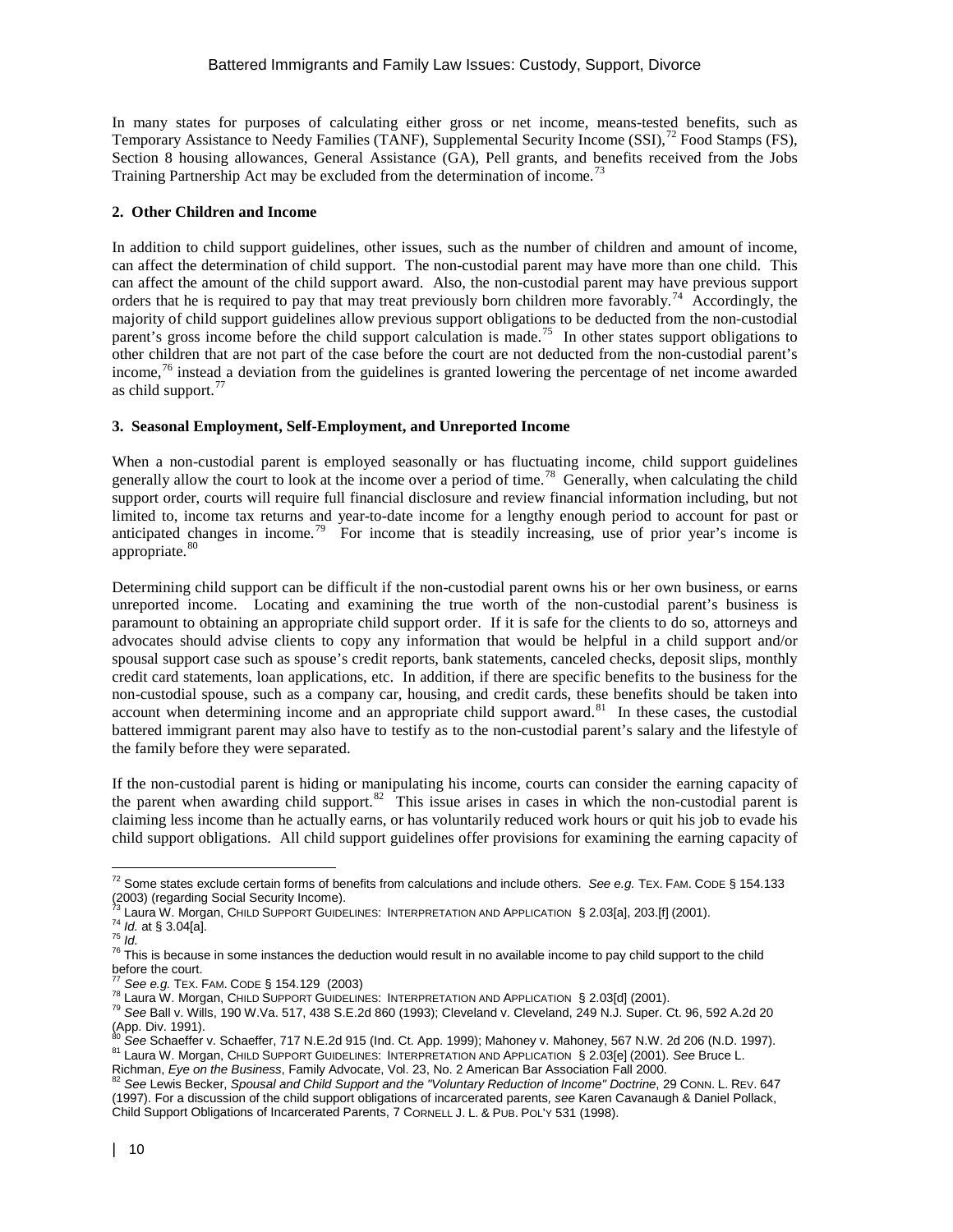In many states for purposes of calculating either gross or net income, means-tested benefits, such as Temporary Assistance to Needy Families (TANF), Supplemental Security Income (SSI),[72] Food Stamps (FS), Section 8 housing allowances, General Assistance (GA), Pell grants, and benefits received from the Jobs Training Partnership Act may be excluded from the determination of income.[73]

**2. Other Children and Income**

In addition to child support guidelines, other issues, such as the number of children and amount of income, can affect the determination of child support. The non-custodial parent may have more than one child. This can affect the amount of the child support award. Also, the non-custodial parent may have previous support orders that he is required to pay that may treat previously born children more favorably.[74] Accordingly, the majority of child support guidelines allow previous support obligations to be deducted from the non-custodial parent's gross income before the child support calculation is made.[75] In other states support obligations to other children that are not part of the case before the court are not deducted from the non-custodial parent's income,[76] instead a deviation from the guidelines is granted lowering the percentage of net income awarded as child support.[77]

**3. Seasonal Employment, Self-Employment, and Unreported Income**

When a non-custodial parent is employed seasonally or has fluctuating income, child support guidelines generally allow the court to look at the income over a period of time.[78] Generally, when calculating the child support order, courts will require full financial disclosure and review financial information including, but not limited to, income tax returns and year-to-date income for a lengthy enough period to account for past or anticipated changes in income.[79] For income that is steadily increasing, use of prior year's income is appropriate.[80]

Determining child support can be difficult if the non-custodial parent owns his or her own business, or earns unreported income. Locating and examining the true worth of the non-custodial parent's business is paramount to obtaining an appropriate child support order. If it is safe for the clients to do so, attorneys and advocates should advise clients to copy any information that would be helpful in a child support and/or spousal support case such as spouse's credit reports, bank statements, canceled checks, deposit slips, monthly credit card statements, loan applications, etc. In addition, if there are specific benefits to the business for the non-custodial spouse, such as a company car, housing, and credit cards, these benefits should be taken into account when determining income and an appropriate child support award.[81] In these cases, the custodial battered immigrant parent may also have to testify as to the non-custodial parent's salary and the lifestyle of the family before they were separated.

If the non-custodial parent is hiding or manipulating his income, courts can consider the earning capacity of the parent when awarding child support.[82] This issue arises in cases in which the non-custodial parent is claiming less income than he actually earns, or has voluntarily reduced work hours or quit his job to evade his child support obligations. All child support guidelines offer provisions for examining the earning capacity of

---

[72] Some states exclude certain forms of benefits from calculations and include others. *See e.g.* TEX. FAM. CODE § 154.133 (2003) (regarding Social Security Income).

[73] Laura W. Morgan, CHILD SUPPORT GUIDELINES: INTERPRETATION AND APPLICATION § 2.03[a], 203.[f] (2001).

[74] *Id.* at § 3.04[a].

[75] *Id.*

[76] This is because in some instances the deduction would result in no available income to pay child support to the child before the court.

[77] *See e.g.* TEX. FAM. CODE § 154.129 (2003)

[78] Laura W. Morgan, CHILD SUPPORT GUIDELINES: INTERPRETATION AND APPLICATION § 2.03[d] (2001).

[79] *See* Ball v. Wills, 190 W.Va. 517, 438 S.E.2d 860 (1993); Cleveland v. Cleveland, 249 N.J. Super. Ct. 96, 592 A.2d 20 (App. Div. 1991).

[80] *See* Schaeffer v. Schaeffer, 717 N.E.2d 915 (Ind. Ct. App. 1999); Mahoney v. Mahoney, 567 N.W. 2d 206 (N.D. 1997).

[81] Laura W. Morgan, CHILD SUPPORT GUIDELINES: INTERPRETATION AND APPLICATION § 2.03[e] (2001). *See* Bruce L. Richman, *Eye on the Business*, Family Advocate, Vol. 23, No. 2 American Bar Association Fall 2000.

[82] *See* Lewis Becker, *Spousal and Child Support and the "Voluntary Reduction of Income" Doctrine*, 29 CONN. L. REV. 647 (1997). For a discussion of the child support obligations of incarcerated parents, *see* Karen Cavanaugh & Daniel Pollack, Child Support Obligations of Incarcerated Parents, 7 CORNELL J. L. & PUB. POL'Y 531 (1998).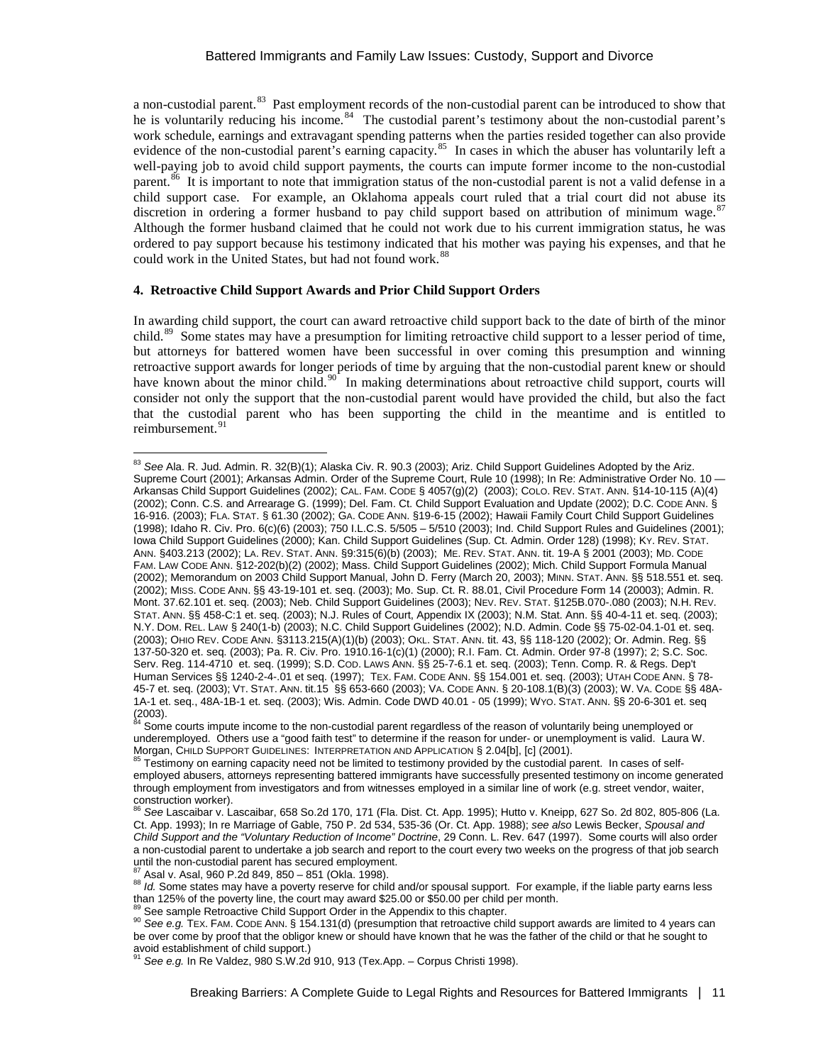a non-custodial parent.[83] Past employment records of the non-custodial parent can be introduced to show that he is voluntarily reducing his income.[84] The custodial parent's testimony about the non-custodial parent's work schedule, earnings and extravagant spending patterns when the parties resided together can also provide evidence of the non-custodial parent's earning capacity.[85] In cases in which the abuser has voluntarily left a well-paying job to avoid child support payments, the courts can impute former income to the non-custodial parent.[86] It is important to note that immigration status of the non-custodial parent is not a valid defense in a child support case. For example, an Oklahoma appeals court ruled that a trial court did not abuse its discretion in ordering a former husband to pay child support based on attribution of minimum wage.[87] Although the former husband claimed that he could not work due to his current immigration status, he was ordered to pay support because his testimony indicated that his mother was paying his expenses, and that he could work in the United States, but had not found work.[88]

#### 4. Retroactive Child Support Awards and Prior Child Support Orders

In awarding child support, the court can award retroactive child support back to the date of birth of the minor child.[89] Some states may have a presumption for limiting retroactive child support to a lesser period of time, but attorneys for battered women have been successful in over coming this presumption and winning retroactive support awards for longer periods of time by arguing that the non-custodial parent knew or should have known about the minor child.[90] In making determinations about retroactive child support, courts will consider not only the support that the non-custodial parent would have provided the child, but also the fact that the custodial parent who has been supporting the child in the meantime and is entitled to reimbursement.[91]

---

[83] *See* Ala. R. Jud. Admin. R. 32(B)(1); Alaska Civ. R. 90.3 (2003); Ariz. Child Support Guidelines Adopted by the Ariz. Supreme Court (2001); Arkansas Admin. Order of the Supreme Court, Rule 10 (1998); In Re: Administrative Order No. 10 — Arkansas Child Support Guidelines (2002); CAL. FAM. CODE § 4057(g)(2) (2003); COLO. REV. STAT. ANN. §14-10-115 (A)(4) (2002); Conn. C.S. and Arrearage G. (1999); Del. Fam. Ct. Child Support Evaluation and Update (2002); D.C. CODE ANN. § 16-916. (2003); FLA. STAT. § 61.30 (2002); GA. CODE ANN. §19-6-15 (2002); Hawaii Family Court Child Support Guidelines (1998); Idaho R. Civ. Pro. 6(c)(6) (2003); 750 I.L.C.S. 5/505 – 5/510 (2003); Ind. Child Support Rules and Guidelines (2001); Iowa Child Support Guidelines (2000); Kan. Child Support Guidelines (Sup. Ct. Admin. Order 128) (1998); KY. REV. STAT. ANN. §403.213 (2002); LA. REV. STAT. ANN. §9:315(6)(b) (2003); ME. REV. STAT. ANN. tit. 19-A § 2001 (2003); MD. CODE FAM. LAW CODE ANN. §12-202(b)(2) (2002); Mass. Child Support Guidelines (2002); Mich. Child Support Formula Manual (2002); Memorandum on 2003 Child Support Manual, John D. Ferry (March 20, 2003); MINN. STAT. ANN. §§ 518.551 et. seq. (2002); MISS. CODE ANN. §§ 43-19-101 et. seq. (2003); Mo. Sup. Ct. R. 88.01, Civil Procedure Form 14 (20003); Admin. R. Mont. 37.62.101 et. seq. (2003); Neb. Child Support Guidelines (2003); NEV. REV. STAT. §125B.070-.080 (2003); N.H. REV. STAT. ANN. §§ 458-C:1 et. seq. (2003); N.J. Rules of Court, Appendix IX (2003); N.M. Stat. Ann. §§ 40-4-11 et. seq. (2003); N.Y. DOM. REL. LAW § 240(1-b) (2003); N.C. Child Support Guidelines (2002); N.D. Admin. Code §§ 75-02-04.1-01 et. seq. (2003); OHIO REV. CODE ANN. §3113.215(A)(1)(b) (2003); OKL. STAT. ANN. tit. 43, §§ 118-120 (2002); Or. Admin. Reg. §§ 137-50-320 et. seq. (2003); Pa. R. Civ. Pro. 1910.16-1(c)(1) (2000); R.I. Fam. Ct. Admin. Order 97-8 (1997); 2; S.C. Soc. Serv. Reg. 114-4710 et. seq. (1999); S.D. COD. LAWS ANN. §§ 25-7-6.1 et. seq. (2003); Tenn. Comp. R. & Regs. Dep't Human Services §§ 1240-2-4-.01 et seq. (1997); TEX. FAM. CODE ANN. §§ 154.001 et. seq. (2003); UTAH CODE ANN. § 78-45-7 et. seq. (2003); VT. STAT. ANN. tit.15 §§ 653-660 (2003); VA. CODE ANN. § 20-108.1(B)(3) (2003); W. VA. CODE §§ 48A-1A-1 et. seq., 48A-1B-1 et. seq. (2003); Wis. Admin. Code DWD 40.01 - 05 (1999); WYO. STAT. ANN. §§ 20-6-301 et. seq (2003).

[84] Some courts impute income to the non-custodial parent regardless of the reason of voluntarily being unemployed or underemployed. Others use a "good faith test" to determine if the reason for under- or unemployment is valid. Laura W. Morgan, CHILD SUPPORT GUIDELINES: INTERPRETATION AND APPLICATION § 2.04[b], [c] (2001).

[85] Testimony on earning capacity need not be limited to testimony provided by the custodial parent. In cases of self-employed abusers, attorneys representing battered immigrants have successfully presented testimony on income generated through employment from investigators and from witnesses employed in a similar line of work (e.g. street vendor, waiter, construction worker).

[86] *See* Lascaibar v. Lascaibar, 658 So.2d 170, 171 (Fla. Dist. Ct. App. 1995); Hutto v. Kneipp, 627 So. 2d 802, 805-806 (La. Ct. App. 1993); In re Marriage of Gable, 750 P. 2d 534, 535-36 (Or. Ct. App. 1988); *see also* Lewis Becker, *Spousal and Child Support and the "Voluntary Reduction of Income" Doctrine*, 29 Conn. L. Rev. 647 (1997). Some courts will also order a non-custodial parent to undertake a job search and report to the court every two weeks on the progress of that job search until the non-custodial parent has secured employment.

[87] Asal v. Asal, 960 P.2d 849, 850 – 851 (Okla. 1998).

[88] *Id.* Some states may have a poverty reserve for child and/or spousal support. For example, if the liable party earns less than 125% of the poverty line, the court may award $25.00 or $50.00 per child per month.

[89] See sample Retroactive Child Support Order in the Appendix to this chapter.

[90] *See e.g.* TEX. FAM. CODE ANN. § 154.131(d) (presumption that retroactive child support awards are limited to 4 years can be over come by proof that the obligor knew or should have known that he was the father of the child or that he sought to avoid establishment of child support.)

[91] *See e.g.* In Re Valdez, 980 S.W.2d 910, 913 (Tex.App. – Corpus Christi 1998).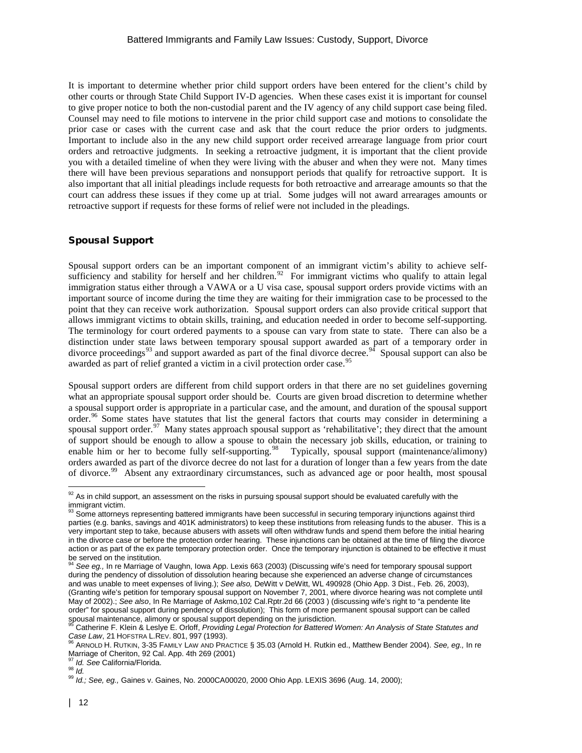It is important to determine whether prior child support orders have been entered for the client's child by other courts or through State Child Support IV-D agencies. When these cases exist it is important for counsel to give proper notice to both the non-custodial parent and the IV agency of any child support case being filed. Counsel may need to file motions to intervene in the prior child support case and motions to consolidate the prior case or cases with the current case and ask that the court reduce the prior orders to judgments. Important to include also in the any new child support order received arrearage language from prior court orders and retroactive judgments. In seeking a retroactive judgment, it is important that the client provide you with a detailed timeline of when they were living with the abuser and when they were not. Many times there will have been previous separations and nonsupport periods that qualify for retroactive support. It is also important that all initial pleadings include requests for both retroactive and arrearage amounts so that the court can address these issues if they come up at trial. Some judges will not award arrearages amounts or retroactive support if requests for these forms of relief were not included in the pleadings.

## Spousal Support

Spousal support orders can be an important component of an immigrant victim's ability to achieve self-sufficiency and stability for herself and her children.[92] For immigrant victims who qualify to attain legal immigration status either through a VAWA or a U visa case, spousal support orders provide victims with an important source of income during the time they are waiting for their immigration case to be processed to the point that they can receive work authorization. Spousal support orders can also provide critical support that allows immigrant victims to obtain skills, training, and education needed in order to become self-supporting. The terminology for court ordered payments to a spouse can vary from state to state. There can also be a distinction under state laws between temporary spousal support awarded as part of a temporary order in divorce proceedings[93] and support awarded as part of the final divorce decree.[94] Spousal support can also be awarded as part of relief granted a victim in a civil protection order case.[95]

Spousal support orders are different from child support orders in that there are no set guidelines governing what an appropriate spousal support order should be. Courts are given broad discretion to determine whether a spousal support order is appropriate in a particular case, and the amount, and duration of the spousal support order.[96] Some states have statutes that list the general factors that courts may consider in determining a spousal support order.[97] Many states approach spousal support as 'rehabilitative'; they direct that the amount of support should be enough to allow a spouse to obtain the necessary job skills, education, or training to enable him or her to become fully self-supporting.[98] Typically, spousal support (maintenance/alimony) orders awarded as part of the divorce decree do not last for a duration of longer than a few years from the date of divorce.[99] Absent any extraordinary circumstances, such as advanced age or poor health, most spousal

---

[92] As in child support, an assessment on the risks in pursuing spousal support should be evaluated carefully with the immigrant victim.

[93] Some attorneys representing battered immigrants have been successful in securing temporary injunctions against third parties (e.g. banks, savings and 401K administrators) to keep these institutions from releasing funds to the abuser. This is a very important step to take, because abusers with assets will often withdraw funds and spend them before the initial hearing in the divorce case or before the protection order hearing. These injunctions can be obtained at the time of filing the divorce action or as part of the ex parte temporary protection order. Once the temporary injunction is obtained to be effective it must be served on the institution.

[94] *See eg.,* In re Marriage of Vaughn, Iowa App. Lexis 663 (2003) (Discussing wife's need for temporary spousal support during the pendency of dissolution of dissolution hearing because she experienced an adverse change of circumstances and was unable to meet expenses of living.); *See also,* DeWitt v DeWitt, WL 490928 (Ohio App. 3 Dist., Feb. 26, 2003), (Granting wife's petition for temporary spousal support on November 7, 2001, where divorce hearing was not complete until May of 2002).; *See also*, In Re Marriage of Askmo,102 Cal.Rptr.2d 66 (2003 ) (discussing wife's right to "a pendente lite order" for spousal support during pendency of dissolution); This form of more permanent spousal support can be called spousal maintenance, alimony or spousal support depending on the jurisdiction.

[95] Catherine F. Klein & Leslye E. Orloff, *Providing Legal Protection for Battered Women: An Analysis of State Statutes and Case Law*, 21 HOFSTRA L.REV. 801, 997 (1993).

[96] ARNOLD H. RUTKIN, 3-35 FAMILY LAW AND PRACTICE § 35.03 (Arnold H. Rutkin ed., Matthew Bender 2004). *See, eg.,* In re Marriage of Cheriton, 92 Cal. App. 4th 269 (2001)

[97] *Id. See* California/Florida.

[98] *Id.*

[99] *Id.; See, eg.,* Gaines v. Gaines, No. 2000CA00020, 2000 Ohio App. LEXIS 3696 (Aug. 14, 2000);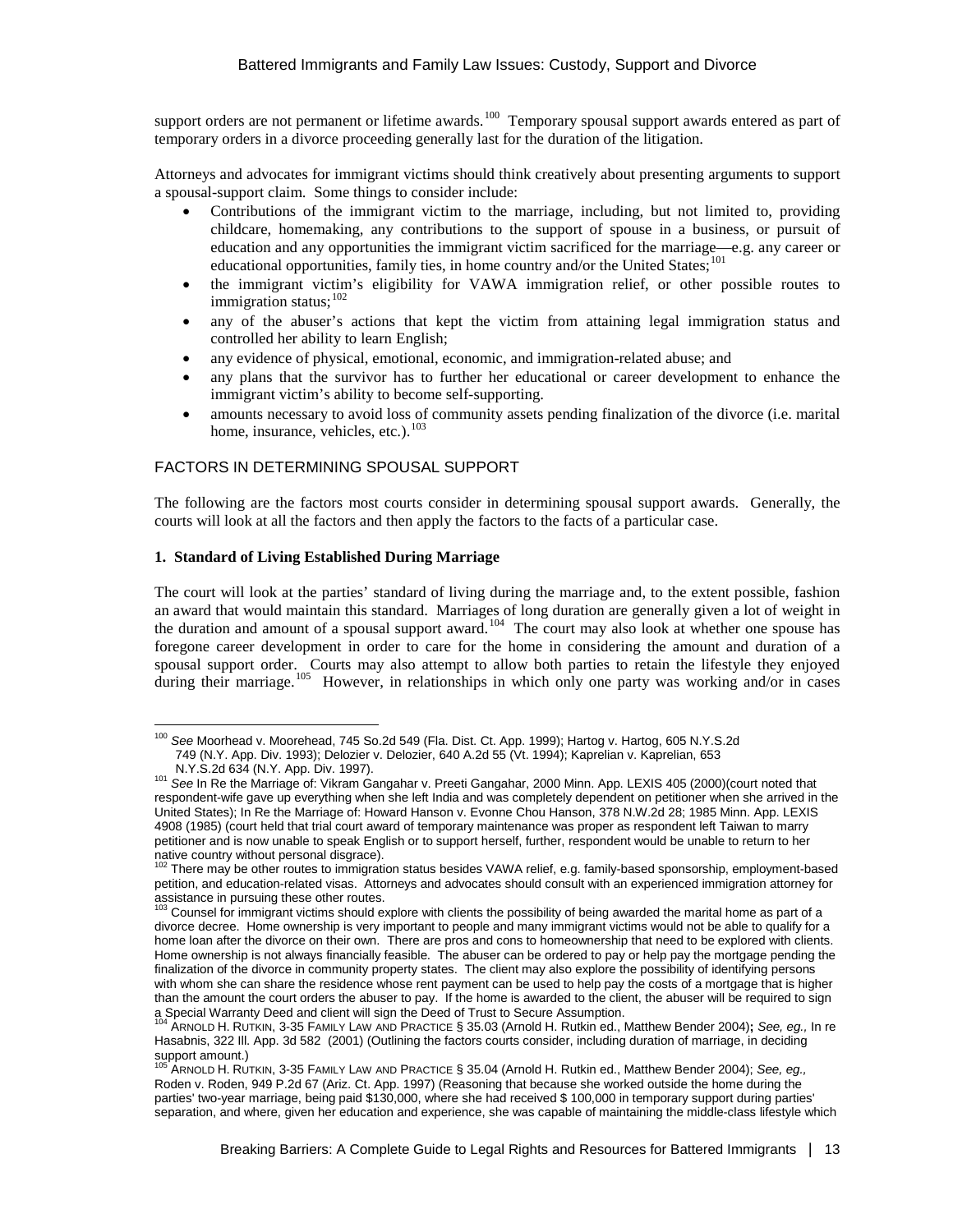support orders are not permanent or lifetime awards.[100] Temporary spousal support awards entered as part of temporary orders in a divorce proceeding generally last for the duration of the litigation.

Attorneys and advocates for immigrant victims should think creatively about presenting arguments to support a spousal-support claim. Some things to consider include:

- Contributions of the immigrant victim to the marriage, including, but not limited to, providing childcare, homemaking, any contributions to the support of spouse in a business, or pursuit of education and any opportunities the immigrant victim sacrificed for the marriage—e.g. any career or educational opportunities, family ties, in home country and/or the United States;[101]
- the immigrant victim's eligibility for VAWA immigration relief, or other possible routes to immigration status;[102]
- any of the abuser's actions that kept the victim from attaining legal immigration status and controlled her ability to learn English;
- any evidence of physical, emotional, economic, and immigration-related abuse; and
- any plans that the survivor has to further her educational or career development to enhance the immigrant victim's ability to become self-supporting.
- amounts necessary to avoid loss of community assets pending finalization of the divorce (i.e. marital home, insurance, vehicles, etc.).[103]

## FACTORS IN DETERMINING SPOUSAL SUPPORT

The following are the factors most courts consider in determining spousal support awards. Generally, the courts will look at all the factors and then apply the factors to the facts of a particular case.

### 1. Standard of Living Established During Marriage

The court will look at the parties' standard of living during the marriage and, to the extent possible, fashion an award that would maintain this standard. Marriages of long duration are generally given a lot of weight in the duration and amount of a spousal support award.[104] The court may also look at whether one spouse has foregone career development in order to care for the home in considering the amount and duration of a spousal support order. Courts may also attempt to allow both parties to retain the lifestyle they enjoyed during their marriage.[105] However, in relationships in which only one party was working and/or in cases

---

[100] *See* Moorhead v. Moorehead, 745 So.2d 549 (Fla. Dist. Ct. App. 1999); Hartog v. Hartog, 605 N.Y.S.2d 749 (N.Y. App. Div. 1993); Delozier v. Delozier, 640 A.2d 55 (Vt. 1994); Kaprelian v. Kaprelian, 653 N.Y.S.2d 634 (N.Y. App. Div. 1997).

[101] *See* In Re the Marriage of: Vikram Gangahar v. Preeti Gangahar, 2000 Minn. App. LEXIS 405 (2000)(court noted that respondent-wife gave up everything when she left India and was completely dependent on petitioner when she arrived in the United States); In Re the Marriage of: Howard Hanson v. Evonne Chou Hanson, 378 N.W.2d 28; 1985 Minn. App. LEXIS 4908 (1985) (court held that trial court award of temporary maintenance was proper as respondent left Taiwan to marry petitioner and is now unable to speak English or to support herself, further, respondent would be unable to return to her native country without personal disgrace).

[102] There may be other routes to immigration status besides VAWA relief, e.g. family-based sponsorship, employment-based petition, and education-related visas. Attorneys and advocates should consult with an experienced immigration attorney for assistance in pursuing these other routes.

[103] Counsel for immigrant victims should explore with clients the possibility of being awarded the marital home as part of a divorce decree. Home ownership is very important to people and many immigrant victims would not be able to qualify for a home loan after the divorce on their own. There are pros and cons to homeownership that need to be explored with clients. Home ownership is not always financially feasible. The abuser can be ordered to pay or help pay the mortgage pending the finalization of the divorce in community property states. The client may also explore the possibility of identifying persons with whom she can share the residence whose rent payment can be used to help pay the costs of a mortgage that is higher than the amount the court orders the abuser to pay. If the home is awarded to the client, the abuser will be required to sign a Special Warranty Deed and client will sign the Deed of Trust to Secure Assumption.

[104] ARNOLD H. RUTKIN, 3-35 FAMILY LAW AND PRACTICE § 35.03 (Arnold H. Rutkin ed., Matthew Bender 2004); *See, eg.,* In re Hasabnis, 322 Ill. App. 3d 582 (2001) (Outlining the factors courts consider, including duration of marriage, in deciding support amount.)

[105] ARNOLD H. RUTKIN, 3-35 FAMILY LAW AND PRACTICE § 35.04 (Arnold H. Rutkin ed., Matthew Bender 2004); *See, eg.,* Roden v. Roden, 949 P.2d 67 (Ariz. Ct. App. 1997) (Reasoning that because she worked outside the home during the parties' two-year marriage, being paid $130,000, where she had received $ 100,000 in temporary support during parties' separation, and where, given her education and experience, she was capable of maintaining the middle-class lifestyle which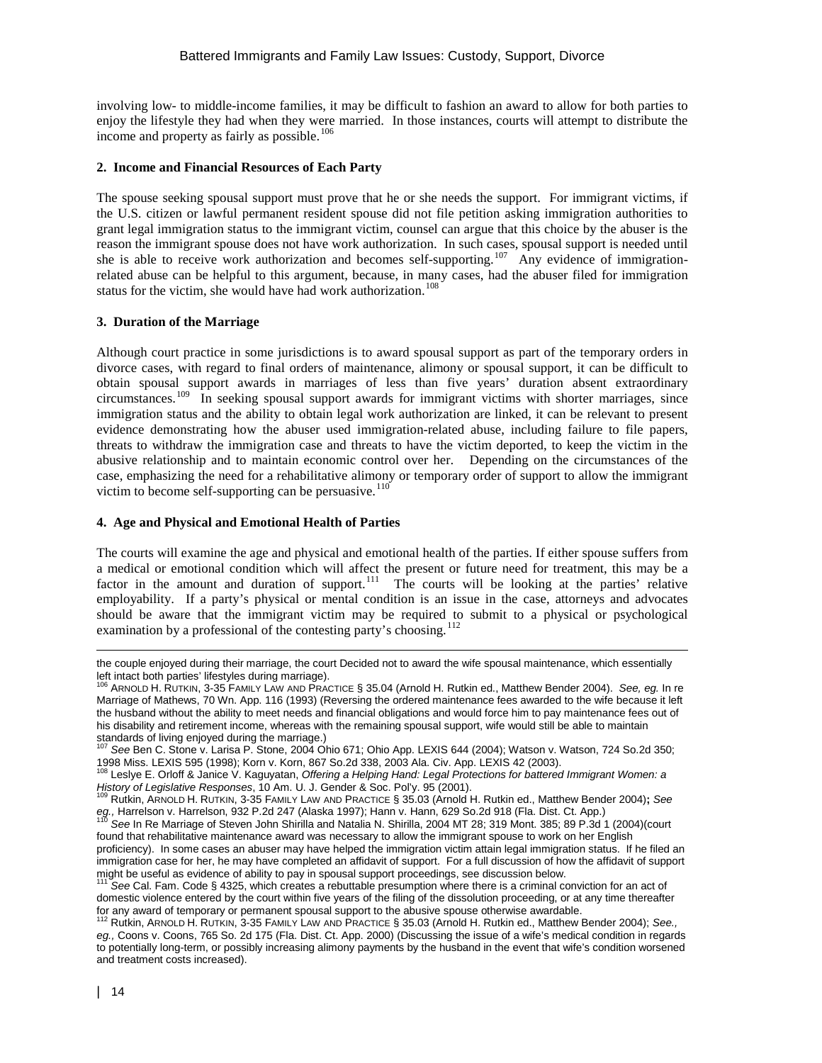involving low- to middle-income families, it may be difficult to fashion an award to allow for both parties to enjoy the lifestyle they had when they were married. In those instances, courts will attempt to distribute the income and property as fairly as possible.[106]

#### 2. Income and Financial Resources of Each Party

The spouse seeking spousal support must prove that he or she needs the support. For immigrant victims, if the U.S. citizen or lawful permanent resident spouse did not file petition asking immigration authorities to grant legal immigration status to the immigrant victim, counsel can argue that this choice by the abuser is the reason the immigrant spouse does not have work authorization. In such cases, spousal support is needed until she is able to receive work authorization and becomes self-supporting.[107] Any evidence of immigration-related abuse can be helpful to this argument, because, in many cases, had the abuser filed for immigration status for the victim, she would have had work authorization.[108]

#### 3. Duration of the Marriage

Although court practice in some jurisdictions is to award spousal support as part of the temporary orders in divorce cases, with regard to final orders of maintenance, alimony or spousal support, it can be difficult to obtain spousal support awards in marriages of less than five years' duration absent extraordinary circumstances.[109] In seeking spousal support awards for immigrant victims with shorter marriages, since immigration status and the ability to obtain legal work authorization are linked, it can be relevant to present evidence demonstrating how the abuser used immigration-related abuse, including failure to file papers, threats to withdraw the immigration case and threats to have the victim deported, to keep the victim in the abusive relationship and to maintain economic control over her. Depending on the circumstances of the case, emphasizing the need for a rehabilitative alimony or temporary order of support to allow the immigrant victim to become self-supporting can be persuasive.[110]

#### 4. Age and Physical and Emotional Health of Parties

The courts will examine the age and physical and emotional health of the parties. If either spouse suffers from a medical or emotional condition which will affect the present or future need for treatment, this may be a factor in the amount and duration of support.[111] The courts will be looking at the parties' relative employability. If a party's physical or mental condition is an issue in the case, attorneys and advocates should be aware that the immigrant victim may be required to submit to a physical or psychological examination by a professional of the contesting party's choosing.[112]

---

the couple enjoyed during their marriage, the court Decided not to award the wife spousal maintenance, which essentially left intact both parties' lifestyles during marriage).

[106] ARNOLD H. RUTKIN, 3-35 FAMILY LAW AND PRACTICE § 35.04 (Arnold H. Rutkin ed., Matthew Bender 2004). *See, eg.* In re Marriage of Mathews, 70 Wn. App. 116 (1993) (Reversing the ordered maintenance fees awarded to the wife because it left the husband without the ability to meet needs and financial obligations and would force him to pay maintenance fees out of his disability and retirement income, whereas with the remaining spousal support, wife would still be able to maintain standards of living enjoyed during the marriage.)

[107] *See* Ben C. Stone v. Larisa P. Stone, 2004 Ohio 671; Ohio App. LEXIS 644 (2004); Watson v. Watson, 724 So.2d 350; 1998 Miss. LEXIS 595 (1998); Korn v. Korn, 867 So.2d 338, 2003 Ala. Civ. App. LEXIS 42 (2003).

[108] Leslye E. Orloff & Janice V. Kaguyatan, *Offering a Helping Hand: Legal Protections for battered Immigrant Women: a History of Legislative Responses*, 10 Am. U. J. Gender & Soc. Pol'y. 95 (2001).

[109] Rutkin, ARNOLD H. RUTKIN, 3-35 FAMILY LAW AND PRACTICE § 35.03 (Arnold H. Rutkin ed., Matthew Bender 2004); *See eg.,* Harrelson v. Harrelson, 932 P.2d 247 (Alaska 1997); Hann v. Hann, 629 So.2d 918 (Fla. Dist. Ct. App.)

[110] *See* In Re Marriage of Steven John Shirilla and Natalia N. Shirilla, 2004 MT 28; 319 Mont. 385; 89 P.3d 1 (2004)(court found that rehabilitative maintenance award was necessary to allow the immigrant spouse to work on her English proficiency). In some cases an abuser may have helped the immigration victim attain legal immigration status. If he filed an immigration case for her, he may have completed an affidavit of support. For a full discussion of how the affidavit of support might be useful as evidence of ability to pay in spousal support proceedings, see discussion below.

[111] *See* Cal. Fam. Code § 4325, which creates a rebuttable presumption where there is a criminal conviction for an act of domestic violence entered by the court within five years of the filing of the dissolution proceeding, or at any time thereafter for any award of temporary or permanent spousal support to the abusive spouse otherwise awardable.

[112] Rutkin, ARNOLD H. RUTKIN, 3-35 FAMILY LAW AND PRACTICE § 35.03 (Arnold H. Rutkin ed., Matthew Bender 2004); *See., eg.,* Coons v. Coons, 765 So. 2d 175 (Fla. Dist. Ct. App. 2000) (Discussing the issue of a wife's medical condition in regards to potentially long-term, or possibly increasing alimony payments by the husband in the event that wife's condition worsened and treatment costs increased).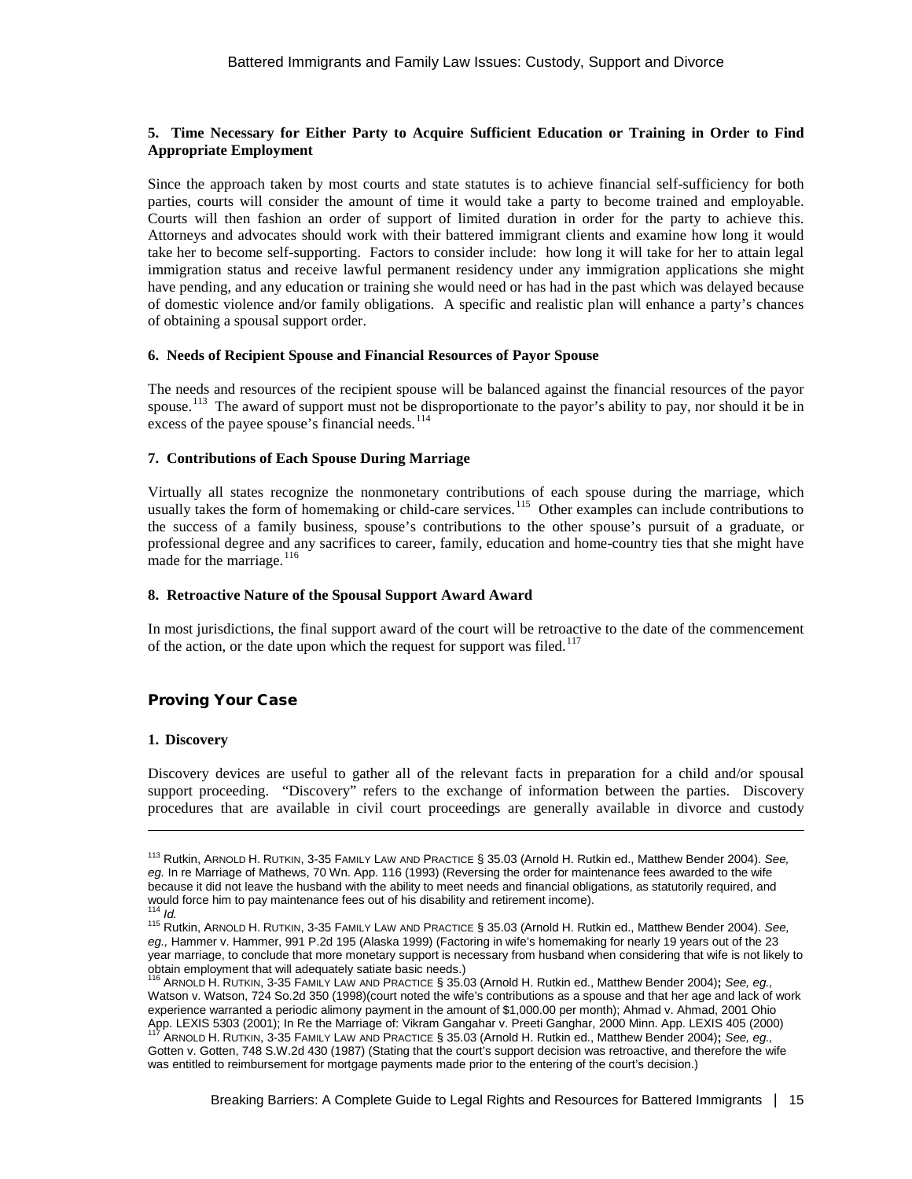**5. Time Necessary for Either Party to Acquire Sufficient Education or Training in Order to Find Appropriate Employment**

Since the approach taken by most courts and state statutes is to achieve financial self-sufficiency for both parties, courts will consider the amount of time it would take a party to become trained and employable. Courts will then fashion an order of support of limited duration in order for the party to achieve this. Attorneys and advocates should work with their battered immigrant clients and examine how long it would take her to become self-supporting. Factors to consider include: how long it will take for her to attain legal immigration status and receive lawful permanent residency under any immigration applications she might have pending, and any education or training she would need or has had in the past which was delayed because of domestic violence and/or family obligations. A specific and realistic plan will enhance a party's chances of obtaining a spousal support order.

**6. Needs of Recipient Spouse and Financial Resources of Payor Spouse**

The needs and resources of the recipient spouse will be balanced against the financial resources of the payor spouse.[113] The award of support must not be disproportionate to the payor's ability to pay, nor should it be in excess of the payee spouse's financial needs.[114]

**7. Contributions of Each Spouse During Marriage**

Virtually all states recognize the nonmonetary contributions of each spouse during the marriage, which usually takes the form of homemaking or child-care services.[115] Other examples can include contributions to the success of a family business, spouse's contributions to the other spouse's pursuit of a graduate, or professional degree and any sacrifices to career, family, education and home-country ties that she might have made for the marriage.[116]

**8. Retroactive Nature of the Spousal Support Award Award**

In most jurisdictions, the final support award of the court will be retroactive to the date of the commencement of the action, or the date upon which the request for support was filed.[117]

## Proving Your Case

**1. Discovery**

Discovery devices are useful to gather all of the relevant facts in preparation for a child and/or spousal support proceeding. "Discovery" refers to the exchange of information between the parties. Discovery procedures that are available in civil court proceedings are generally available in divorce and custody

---

[113] Rutkin, ARNOLD H. RUTKIN, 3-35 FAMILY LAW AND PRACTICE § 35.03 (Arnold H. Rutkin ed., Matthew Bender 2004). *See, eg.* In re Marriage of Mathews, 70 Wn. App. 116 (1993) (Reversing the order for maintenance fees awarded to the wife because it did not leave the husband with the ability to meet needs and financial obligations, as statutorily required, and would force him to pay maintenance fees out of his disability and retirement income).

[114] *Id.*

[115] Rutkin, ARNOLD H. RUTKIN, 3-35 FAMILY LAW AND PRACTICE § 35.03 (Arnold H. Rutkin ed., Matthew Bender 2004). *See, eg.,* Hammer v. Hammer, 991 P.2d 195 (Alaska 1999) (Factoring in wife's homemaking for nearly 19 years out of the 23 year marriage, to conclude that more monetary support is necessary from husband when considering that wife is not likely to obtain employment that will adequately satiate basic needs.)

[116] ARNOLD H. RUTKIN, 3-35 FAMILY LAW AND PRACTICE § 35.03 (Arnold H. Rutkin ed., Matthew Bender 2004)**;** *See, eg.,* Watson v. Watson, 724 So.2d 350 (1998)(court noted the wife's contributions as a spouse and that her age and lack of work experience warranted a periodic alimony payment in the amount of $1,000.00 per month); Ahmad v. Ahmad, 2001 Ohio App. LEXIS 5303 (2001); In Re the Marriage of: Vikram Gangahar v. Preeti Ganghar, 2000 Minn. App. LEXIS 405 (2000)

[117] ARNOLD H. RUTKIN, 3-35 FAMILY LAW AND PRACTICE § 35.03 (Arnold H. Rutkin ed., Matthew Bender 2004)**;** *See, eg.,* Gotten v. Gotten, 748 S.W.2d 430 (1987) (Stating that the court's support decision was retroactive, and therefore the wife was entitled to reimbursement for mortgage payments made prior to the entering of the court's decision.)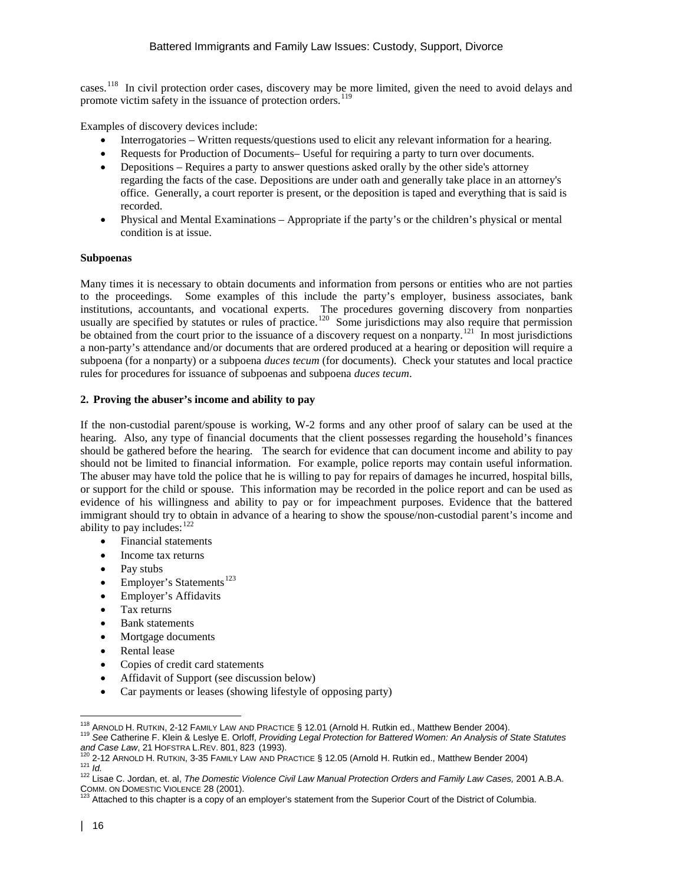cases.[118] In civil protection order cases, discovery may be more limited, given the need to avoid delays and promote victim safety in the issuance of protection orders.[119]

Examples of discovery devices include:

- Interrogatories – Written requests/questions used to elicit any relevant information for a hearing.
- Requests for Production of Documents– Useful for requiring a party to turn over documents.
- Depositions – Requires a party to answer questions asked orally by the other side's attorney regarding the facts of the case. Depositions are under oath and generally take place in an attorney's office. Generally, a court reporter is present, or the deposition is taped and everything that is said is recorded.
- Physical and Mental Examinations – Appropriate if the party's or the children's physical or mental condition is at issue.

**Subpoenas**

Many times it is necessary to obtain documents and information from persons or entities who are not parties to the proceedings. Some examples of this include the party's employer, business associates, bank institutions, accountants, and vocational experts. The procedures governing discovery from nonparties usually are specified by statutes or rules of practice.[120] Some jurisdictions may also require that permission be obtained from the court prior to the issuance of a discovery request on a nonparty.[121] In most jurisdictions a non-party's attendance and/or documents that are ordered produced at a hearing or deposition will require a subpoena (for a nonparty) or a subpoena *duces tecum* (for documents). Check your statutes and local practice rules for procedures for issuance of subpoenas and subpoena *duces tecum*.

**2. Proving the abuser's income and ability to pay**

If the non-custodial parent/spouse is working, W-2 forms and any other proof of salary can be used at the hearing. Also, any type of financial documents that the client possesses regarding the household's finances should be gathered before the hearing. The search for evidence that can document income and ability to pay should not be limited to financial information. For example, police reports may contain useful information. The abuser may have told the police that he is willing to pay for repairs of damages he incurred, hospital bills, or support for the child or spouse. This information may be recorded in the police report and can be used as evidence of his willingness and ability to pay or for impeachment purposes. Evidence that the battered immigrant should try to obtain in advance of a hearing to show the spouse/non-custodial parent's income and ability to pay includes:[122]

- Financial statements
- Income tax returns
- Pay stubs
- Employer's Statements[123]
- Employer's Affidavits
- Tax returns
- Bank statements
- Mortgage documents
- Rental lease
- Copies of credit card statements
- Affidavit of Support (see discussion below)
- Car payments or leases (showing lifestyle of opposing party)

---

[118] ARNOLD H. RUTKIN, 2-12 FAMILY LAW AND PRACTICE § 12.01 (Arnold H. Rutkin ed., Matthew Bender 2004).

[119] *See* Catherine F. Klein & Leslye E. Orloff, *Providing Legal Protection for Battered Women: An Analysis of State Statutes and Case Law*, 21 HOFSTRA L.REV. 801, 823 (1993).

[120] 2-12 ARNOLD H. RUTKIN, 3-35 FAMILY LAW AND PRACTICE § 12.05 (Arnold H. Rutkin ed., Matthew Bender 2004)

[121] *Id.*

[122] Lisae C. Jordan, et. al, *The Domestic Violence Civil Law Manual Protection Orders and Family Law Cases,* 2001 A.B.A. COMM. ON DOMESTIC VIOLENCE 28 (2001).

[123] Attached to this chapter is a copy of an employer's statement from the Superior Court of the District of Columbia.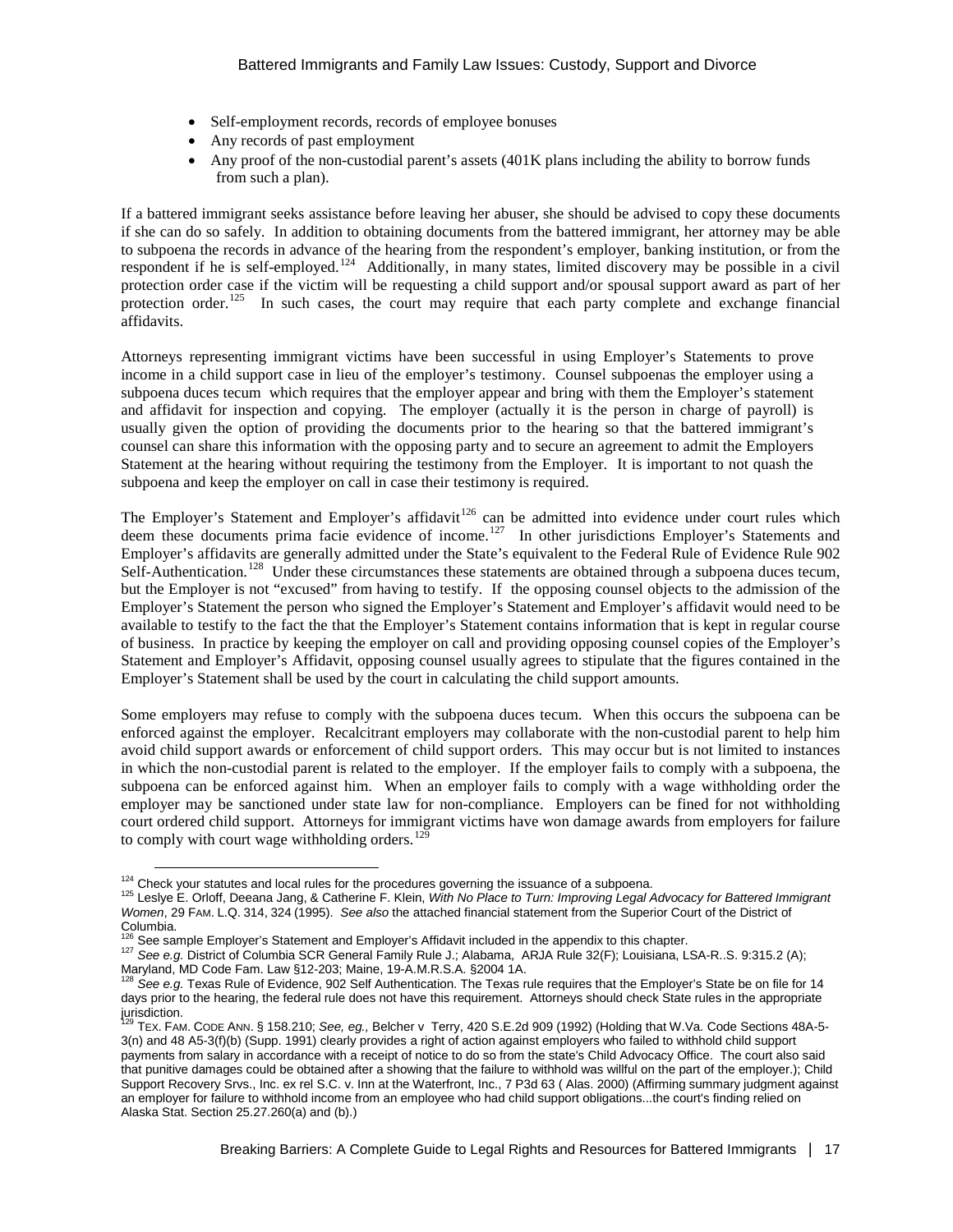- Self-employment records, records of employee bonuses
- Any records of past employment
- Any proof of the non-custodial parent's assets (401K plans including the ability to borrow funds from such a plan).

If a battered immigrant seeks assistance before leaving her abuser, she should be advised to copy these documents if she can do so safely. In addition to obtaining documents from the battered immigrant, her attorney may be able to subpoena the records in advance of the hearing from the respondent's employer, banking institution, or from the respondent if he is self-employed.[124] Additionally, in many states, limited discovery may be possible in a civil protection order case if the victim will be requesting a child support and/or spousal support award as part of her protection order.[125] In such cases, the court may require that each party complete and exchange financial affidavits.

Attorneys representing immigrant victims have been successful in using Employer's Statements to prove income in a child support case in lieu of the employer's testimony. Counsel subpoenas the employer using a subpoena duces tecum which requires that the employer appear and bring with them the Employer's statement and affidavit for inspection and copying. The employer (actually it is the person in charge of payroll) is usually given the option of providing the documents prior to the hearing so that the battered immigrant's counsel can share this information with the opposing party and to secure an agreement to admit the Employers Statement at the hearing without requiring the testimony from the Employer. It is important to not quash the subpoena and keep the employer on call in case their testimony is required.

The Employer's Statement and Employer's affidavit[126] can be admitted into evidence under court rules which deem these documents prima facie evidence of income.[127] In other jurisdictions Employer's Statements and Employer's affidavits are generally admitted under the State's equivalent to the Federal Rule of Evidence Rule 902 Self-Authentication.[128] Under these circumstances these statements are obtained through a subpoena duces tecum, but the Employer is not "excused" from having to testify. If the opposing counsel objects to the admission of the Employer's Statement the person who signed the Employer's Statement and Employer's affidavit would need to be available to testify to the fact the that the Employer's Statement contains information that is kept in regular course of business. In practice by keeping the employer on call and providing opposing counsel copies of the Employer's Statement and Employer's Affidavit, opposing counsel usually agrees to stipulate that the figures contained in the Employer's Statement shall be used by the court in calculating the child support amounts.

Some employers may refuse to comply with the subpoena duces tecum. When this occurs the subpoena can be enforced against the employer. Recalcitrant employers may collaborate with the non-custodial parent to help him avoid child support awards or enforcement of child support orders. This may occur but is not limited to instances in which the non-custodial parent is related to the employer. If the employer fails to comply with a subpoena, the subpoena can be enforced against him. When an employer fails to comply with a wage withholding order the employer may be sanctioned under state law for non-compliance. Employers can be fined for not withholding court ordered child support. Attorneys for immigrant victims have won damage awards from employers for failure to comply with court wage withholding orders.[129]

---

[124] Check your statutes and local rules for the procedures governing the issuance of a subpoena.

[125] Leslye E. Orloff, Deeana Jang, & Catherine F. Klein, *With No Place to Turn: Improving Legal Advocacy for Battered Immigrant Women*, 29 FAM. L.Q. 314, 324 (1995). *See also* the attached financial statement from the Superior Court of the District of Columbia.

[126] See sample Employer's Statement and Employer's Affidavit included in the appendix to this chapter.

[127] *See e.g.* District of Columbia SCR General Family Rule J.; Alabama, ARJA Rule 32(F); Louisiana, LSA-R..S. 9:315.2 (A); Maryland, MD Code Fam. Law §12-203; Maine, 19-A.M.R.S.A. §2004 1A.

[128] *See e.g.* Texas Rule of Evidence, 902 Self Authentication. The Texas rule requires that the Employer's State be on file for 14 days prior to the hearing, the federal rule does not have this requirement. Attorneys should check State rules in the appropriate jurisdiction.

[129] TEX. FAM. CODE ANN. § 158.210; *See, eg.,* Belcher v Terry, 420 S.E.2d 909 (1992) (Holding that W.Va. Code Sections 48A-5-3(n) and 48 A5-3(f)(b) (Supp. 1991) clearly provides a right of action against employers who failed to withhold child support payments from salary in accordance with a receipt of notice to do so from the state's Child Advocacy Office. The court also said that punitive damages could be obtained after a showing that the failure to withhold was willful on the part of the employer.); Child Support Recovery Srvs., Inc. ex rel S.C. v. Inn at the Waterfront, Inc., 7 P3d 63 ( Alas. 2000) (Affirming summary judgment against an employer for failure to withhold income from an employee who had child support obligations...the court's finding relied on Alaska Stat. Section 25.27.260(a) and (b).)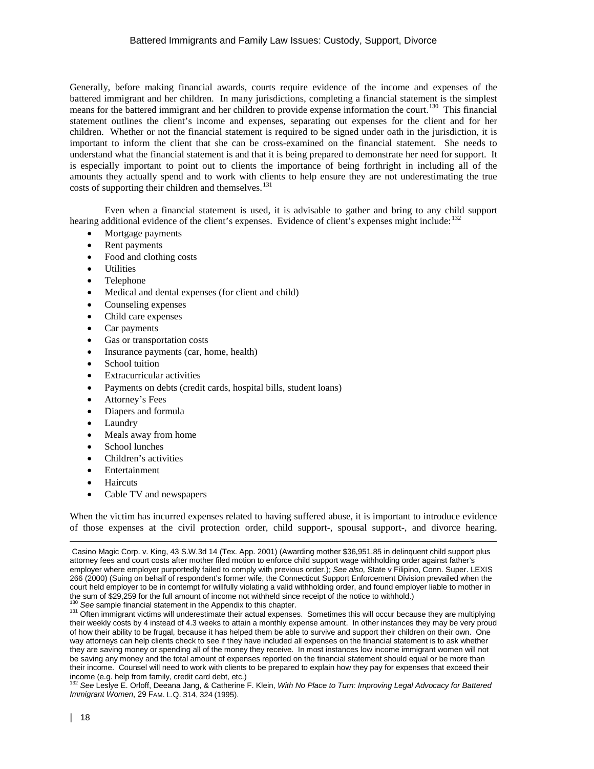Generally, before making financial awards, courts require evidence of the income and expenses of the battered immigrant and her children. In many jurisdictions, completing a financial statement is the simplest means for the battered immigrant and her children to provide expense information the court.[130] This financial statement outlines the client's income and expenses, separating out expenses for the client and for her children. Whether or not the financial statement is required to be signed under oath in the jurisdiction, it is important to inform the client that she can be cross-examined on the financial statement. She needs to understand what the financial statement is and that it is being prepared to demonstrate her need for support. It is especially important to point out to clients the importance of being forthright in including all of the amounts they actually spend and to work with clients to help ensure they are not underestimating the true costs of supporting their children and themselves.[131]

Even when a financial statement is used, it is advisable to gather and bring to any child support hearing additional evidence of the client's expenses. Evidence of client's expenses might include:[132]

- Mortgage payments
- Rent payments
- Food and clothing costs
- Utilities
- Telephone
- Medical and dental expenses (for client and child)
- Counseling expenses
- Child care expenses
- Car payments
- Gas or transportation costs
- Insurance payments (car, home, health)
- School tuition
- Extracurricular activities
- Payments on debts (credit cards, hospital bills, student loans)
- Attorney's Fees
- Diapers and formula
- Laundry
- Meals away from home
- School lunches
- Children's activities
- Entertainment
- Haircuts
- Cable TV and newspapers

When the victim has incurred expenses related to having suffered abuse, it is important to introduce evidence of those expenses at the civil protection order, child support-, spousal support-, and divorce hearing.

---

Casino Magic Corp. v. King, 43 S.W.3d 14 (Tex. App. 2001) (Awarding mother $36,951.85 in delinquent child support plus attorney fees and court costs after mother filed motion to enforce child support wage withholding order against father's employer where employer purportedly failed to comply with previous order.); *See also,* State v Filipino, Conn. Super. LEXIS 266 (2000) (Suing on behalf of respondent's former wife, the Connecticut Support Enforcement Division prevailed when the court held employer to be in contempt for willfully violating a valid withholding order, and found employer liable to mother in the sum of $29,259 for the full amount of income not withheld since receipt of the notice to withhold.)

[130] *See* sample financial statement in the Appendix to this chapter.

[131] Often immigrant victims will underestimate their actual expenses. Sometimes this will occur because they are multiplying their weekly costs by 4 instead of 4.3 weeks to attain a monthly expense amount. In other instances they may be very proud of how their ability to be frugal, because it has helped them be able to survive and support their children on their own. One way attorneys can help clients check to see if they have included all expenses on the financial statement is to ask whether they are saving money or spending all of the money they receive. In most instances low income immigrant women will not be saving any money and the total amount of expenses reported on the financial statement should equal or be more than their income. Counsel will need to work with clients to be prepared to explain how they pay for expenses that exceed their income (e.g. help from family, credit card debt, etc.)

[132] *See* Leslye E. Orloff, Deeana Jang, & Catherine F. Klein, *With No Place to Turn: Improving Legal Advocacy for Battered Immigrant Women*, 29 FAM. L.Q. 314, 324 (1995).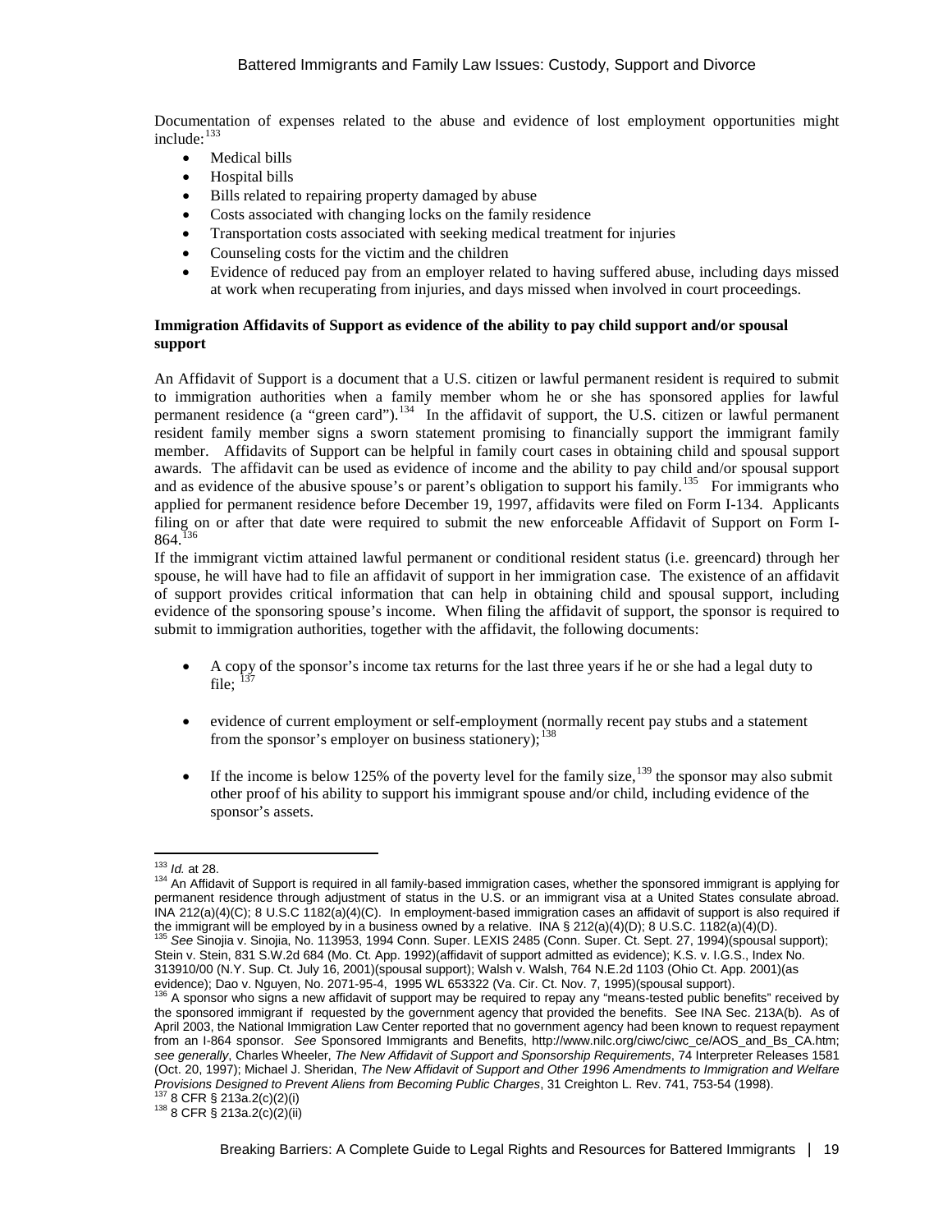Documentation of expenses related to the abuse and evidence of lost employment opportunities might include:[133]

- Medical bills
- Hospital bills
- Bills related to repairing property damaged by abuse
- Costs associated with changing locks on the family residence
- Transportation costs associated with seeking medical treatment for injuries
- Counseling costs for the victim and the children
- Evidence of reduced pay from an employer related to having suffered abuse, including days missed at work when recuperating from injuries, and days missed when involved in court proceedings.

**Immigration Affidavits of Support as evidence of the ability to pay child support and/or spousal support**

An Affidavit of Support is a document that a U.S. citizen or lawful permanent resident is required to submit to immigration authorities when a family member whom he or she has sponsored applies for lawful permanent residence (a "green card").[134] In the affidavit of support, the U.S. citizen or lawful permanent resident family member signs a sworn statement promising to financially support the immigrant family member. Affidavits of Support can be helpful in family court cases in obtaining child and spousal support awards. The affidavit can be used as evidence of income and the ability to pay child and/or spousal support and as evidence of the abusive spouse's or parent's obligation to support his family.[135] For immigrants who applied for permanent residence before December 19, 1997, affidavits were filed on Form I-134. Applicants filing on or after that date were required to submit the new enforceable Affidavit of Support on Form I-864.[136]

If the immigrant victim attained lawful permanent or conditional resident status (i.e. greencard) through her spouse, he will have had to file an affidavit of support in her immigration case. The existence of an affidavit of support provides critical information that can help in obtaining child and spousal support, including evidence of the sponsoring spouse's income. When filing the affidavit of support, the sponsor is required to submit to immigration authorities, together with the affidavit, the following documents:

- A copy of the sponsor's income tax returns for the last three years if he or she had a legal duty to file; [137]
- evidence of current employment or self-employment (normally recent pay stubs and a statement from the sponsor's employer on business stationery);[138]
- If the income is below 125% of the poverty level for the family size,[139] the sponsor may also submit other proof of his ability to support his immigrant spouse and/or child, including evidence of the sponsor's assets.

---

[133] *Id.* at 28.

[134] An Affidavit of Support is required in all family-based immigration cases, whether the sponsored immigrant is applying for permanent residence through adjustment of status in the U.S. or an immigrant visa at a United States consulate abroad. INA 212(a)(4)(C); 8 U.S.C 1182(a)(4)(C). In employment-based immigration cases an affidavit of support is also required if the immigrant will be employed by in a business owned by a relative. INA § 212(a)(4)(D); 8 U.S.C. 1182(a)(4)(D).

[135] *See* Sinojia v. Sinojia, No. 113953, 1994 Conn. Super. LEXIS 2485 (Conn. Super. Ct. Sept. 27, 1994)(spousal support); Stein v. Stein, 831 S.W.2d 684 (Mo. Ct. App. 1992)(affidavit of support admitted as evidence); K.S. v. I.G.S., Index No. 313910/00 (N.Y. Sup. Ct. July 16, 2001)(spousal support); Walsh v. Walsh, 764 N.E.2d 1103 (Ohio Ct. App. 2001)(as evidence); Dao v. Nguyen, No. 2071-95-4, 1995 WL 653322 (Va. Cir. Ct. Nov. 7, 1995)(spousal support).

[136] A sponsor who signs a new affidavit of support may be required to repay any "means-tested public benefits" received by the sponsored immigrant if requested by the government agency that provided the benefits. See INA Sec. 213A(b). As of April 2003, the National Immigration Law Center reported that no government agency had been known to request repayment from an I-864 sponsor. *See* Sponsored Immigrants and Benefits, http://www.nilc.org/ciwc/ciwc_ce/AOS_and_Bs_CA.htm; *see generally*, Charles Wheeler, *The New Affidavit of Support and Sponsorship Requirements*, 74 Interpreter Releases 1581 (Oct. 20, 1997); Michael J. Sheridan, *The New Affidavit of Support and Other 1996 Amendments to Immigration and Welfare Provisions Designed to Prevent Aliens from Becoming Public Charges*, 31 Creighton L. Rev. 741, 753-54 (1998).

[137] 8 CFR § 213a.2(c)(2)(i)

[138] 8 CFR § 213a.2(c)(2)(ii)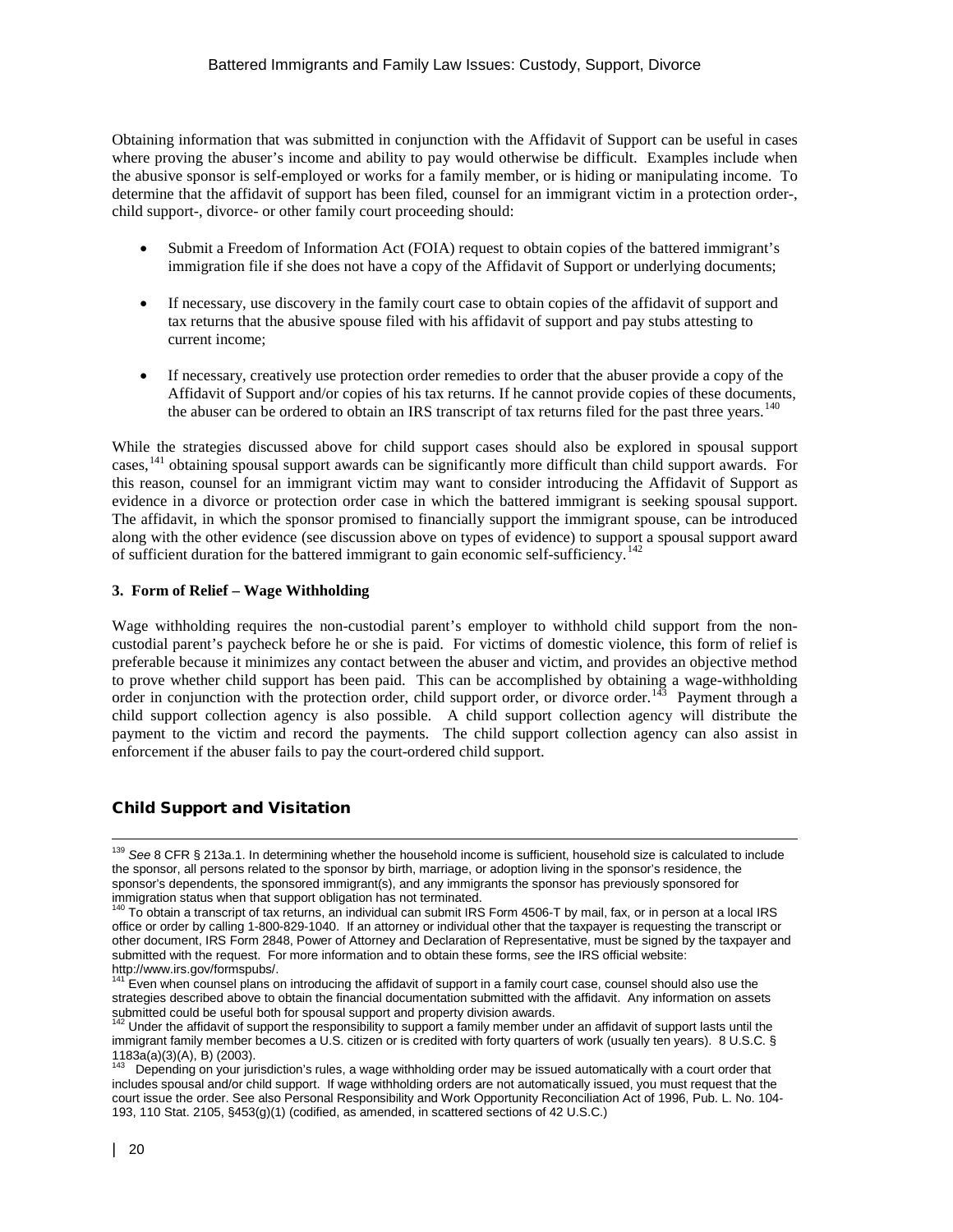Obtaining information that was submitted in conjunction with the Affidavit of Support can be useful in cases where proving the abuser's income and ability to pay would otherwise be difficult. Examples include when the abusive sponsor is self-employed or works for a family member, or is hiding or manipulating income. To determine that the affidavit of support has been filed, counsel for an immigrant victim in a protection order-, child support-, divorce- or other family court proceeding should:

- Submit a Freedom of Information Act (FOIA) request to obtain copies of the battered immigrant's immigration file if she does not have a copy of the Affidavit of Support or underlying documents;
- If necessary, use discovery in the family court case to obtain copies of the affidavit of support and tax returns that the abusive spouse filed with his affidavit of support and pay stubs attesting to current income;
- If necessary, creatively use protection order remedies to order that the abuser provide a copy of the Affidavit of Support and/or copies of his tax returns. If he cannot provide copies of these documents, the abuser can be ordered to obtain an IRS transcript of tax returns filed for the past three years.[140]

While the strategies discussed above for child support cases should also be explored in spousal support cases,[141] obtaining spousal support awards can be significantly more difficult than child support awards. For this reason, counsel for an immigrant victim may want to consider introducing the Affidavit of Support as evidence in a divorce or protection order case in which the battered immigrant is seeking spousal support. The affidavit, in which the sponsor promised to financially support the immigrant spouse, can be introduced along with the other evidence (see discussion above on types of evidence) to support a spousal support award of sufficient duration for the battered immigrant to gain economic self-sufficiency.[142]

### 3. Form of Relief – Wage Withholding

Wage withholding requires the non-custodial parent's employer to withhold child support from the non-custodial parent's paycheck before he or she is paid. For victims of domestic violence, this form of relief is preferable because it minimizes any contact between the abuser and victim, and provides an objective method to prove whether child support has been paid. This can be accomplished by obtaining a wage-withholding order in conjunction with the protection order, child support order, or divorce order.[143] Payment through a child support collection agency is also possible. A child support collection agency will distribute the payment to the victim and record the payments. The child support collection agency can also assist in enforcement if the abuser fails to pay the court-ordered child support.

## Child Support and Visitation

---

[139] *See* 8 CFR § 213a.1. In determining whether the household income is sufficient, household size is calculated to include the sponsor, all persons related to the sponsor by birth, marriage, or adoption living in the sponsor's residence, the sponsor's dependents, the sponsored immigrant(s), and any immigrants the sponsor has previously sponsored for immigration status when that support obligation has not terminated.

[140] To obtain a transcript of tax returns, an individual can submit IRS Form 4506-T by mail, fax, or in person at a local IRS office or order by calling 1-800-829-1040. If an attorney or individual other that the taxpayer is requesting the transcript or other document, IRS Form 2848, Power of Attorney and Declaration of Representative, must be signed by the taxpayer and submitted with the request. For more information and to obtain these forms, *see* the IRS official website: http://www.irs.gov/formspubs/.

[141] Even when counsel plans on introducing the affidavit of support in a family court case, counsel should also use the strategies described above to obtain the financial documentation submitted with the affidavit. Any information on assets submitted could be useful both for spousal support and property division awards.

[142] Under the affidavit of support the responsibility to support a family member under an affidavit of support lasts until the immigrant family member becomes a U.S. citizen or is credited with forty quarters of work (usually ten years). 8 U.S.C. § 1183a(a)(3)(A), B) (2003).

[143] Depending on your jurisdiction's rules, a wage withholding order may be issued automatically with a court order that includes spousal and/or child support. If wage withholding orders are not automatically issued, you must request that the court issue the order. See also Personal Responsibility and Work Opportunity Reconciliation Act of 1996, Pub. L. No. 104-193, 110 Stat. 2105, §453(g)(1) (codified, as amended, in scattered sections of 42 U.S.C.)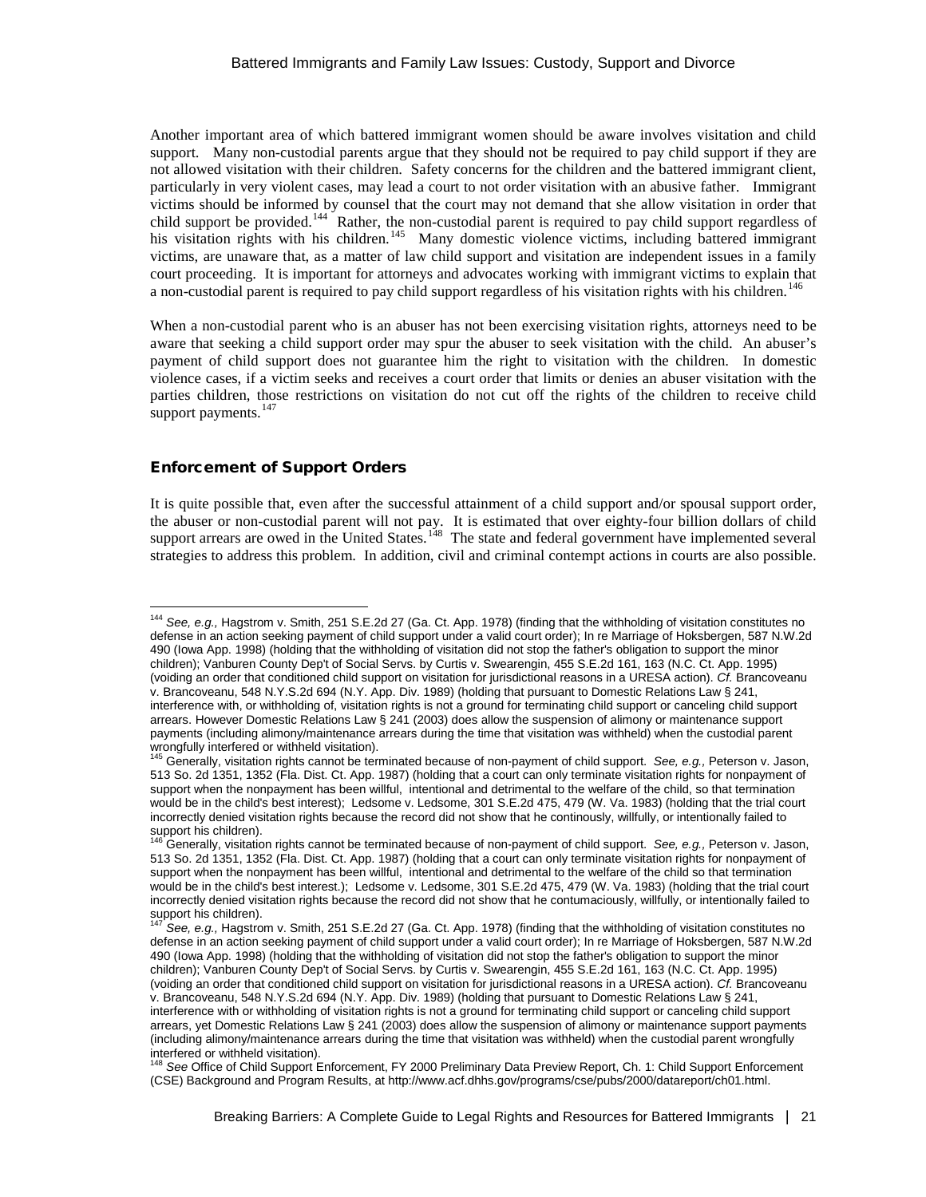Another important area of which battered immigrant women should be aware involves visitation and child support. Many non-custodial parents argue that they should not be required to pay child support if they are not allowed visitation with their children. Safety concerns for the children and the battered immigrant client, particularly in very violent cases, may lead a court to not order visitation with an abusive father. Immigrant victims should be informed by counsel that the court may not demand that she allow visitation in order that child support be provided.[144] Rather, the non-custodial parent is required to pay child support regardless of his visitation rights with his children.[145] Many domestic violence victims, including battered immigrant victims, are unaware that, as a matter of law child support and visitation are independent issues in a family court proceeding. It is important for attorneys and advocates working with immigrant victims to explain that a non-custodial parent is required to pay child support regardless of his visitation rights with his children.[146]

When a non-custodial parent who is an abuser has not been exercising visitation rights, attorneys need to be aware that seeking a child support order may spur the abuser to seek visitation with the child. An abuser's payment of child support does not guarantee him the right to visitation with the children. In domestic violence cases, if a victim seeks and receives a court order that limits or denies an abuser visitation with the parties children, those restrictions on visitation do not cut off the rights of the children to receive child support payments.[147]

### Enforcement of Support Orders

It is quite possible that, even after the successful attainment of a child support and/or spousal support order, the abuser or non-custodial parent will not pay. It is estimated that over eighty-four billion dollars of child support arrears are owed in the United States.[148] The state and federal government have implemented several strategies to address this problem. In addition, civil and criminal contempt actions in courts are also possible.

---

[144] *See, e.g.,* Hagstrom v. Smith, 251 S.E.2d 27 (Ga. Ct. App. 1978) (finding that the withholding of visitation constitutes no defense in an action seeking payment of child support under a valid court order); In re Marriage of Hoksbergen, 587 N.W.2d 490 (Iowa App. 1998) (holding that the withholding of visitation did not stop the father's obligation to support the minor children); Vanburen County Dep't of Social Servs. by Curtis v. Swearengin, 455 S.E.2d 161, 163 (N.C. Ct. App. 1995) (voiding an order that conditioned child support on visitation for jurisdictional reasons in a URESA action). *Cf.* Brancoveanu v. Brancoveanu, 548 N.Y.S.2d 694 (N.Y. App. Div. 1989) (holding that pursuant to Domestic Relations Law § 241, interference with, or withholding of, visitation rights is not a ground for terminating child support or canceling child support arrears. However Domestic Relations Law § 241 (2003) does allow the suspension of alimony or maintenance support payments (including alimony/maintenance arrears during the time that visitation was withheld) when the custodial parent wrongfully interfered or withheld visitation).

[145] Generally, visitation rights cannot be terminated because of non-payment of child support. *See, e.g.,* Peterson v. Jason, 513 So. 2d 1351, 1352 (Fla. Dist. Ct. App. 1987) (holding that a court can only terminate visitation rights for nonpayment of support when the nonpayment has been willful, intentional and detrimental to the welfare of the child, so that termination would be in the child's best interest); Ledsome v. Ledsome, 301 S.E.2d 475, 479 (W. Va. 1983) (holding that the trial court incorrectly denied visitation rights because the record did not show that he continously, willfully, or intentionally failed to support his children).

[146] Generally, visitation rights cannot be terminated because of non-payment of child support. *See, e.g.,* Peterson v. Jason, 513 So. 2d 1351, 1352 (Fla. Dist. Ct. App. 1987) (holding that a court can only terminate visitation rights for nonpayment of support when the nonpayment has been willful, intentional and detrimental to the welfare of the child so that termination would be in the child's best interest.); Ledsome v. Ledsome, 301 S.E.2d 475, 479 (W. Va. 1983) (holding that the trial court incorrectly denied visitation rights because the record did not show that he contumaciously, willfully, or intentionally failed to support his children).

[147] *See, e.g.,* Hagstrom v. Smith, 251 S.E.2d 27 (Ga. Ct. App. 1978) (finding that the withholding of visitation constitutes no defense in an action seeking payment of child support under a valid court order); In re Marriage of Hoksbergen, 587 N.W.2d 490 (Iowa App. 1998) (holding that the withholding of visitation did not stop the father's obligation to support the minor children); Vanburen County Dep't of Social Servs. by Curtis v. Swearengin, 455 S.E.2d 161, 163 (N.C. Ct. App. 1995) (voiding an order that conditioned child support on visitation for jurisdictional reasons in a URESA action). *Cf.* Brancoveanu v. Brancoveanu, 548 N.Y.S.2d 694 (N.Y. App. Div. 1989) (holding that pursuant to Domestic Relations Law § 241, interference with or withholding of visitation rights is not a ground for terminating child support or canceling child support arrears, yet Domestic Relations Law § 241 (2003) does allow the suspension of alimony or maintenance support payments (including alimony/maintenance arrears during the time that visitation was withheld) when the custodial parent wrongfully interfered or withheld visitation).

[148] *See* Office of Child Support Enforcement, FY 2000 Preliminary Data Preview Report, Ch. 1: Child Support Enforcement (CSE) Background and Program Results, at http://www.acf.dhhs.gov/programs/cse/pubs/2000/datareport/ch01.html.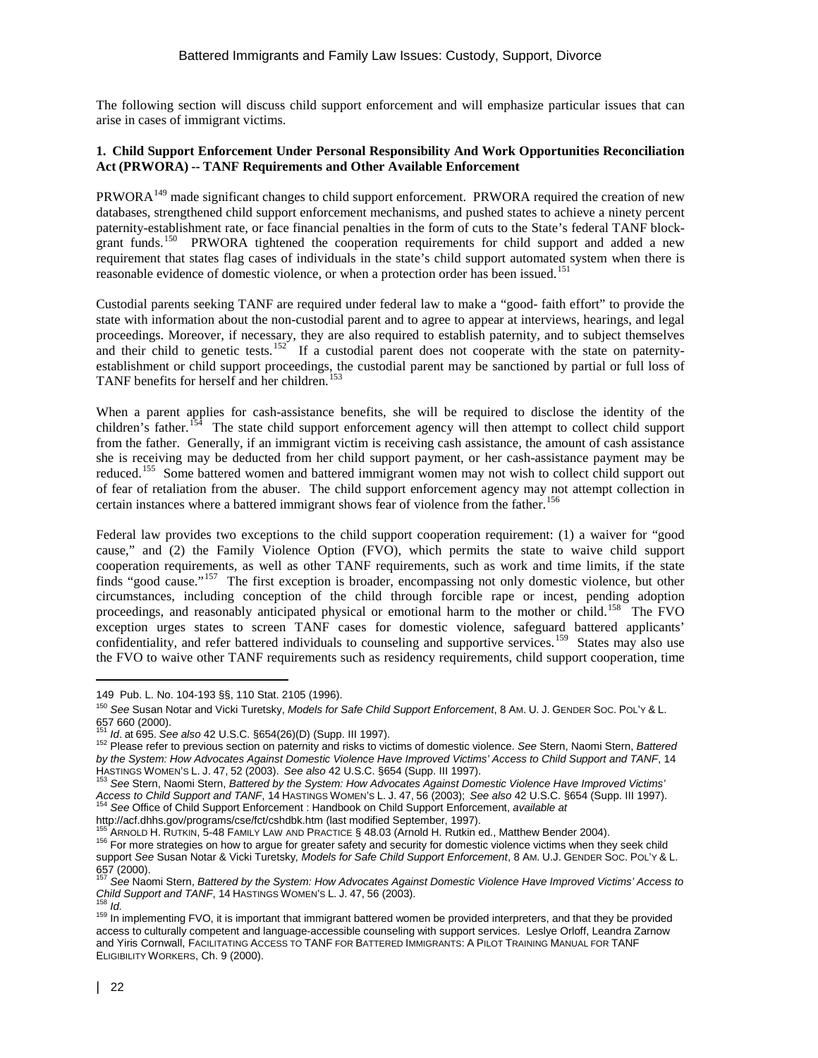The following section will discuss child support enforcement and will emphasize particular issues that can arise in cases of immigrant victims.

**1. Child Support Enforcement Under Personal Responsibility And Work Opportunities Reconciliation Act (PRWORA) -- TANF Requirements and Other Available Enforcement**

PRWORA[149] made significant changes to child support enforcement. PRWORA required the creation of new databases, strengthened child support enforcement mechanisms, and pushed states to achieve a ninety percent paternity-establishment rate, or face financial penalties in the form of cuts to the State's federal TANF block-grant funds.[150] PRWORA tightened the cooperation requirements for child support and added a new requirement that states flag cases of individuals in the state's child support automated system when there is reasonable evidence of domestic violence, or when a protection order has been issued.[151]

Custodial parents seeking TANF are required under federal law to make a "good- faith effort" to provide the state with information about the non-custodial parent and to agree to appear at interviews, hearings, and legal proceedings. Moreover, if necessary, they are also required to establish paternity, and to subject themselves and their child to genetic tests.[152] If a custodial parent does not cooperate with the state on paternity-establishment or child support proceedings, the custodial parent may be sanctioned by partial or full loss of TANF benefits for herself and her children.[153]

When a parent applies for cash-assistance benefits, she will be required to disclose the identity of the children's father.[154] The state child support enforcement agency will then attempt to collect child support from the father. Generally, if an immigrant victim is receiving cash assistance, the amount of cash assistance she is receiving may be deducted from her child support payment, or her cash-assistance payment may be reduced.[155] Some battered women and battered immigrant women may not wish to collect child support out of fear of retaliation from the abuser. The child support enforcement agency may not attempt collection in certain instances where a battered immigrant shows fear of violence from the father.[156]

Federal law provides two exceptions to the child support cooperation requirement: (1) a waiver for "good cause," and (2) the Family Violence Option (FVO), which permits the state to waive child support cooperation requirements, as well as other TANF requirements, such as work and time limits, if the state finds "good cause."[157] The first exception is broader, encompassing not only domestic violence, but other circumstances, including conception of the child through forcible rape or incest, pending adoption proceedings, and reasonably anticipated physical or emotional harm to the mother or child.[158] The FVO exception urges states to screen TANF cases for domestic violence, safeguard battered applicants' confidentiality, and refer battered individuals to counseling and supportive services.[159] States may also use the FVO to waive other TANF requirements such as residency requirements, child support cooperation, time

---

149 Pub. L. No. 104-193 §§, 110 Stat. 2105 (1996).

150 *See* Susan Notar and Vicki Turetsky, *Models for Safe Child Support Enforcement*, 8 AM. U. J. GENDER SOC. POL'Y & L. 657 660 (2000).

151 *Id*. at 695. *See also* 42 U.S.C. §654(26)(D) (Supp. III 1997).

152 Please refer to previous section on paternity and risks to victims of domestic violence. *See* Stern, Naomi Stern, *Battered by the System: How Advocates Against Domestic Violence Have Improved Victims' Access to Child Support and TANF*, 14 HASTINGS WOMEN'S L. J. 47, 52 (2003). *See also* 42 U.S.C. §654 (Supp. III 1997).

153 *See* Stern, Naomi Stern, *Battered by the System: How Advocates Against Domestic Violence Have Improved Victims' Access to Child Support and TANF*, 14 HASTINGS WOMEN'S L. J. 47, 56 (2003); *See also* 42 U.S.C. §654 (Supp. III 1997).

154 *See* Office of Child Support Enforcement : Handbook on Child Support Enforcement, *available at* http://acf.dhhs.gov/programs/cse/fct/cshdbk.htm (last modified September, 1997).

155 ARNOLD H. RUTKIN, 5-48 FAMILY LAW AND PRACTICE § 48.03 (Arnold H. Rutkin ed., Matthew Bender 2004).

156 For more strategies on how to argue for greater safety and security for domestic violence victims when they seek child support *See* Susan Notar & Vicki Turetsky*, Models for Safe Child Support Enforcement*, 8 AM. U.J. GENDER SOC. POL'Y & L. 657 (2000).

157 *See* Naomi Stern, *Battered by the System: How Advocates Against Domestic Violence Have Improved Victims' Access to Child Support and TANF*, 14 HASTINGS WOMEN'S L. J. 47, 56 (2003).

158 *Id.*

159 In implementing FVO, it is important that immigrant battered women be provided interpreters, and that they be provided access to culturally competent and language-accessible counseling with support services. Leslye Orloff, Leandra Zarnow and Yiris Cornwall, FACILITATING ACCESS TO TANF FOR BATTERED IMMIGRANTS: A PILOT TRAINING MANUAL FOR TANF ELIGIBILITY WORKERS, Ch. 9 (2000).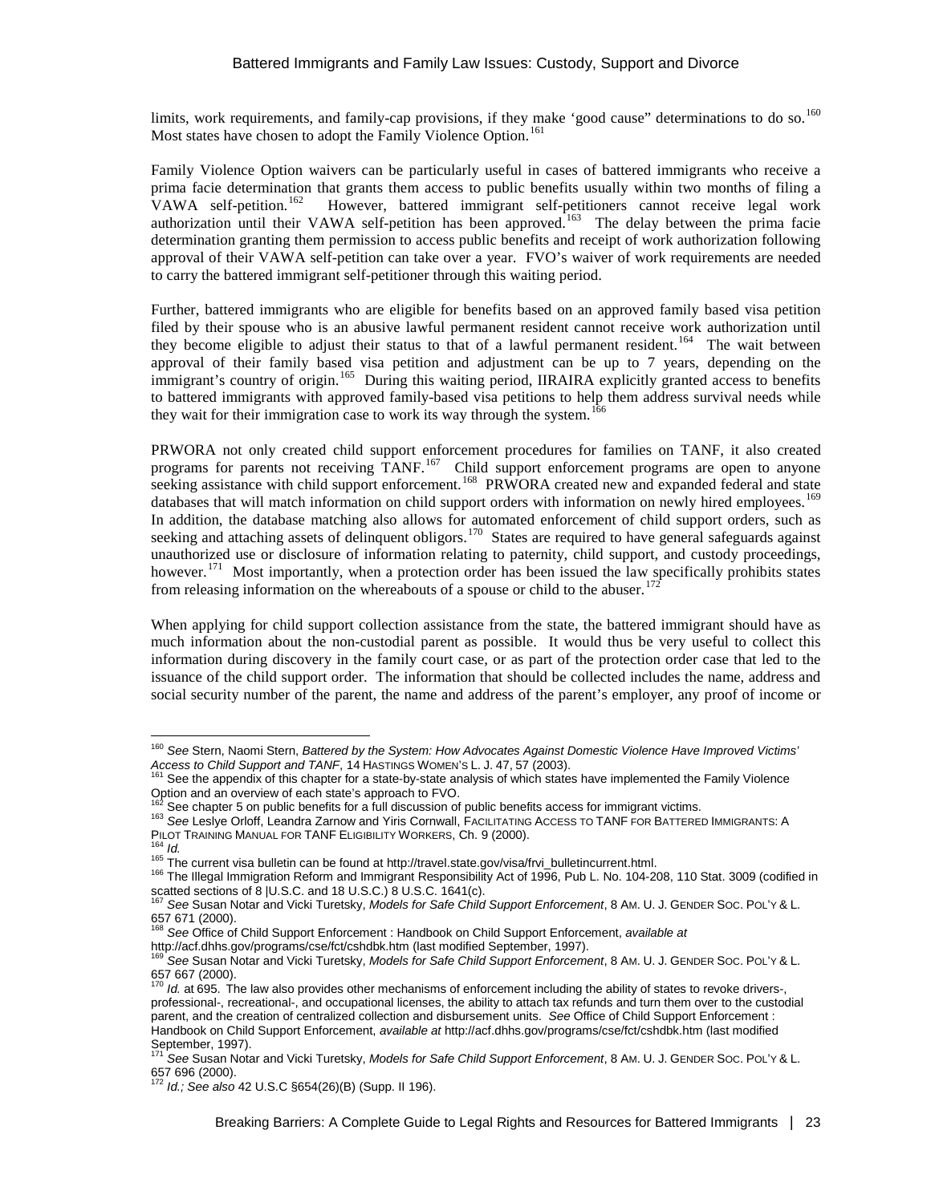limits, work requirements, and family-cap provisions, if they make 'good cause" determinations to do so.[160] Most states have chosen to adopt the Family Violence Option.[161]

Family Violence Option waivers can be particularly useful in cases of battered immigrants who receive a prima facie determination that grants them access to public benefits usually within two months of filing a VAWA self-petition.[162] However, battered immigrant self-petitioners cannot receive legal work authorization until their VAWA self-petition has been approved.[163] The delay between the prima facie determination granting them permission to access public benefits and receipt of work authorization following approval of their VAWA self-petition can take over a year. FVO's waiver of work requirements are needed to carry the battered immigrant self-petitioner through this waiting period.

Further, battered immigrants who are eligible for benefits based on an approved family based visa petition filed by their spouse who is an abusive lawful permanent resident cannot receive work authorization until they become eligible to adjust their status to that of a lawful permanent resident.[164] The wait between approval of their family based visa petition and adjustment can be up to 7 years, depending on the immigrant's country of origin.[165] During this waiting period, IIRAIRA explicitly granted access to benefits to battered immigrants with approved family-based visa petitions to help them address survival needs while they wait for their immigration case to work its way through the system.[166]

PRWORA not only created child support enforcement procedures for families on TANF, it also created programs for parents not receiving TANF.[167] Child support enforcement programs are open to anyone seeking assistance with child support enforcement.[168] PRWORA created new and expanded federal and state databases that will match information on child support orders with information on newly hired employees.[169] In addition, the database matching also allows for automated enforcement of child support orders, such as seeking and attaching assets of delinquent obligors.[170] States are required to have general safeguards against unauthorized use or disclosure of information relating to paternity, child support, and custody proceedings, however.[171] Most importantly, when a protection order has been issued the law specifically prohibits states from releasing information on the whereabouts of a spouse or child to the abuser.[172]

When applying for child support collection assistance from the state, the battered immigrant should have as much information about the non-custodial parent as possible. It would thus be very useful to collect this information during discovery in the family court case, or as part of the protection order case that led to the issuance of the child support order. The information that should be collected includes the name, address and social security number of the parent, the name and address of the parent's employer, any proof of income or

---

[160] *See* Stern, Naomi Stern, *Battered by the System: How Advocates Against Domestic Violence Have Improved Victims' Access to Child Support and TANF*, 14 HASTINGS WOMEN'S L. J. 47, 57 (2003).

[161] See the appendix of this chapter for a state-by-state analysis of which states have implemented the Family Violence Option and an overview of each state's approach to FVO.

[162] See chapter 5 on public benefits for a full discussion of public benefits access for immigrant victims.

[163] *See* Leslye Orloff, Leandra Zarnow and Yiris Cornwall, FACILITATING ACCESS TO TANF FOR BATTERED IMMIGRANTS: A PILOT TRAINING MANUAL FOR TANF ELIGIBILITY WORKERS, Ch. 9 (2000).

[164] *Id.*

[165] The current visa bulletin can be found at http://travel.state.gov/visa/frvi_bulletincurrent.html.

[166] The Illegal Immigration Reform and Immigrant Responsibility Act of 1996, Pub L. No. 104-208, 110 Stat. 3009 (codified in scatted sections of 8 |U.S.C. and 18 U.S.C.) 8 U.S.C. 1641(c).

[167] *See* Susan Notar and Vicki Turetsky, *Models for Safe Child Support Enforcement*, 8 AM. U. J. GENDER SOC. POL'Y & L. 657 671 (2000).

[168] *See* Office of Child Support Enforcement : Handbook on Child Support Enforcement, *available at* http://acf.dhhs.gov/programs/cse/fct/cshdbk.htm (last modified September, 1997).

[169] *See* Susan Notar and Vicki Turetsky, *Models for Safe Child Support Enforcement*, 8 AM. U. J. GENDER SOC. POL'Y & L. 657 667 (2000).

[170] *Id.* at 695. The law also provides other mechanisms of enforcement including the ability of states to revoke drivers-, professional-, recreational-, and occupational licenses, the ability to attach tax refunds and turn them over to the custodial parent, and the creation of centralized collection and disbursement units. *See* Office of Child Support Enforcement : Handbook on Child Support Enforcement, *available at* http://acf.dhhs.gov/programs/cse/fct/cshdbk.htm (last modified September, 1997).

[171] *See* Susan Notar and Vicki Turetsky, *Models for Safe Child Support Enforcement*, 8 AM. U. J. GENDER SOC. POL'Y & L. 657 696 (2000).

[172] *Id.; See also* 42 U.S.C §654(26)(B) (Supp. II 196).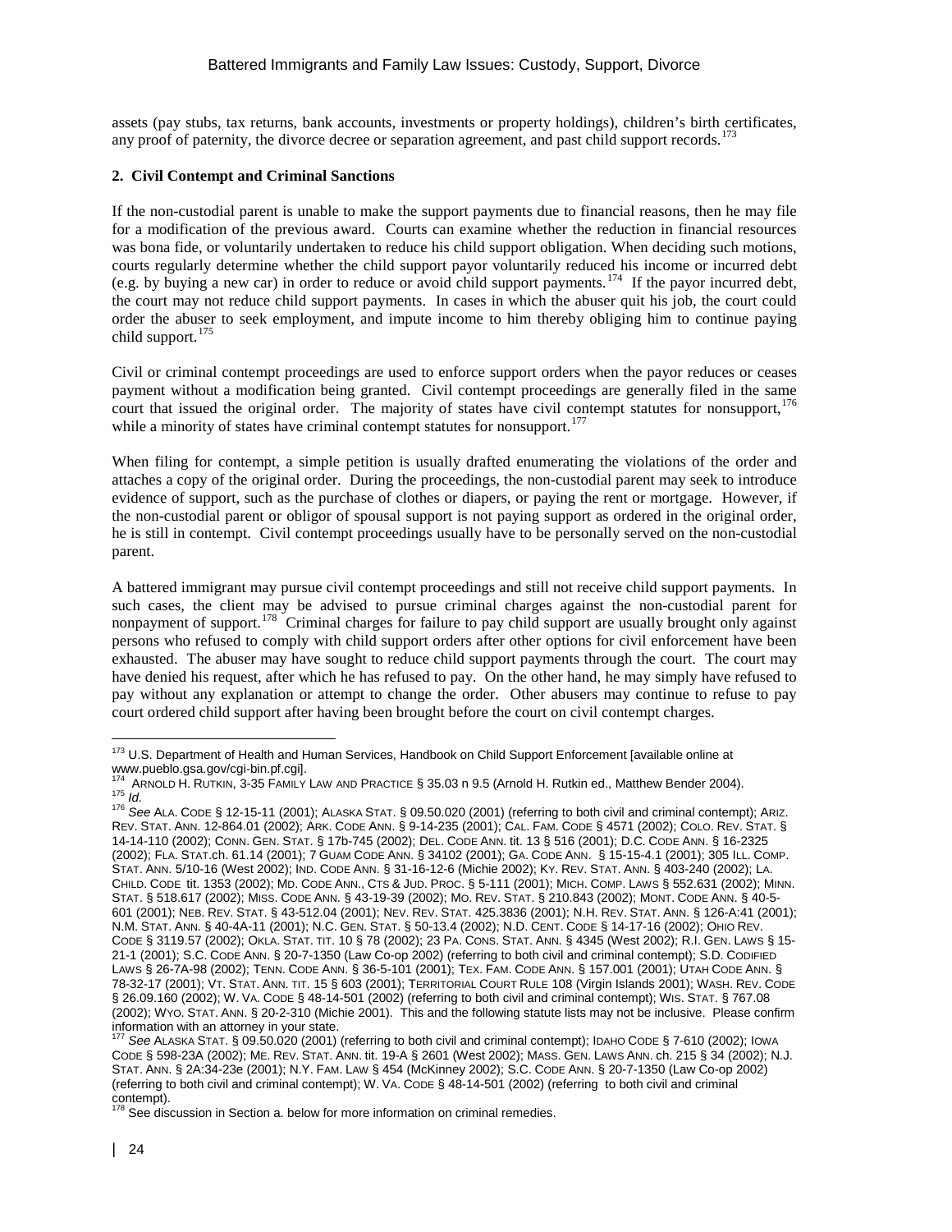assets (pay stubs, tax returns, bank accounts, investments or property holdings), children's birth certificates, any proof of paternity, the divorce decree or separation agreement, and past child support records.[173]

**2. Civil Contempt and Criminal Sanctions**

If the non-custodial parent is unable to make the support payments due to financial reasons, then he may file for a modification of the previous award. Courts can examine whether the reduction in financial resources was bona fide, or voluntarily undertaken to reduce his child support obligation. When deciding such motions, courts regularly determine whether the child support payor voluntarily reduced his income or incurred debt (e.g. by buying a new car) in order to reduce or avoid child support payments.[174] If the payor incurred debt, the court may not reduce child support payments. In cases in which the abuser quit his job, the court could order the abuser to seek employment, and impute income to him thereby obliging him to continue paying child support.[175]

Civil or criminal contempt proceedings are used to enforce support orders when the payor reduces or ceases payment without a modification being granted. Civil contempt proceedings are generally filed in the same court that issued the original order. The majority of states have civil contempt statutes for nonsupport,[176] while a minority of states have criminal contempt statutes for nonsupport.[177]

When filing for contempt, a simple petition is usually drafted enumerating the violations of the order and attaches a copy of the original order. During the proceedings, the non-custodial parent may seek to introduce evidence of support, such as the purchase of clothes or diapers, or paying the rent or mortgage. However, if the non-custodial parent or obligor of spousal support is not paying support as ordered in the original order, he is still in contempt. Civil contempt proceedings usually have to be personally served on the non-custodial parent.

A battered immigrant may pursue civil contempt proceedings and still not receive child support payments. In such cases, the client may be advised to pursue criminal charges against the non-custodial parent for nonpayment of support.[178] Criminal charges for failure to pay child support are usually brought only against persons who refused to comply with child support orders after other options for civil enforcement have been exhausted. The abuser may have sought to reduce child support payments through the court. The court may have denied his request, after which he has refused to pay. On the other hand, he may simply have refused to pay without any explanation or attempt to change the order. Other abusers may continue to refuse to pay court ordered child support after having been brought before the court on civil contempt charges.

---

[173] U.S. Department of Health and Human Services, Handbook on Child Support Enforcement [available online at www.pueblo.gsa.gov/cgi-bin.pf.cgi].

[174] ARNOLD H. RUTKIN, 3-35 FAMILY LAW AND PRACTICE § 35.03 n 9.5 (Arnold H. Rutkin ed., Matthew Bender 2004).

[175] *Id.*

[176] *See* ALA. CODE § 12-15-11 (2001); ALASKA STAT. § 09.50.020 (2001) (referring to both civil and criminal contempt); ARIZ. REV. STAT. ANN. 12-864.01 (2002); ARK. CODE ANN. § 9-14-235 (2001); CAL. FAM. CODE § 4571 (2002); COLO. REV. STAT. § 14-14-110 (2002); CONN. GEN. STAT. § 17b-745 (2002); DEL. CODE ANN. tit. 13 § 516 (2001); D.C. CODE ANN. § 16-2325 (2002); FLA. STAT.ch. 61.14 (2001); 7 GUAM CODE ANN. § 34102 (2001); GA. CODE ANN. § 15-15-4.1 (2001); 305 ILL. COMP. STAT. ANN. 5/10-16 (West 2002); IND. CODE ANN. § 31-16-12-6 (Michie 2002); KY. REV. STAT. ANN. § 403-240 (2002); LA. CHILD. CODE tit. 1353 (2002); MD. CODE ANN., CTS & JUD. PROC. § 5-111 (2001); MICH. COMP. LAWS § 552.631 (2002); MINN. STAT. § 518.617 (2002); MISS. CODE ANN. § 43-19-39 (2002); MO. REV. STAT. § 210.843 (2002); MONT. CODE ANN. § 40-5-601 (2001); NEB. REV. STAT. § 43-512.04 (2001); NEV. REV. STAT. 425.3836 (2001); N.H. REV. STAT. ANN. § 126-A:41 (2001); N.M. STAT. ANN. § 40-4A-11 (2001); N.C. GEN. STAT. § 50-13.4 (2002); N.D. CENT. CODE § 14-17-16 (2002); OHIO REV. CODE § 3119.57 (2002); OKLA. STAT. TIT. 10 § 78 (2002); 23 PA. CONS. STAT. ANN. § 4345 (West 2002); R.I. GEN. LAWS § 15-21-1 (2001); S.C. CODE ANN. § 20-7-1350 (Law Co-op 2002) (referring to both civil and criminal contempt); S.D. CODIFIED LAWS § 26-7A-98 (2002); TENN. CODE ANN. § 36-5-101 (2001); TEX. FAM. CODE ANN. § 157.001 (2001); UTAH CODE ANN. § 78-32-17 (2001); VT. STAT. ANN. TIT. 15 § 603 (2001); TERRITORIAL COURT RULE 108 (Virgin Islands 2001); WASH. REV. CODE § 26.09.160 (2002); W. VA. CODE § 48-14-501 (2002) (referring to both civil and criminal contempt); WIS. STAT. § 767.08 (2002); WYO. STAT. ANN. § 20-2-310 (Michie 2001). This and the following statute lists may not be inclusive. Please confirm information with an attorney in your state.

[177] *See* ALASKA STAT. § 09.50.020 (2001) (referring to both civil and criminal contempt); IDAHO CODE § 7-610 (2002); IOWA CODE § 598-23A (2002); ME. REV. STAT. ANN. tit. 19-A § 2601 (West 2002); MASS. GEN. LAWS ANN. ch. 215 § 34 (2002); N.J. STAT. ANN. § 2A:34-23e (2001); N.Y. FAM. LAW § 454 (McKinney 2002); S.C. CODE ANN. § 20-7-1350 (Law Co-op 2002) (referring to both civil and criminal contempt); W. VA. CODE § 48-14-501 (2002) (referring to both civil and criminal contempt).

[178] See discussion in Section a. below for more information on criminal remedies.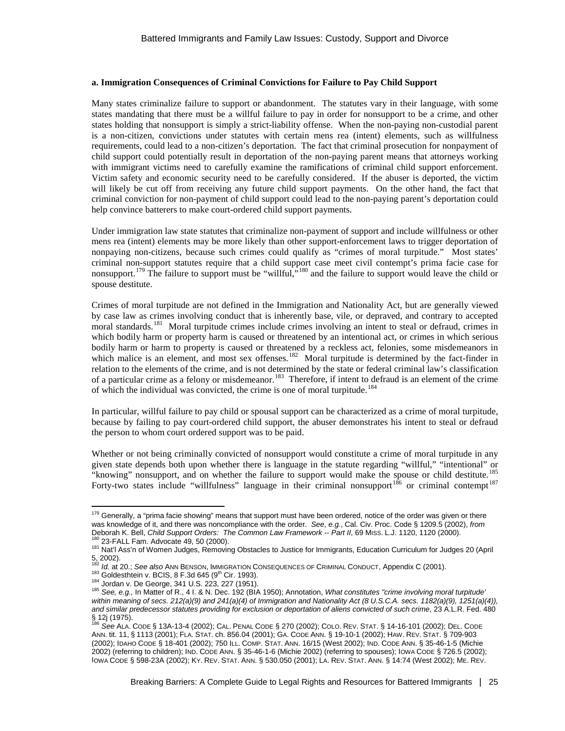**a. Immigration Consequences of Criminal Convictions for Failure to Pay Child Support**

Many states criminalize failure to support or abandonment. The statutes vary in their language, with some states mandating that there must be a willful failure to pay in order for nonsupport to be a crime, and other states holding that nonsupport is simply a strict-liability offense. When the non-paying non-custodial parent is a non-citizen, convictions under statutes with certain mens rea (intent) elements, such as willfulness requirements, could lead to a non-citizen's deportation. The fact that criminal prosecution for nonpayment of child support could potentially result in deportation of the non-paying parent means that attorneys working with immigrant victims need to carefully examine the ramifications of criminal child support enforcement. Victim safety and economic security need to be carefully considered. If the abuser is deported, the victim will likely be cut off from receiving any future child support payments. On the other hand, the fact that criminal conviction for non-payment of child support could lead to the non-paying parent's deportation could help convince batterers to make court-ordered child support payments.

Under immigration law state statutes that criminalize non-payment of support and include willfulness or other mens rea (intent) elements may be more likely than other support-enforcement laws to trigger deportation of nonpaying non-citizens, because such crimes could qualify as "crimes of moral turpitude." Most states' criminal non-support statutes require that a child support case meet civil contempt's prima facie case for nonsupport.[179] The failure to support must be "willful,"[180] and the failure to support would leave the child or spouse destitute.

Crimes of moral turpitude are not defined in the Immigration and Nationality Act, but are generally viewed by case law as crimes involving conduct that is inherently base, vile, or depraved, and contrary to accepted moral standards.[181] Moral turpitude crimes include crimes involving an intent to steal or defraud, crimes in which bodily harm or property harm is caused or threatened by an intentional act, or crimes in which serious bodily harm or harm to property is caused or threatened by a reckless act, felonies, some misdemeanors in which malice is an element, and most sex offenses.[182] Moral turpitude is determined by the fact-finder in relation to the elements of the crime, and is not determined by the state or federal criminal law's classification of a particular crime as a felony or misdemeanor.[183] Therefore, if intent to defraud is an element of the crime of which the individual was convicted, the crime is one of moral turpitude.[184]

In particular, willful failure to pay child or spousal support can be characterized as a crime of moral turpitude, because by failing to pay court-ordered child support, the abuser demonstrates his intent to steal or defraud the person to whom court ordered support was to be paid.

Whether or not being criminally convicted of nonsupport would constitute a crime of moral turpitude in any given state depends both upon whether there is language in the statute regarding "willful," "intentional" or "knowing" nonsupport, and on whether the failure to support would make the spouse or child destitute.[185] Forty-two states include "willfulness" language in their criminal nonsupport[186] or criminal contempt[187]

---

[179] Generally, a "prima facie showing" means that support must have been ordered, notice of the order was given or there was knowledge of it, and there was noncompliance with the order. *See*, *e.g.*, Cal. Civ. Proc. Code § 1209.5 (2002), *from* Deborah K. Bell, *Child Support Orders: The Common Law Framework -- Part II*, 69 MISS. L.J. 1120, 1120 (2000).

[180] 23-FALL Fam. Advocate 49, 50 (2000).

[181] Nat'l Ass'n of Women Judges, Removing Obstacles to Justice for Immigrants, Education Curriculum for Judges 20 (April 5, 2002).

[182] *Id.* at 20.; *See also* ANN BENSON, IMMIGRATION CONSEQUENCES OF CRIMINAL CONDUCT, Appendix C (2001).

[183] Goldesthtein v. BCIS, 8 F.3d 645 (9th Cir. 1993).

[184] Jordan v. De George, 341 U.S. 223, 227 (1951).

[185] *See, e.g.,* In Matter of R., 4 I. & N. Dec. 192 (BIA 1950); Annotation, *What constitutes "crime involving moral turpitude' within meaning of secs. 212(a)(9) and 241(a)(4) of Immigration and Nationality Act (8 U.S.C.A. secs. 1182(a)(9), 1251(a)(4)), and similar predecessor statutes providing for exclusion or deportation of aliens convicted of such crime*, 23 A.L.R. Fed. 480 § 12j (1975).

[186] *See* ALA. CODE § 13A-13-4 (2002); CAL. PENAL CODE § 270 (2002); COLO. REV. STAT. § 14-16-101 (2002); DEL. CODE ANN. tit. 11, § 1113 (2001); FLA. STAT. ch. 856.04 (2001); GA. CODE ANN. § 19-10-1 (2002); HAW. REV. STAT. § 709-903 (2002); IDAHO CODE § 18-401 (2002); 750 ILL. COMP. STAT. ANN. 16/15 (West 2002); IND. CODE ANN. § 35-46-1-5 (Michie 2002) (referring to children); IND. CODE ANN. § 35-46-1-6 (Michie 2002) (referring to spouses); IOWA CODE § 726.5 (2002); IOWA CODE § 598-23A (2002); KY. REV. STAT. ANN. § 530.050 (2001); LA. REV. STAT. ANN. § 14:74 (West 2002); ME. REV.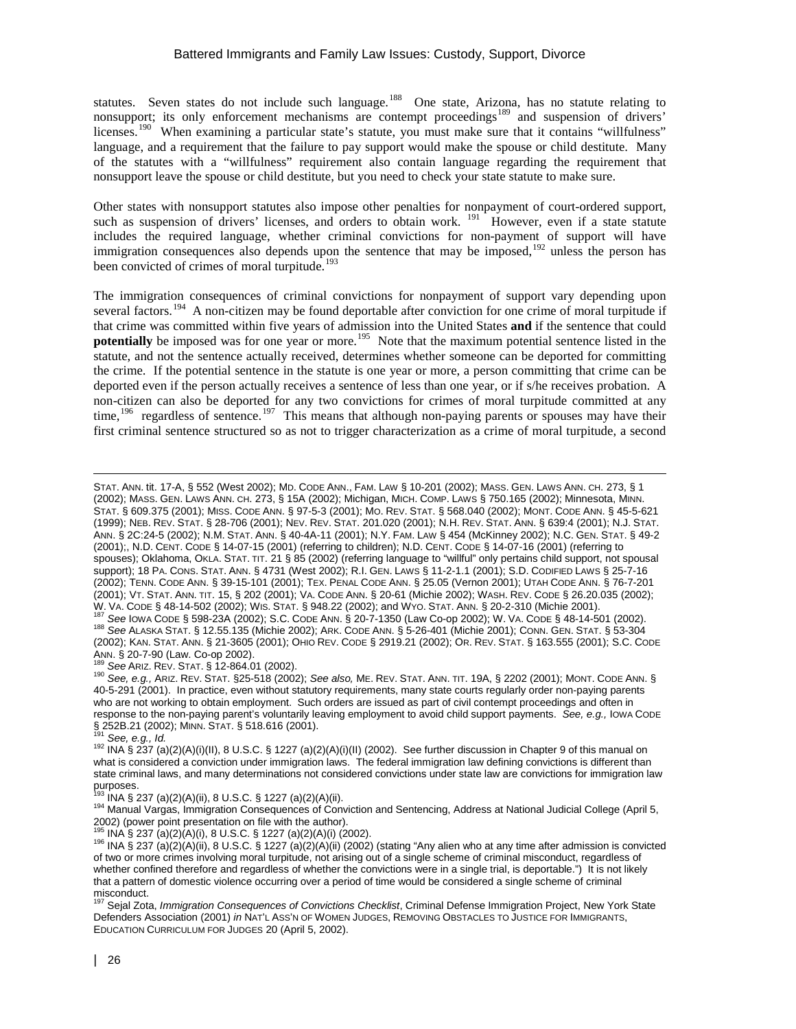statutes. Seven states do not include such language.[188] One state, Arizona, has no statute relating to nonsupport; its only enforcement mechanisms are contempt proceedings[189] and suspension of drivers' licenses.[190] When examining a particular state's statute, you must make sure that it contains "willfulness" language, and a requirement that the failure to pay support would make the spouse or child destitute. Many of the statutes with a "willfulness" requirement also contain language regarding the requirement that nonsupport leave the spouse or child destitute, but you need to check your state statute to make sure.

Other states with nonsupport statutes also impose other penalties for nonpayment of court-ordered support, such as suspension of drivers' licenses, and orders to obtain work. [191] However, even if a state statute includes the required language, whether criminal convictions for non-payment of support will have immigration consequences also depends upon the sentence that may be imposed,[192] unless the person has been convicted of crimes of moral turpitude.[193]

The immigration consequences of criminal convictions for nonpayment of support vary depending upon several factors.[194] A non-citizen may be found deportable after conviction for one crime of moral turpitude if that crime was committed within five years of admission into the United States **and** if the sentence that could **potentially** be imposed was for one year or more.[195] Note that the maximum potential sentence listed in the statute, and not the sentence actually received, determines whether someone can be deported for committing the crime. If the potential sentence in the statute is one year or more, a person committing that crime can be deported even if the person actually receives a sentence of less than one year, or if s/he receives probation. A non-citizen can also be deported for any two convictions for crimes of moral turpitude committed at any time,[196] regardless of sentence.[197] This means that although non-paying parents or spouses may have their first criminal sentence structured so as not to trigger characterization as a crime of moral turpitude, a second

---

STAT. ANN. tit. 17-A, § 552 (West 2002); MD. CODE ANN., FAM. LAW § 10-201 (2002); MASS. GEN. LAWS ANN. CH. 273, § 1 (2002); MASS. GEN. LAWS ANN. CH. 273, § 15A (2002); Michigan, MICH. COMP. LAWS § 750.165 (2002); Minnesota, MINN. STAT. § 609.375 (2001); MISS. CODE ANN. § 97-5-3 (2001); MO. REV. STAT. § 568.040 (2002); MONT. CODE ANN. § 45-5-621 (1999); NEB. REV. STAT. § 28-706 (2001); NEV. REV. STAT. 201.020 (2001); N.H. REV. STAT. ANN. § 639:4 (2001); N.J. STAT. ANN. § 2C:24-5 (2002); N.M. STAT. ANN. § 40-4A-11 (2001); N.Y. FAM. LAW § 454 (McKinney 2002); N.C. GEN. STAT. § 49-2 (2001);, N.D. CENT. CODE § 14-07-15 (2001) (referring to children); N.D. CENT. CODE § 14-07-16 (2001) (referring to spouses); Oklahoma, OKLA. STAT. TIT. 21 § 85 (2002) (referring language to "willful" only pertains child support, not spousal support); 18 PA. CONS. STAT. ANN. § 4731 (West 2002); R.I. GEN. LAWS § 11-2-1.1 (2001); S.D. CODIFIED LAWS § 25-7-16 (2002); TENN. CODE ANN. § 39-15-101 (2001); TEX. PENAL CODE ANN. § 25.05 (Vernon 2001); UTAH CODE ANN. § 76-7-201 (2001); VT. STAT. ANN. TIT. 15, § 202 (2001); VA. CODE ANN. § 20-61 (Michie 2002); WASH. REV. CODE § 26.20.035 (2002); W. VA. CODE § 48-14-502 (2002); WIS. STAT. § 948.22 (2002); and WYO. STAT. ANN. § 20-2-310 (Michie 2001).

[187] *See* IOWA CODE § 598-23A (2002); S.C. CODE ANN. § 20-7-1350 (Law Co-op 2002); W. VA. CODE § 48-14-501 (2002).

[188] *See* ALASKA STAT. § 12.55.135 (Michie 2002); ARK. CODE ANN. § 5-26-401 (Michie 2001); CONN. GEN. STAT. § 53-304 (2002); KAN. STAT. ANN. § 21-3605 (2001); OHIO REV. CODE § 2919.21 (2002); OR. REV. STAT. § 163.555 (2001); S.C. CODE ANN. § 20-7-90 (Law. Co-op 2002).

[189] *See* ARIZ. REV. STAT. § 12-864.01 (2002).

[190] *See, e.g.,* ARIZ. REV. STAT. §25-518 (2002); *See also,* ME. REV. STAT. ANN. TIT. 19A, § 2202 (2001); MONT. CODE ANN. § 40-5-291 (2001). In practice, even without statutory requirements, many state courts regularly order non-paying parents who are not working to obtain employment. Such orders are issued as part of civil contempt proceedings and often in response to the non-paying parent's voluntarily leaving employment to avoid child support payments. *See, e.g.,* IOWA CODE § 252B.21 (2002); MINN. STAT. § 518.616 (2001).

[191] *See, e.g., Id.*

[192] INA § 237 (a)(2)(A)(i)(II), 8 U.S.C. § 1227 (a)(2)(A)(i)(II) (2002). See further discussion in Chapter 9 of this manual on what is considered a conviction under immigration laws. The federal immigration law defining convictions is different than state criminal laws, and many determinations not considered convictions under state law are convictions for immigration law purposes.

[193] INA § 237 (a)(2)(A)(ii), 8 U.S.C. § 1227 (a)(2)(A)(ii).

[194] Manual Vargas, Immigration Consequences of Conviction and Sentencing, Address at National Judicial College (April 5, 2002) (power point presentation on file with the author).

[195] INA § 237 (a)(2)(A)(i), 8 U.S.C. § 1227 (a)(2)(A)(i) (2002).

[196] INA § 237 (a)(2)(A)(ii), 8 U.S.C. § 1227 (a)(2)(A)(ii) (2002) (stating "Any alien who at any time after admission is convicted of two or more crimes involving moral turpitude, not arising out of a single scheme of criminal misconduct, regardless of whether confined therefore and regardless of whether the convictions were in a single trial, is deportable.") It is not likely that a pattern of domestic violence occurring over a period of time would be considered a single scheme of criminal misconduct.

[197] Sejal Zota, *Immigration Consequences of Convictions Checklist*, Criminal Defense Immigration Project, New York State Defenders Association (2001) *in* NAT'L ASS'N OF WOMEN JUDGES, REMOVING OBSTACLES TO JUSTICE FOR IMMIGRANTS, EDUCATION CURRICULUM FOR JUDGES 20 (April 5, 2002).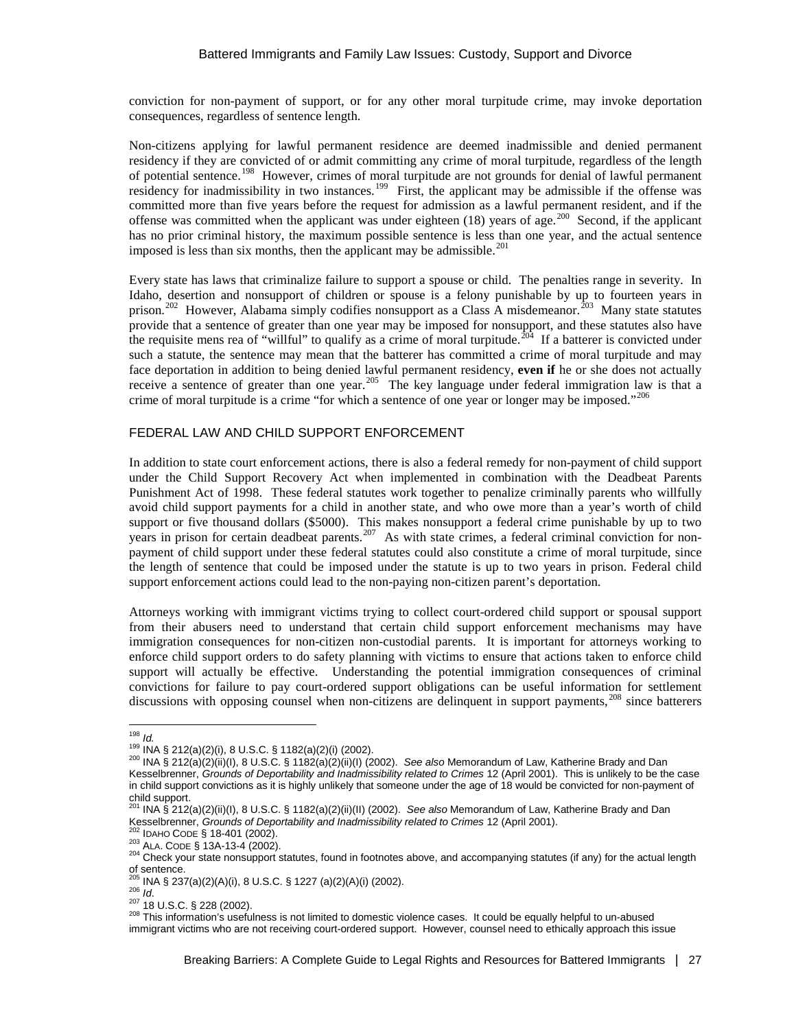conviction for non-payment of support, or for any other moral turpitude crime, may invoke deportation consequences, regardless of sentence length.

Non-citizens applying for lawful permanent residence are deemed inadmissible and denied permanent residency if they are convicted of or admit committing any crime of moral turpitude, regardless of the length of potential sentence.[198] However, crimes of moral turpitude are not grounds for denial of lawful permanent residency for inadmissibility in two instances.[199] First, the applicant may be admissible if the offense was committed more than five years before the request for admission as a lawful permanent resident, and if the offense was committed when the applicant was under eighteen (18) years of age.[200] Second, if the applicant has no prior criminal history, the maximum possible sentence is less than one year, and the actual sentence imposed is less than six months, then the applicant may be admissible.[201]

Every state has laws that criminalize failure to support a spouse or child. The penalties range in severity. In Idaho, desertion and nonsupport of children or spouse is a felony punishable by up to fourteen years in prison.[202] However, Alabama simply codifies nonsupport as a Class A misdemeanor.[203] Many state statutes provide that a sentence of greater than one year may be imposed for nonsupport, and these statutes also have the requisite mens rea of "willful" to qualify as a crime of moral turpitude.[204] If a batterer is convicted under such a statute, the sentence may mean that the batterer has committed a crime of moral turpitude and may face deportation in addition to being denied lawful permanent residency, **even if** he or she does not actually receive a sentence of greater than one year.[205] The key language under federal immigration law is that a crime of moral turpitude is a crime "for which a sentence of one year or longer may be imposed."[206]

## FEDERAL LAW AND CHILD SUPPORT ENFORCEMENT

In addition to state court enforcement actions, there is also a federal remedy for non-payment of child support under the Child Support Recovery Act when implemented in combination with the Deadbeat Parents Punishment Act of 1998. These federal statutes work together to penalize criminally parents who willfully avoid child support payments for a child in another state, and who owe more than a year's worth of child support or five thousand dollars ($5000). This makes nonsupport a federal crime punishable by up to two years in prison for certain deadbeat parents.[207] As with state crimes, a federal criminal conviction for non-payment of child support under these federal statutes could also constitute a crime of moral turpitude, since the length of sentence that could be imposed under the statute is up to two years in prison. Federal child support enforcement actions could lead to the non-paying non-citizen parent's deportation.

Attorneys working with immigrant victims trying to collect court-ordered child support or spousal support from their abusers need to understand that certain child support enforcement mechanisms may have immigration consequences for non-citizen non-custodial parents. It is important for attorneys working to enforce child support orders to do safety planning with victims to ensure that actions taken to enforce child support will actually be effective. Understanding the potential immigration consequences of criminal convictions for failure to pay court-ordered support obligations can be useful information for settlement discussions with opposing counsel when non-citizens are delinquent in support payments,[208] since batterers

---

[198] *Id.*

[199] INA § 212(a)(2)(i), 8 U.S.C. § 1182(a)(2)(i) (2002).

[200] INA § 212(a)(2)(ii)(I), 8 U.S.C. § 1182(a)(2)(ii)(I) (2002). *See also* Memorandum of Law, Katherine Brady and Dan Kesselbrenner, *Grounds of Deportability and Inadmissibility related to Crimes* 12 (April 2001). This is unlikely to be the case in child support convictions as it is highly unlikely that someone under the age of 18 would be convicted for non-payment of child support.

[201] INA § 212(a)(2)(ii)(II), 8 U.S.C. § 1182(a)(2)(ii)(II) (2002). *See also* Memorandum of Law, Katherine Brady and Dan Kesselbrenner, *Grounds of Deportability and Inadmissibility related to Crimes* 12 (April 2001).

[202] IDAHO CODE § 18-401 (2002).

[203] ALA. CODE § 13A-13-4 (2002).

[204] Check your state nonsupport statutes, found in footnotes above, and accompanying statutes (if any) for the actual length of sentence.

[205] INA § 237(a)(2)(A)(i), 8 U.S.C. § 1227 (a)(2)(A)(i) (2002).

[206] *Id.*

[207] 18 U.S.C. § 228 (2002).

[208] This information's usefulness is not limited to domestic violence cases. It could be equally helpful to un-abused immigrant victims who are not receiving court-ordered support. However, counsel need to ethically approach this issue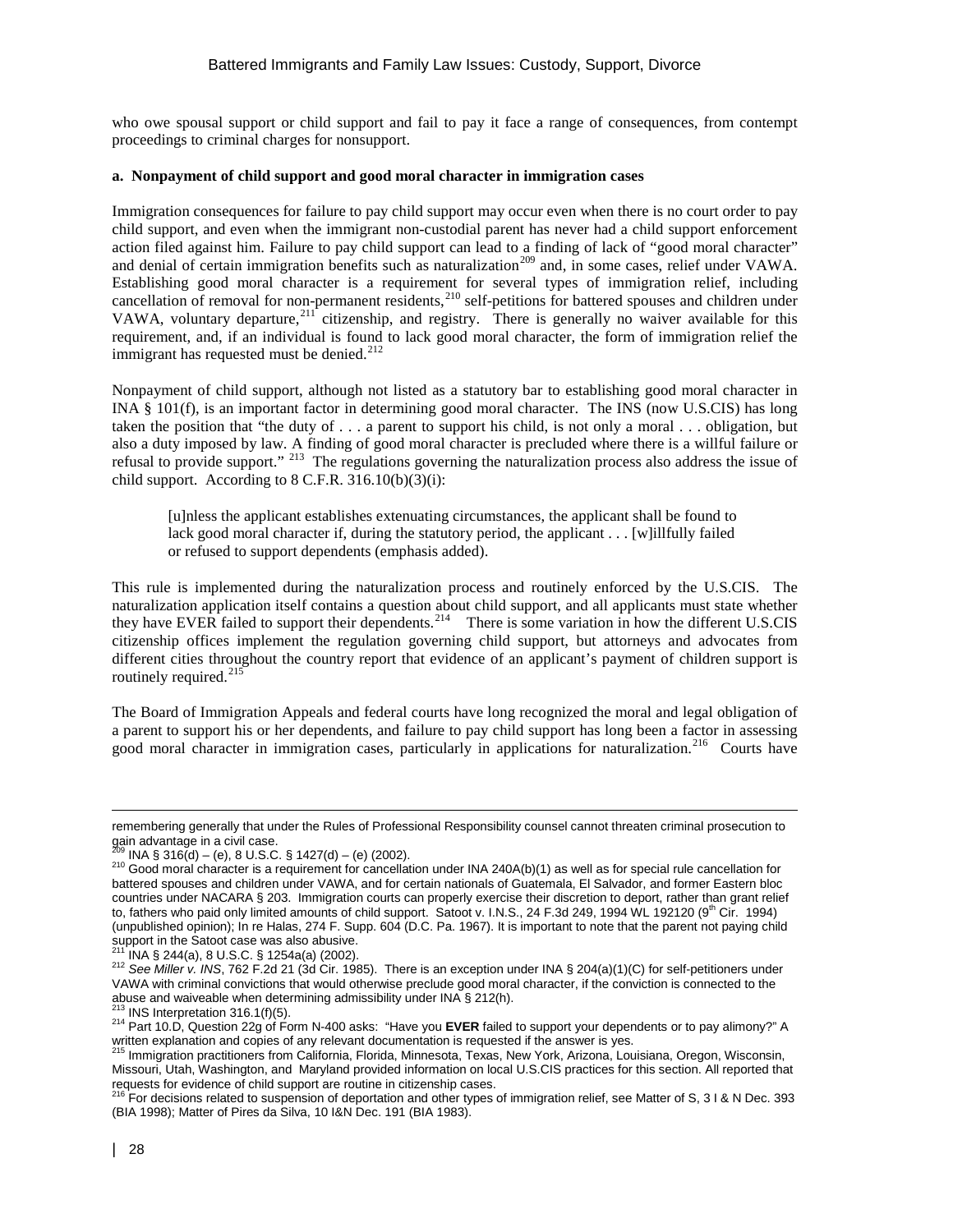who owe spousal support or child support and fail to pay it face a range of consequences, from contempt proceedings to criminal charges for nonsupport.

**a. Nonpayment of child support and good moral character in immigration cases**

Immigration consequences for failure to pay child support may occur even when there is no court order to pay child support, and even when the immigrant non-custodial parent has never had a child support enforcement action filed against him. Failure to pay child support can lead to a finding of lack of "good moral character" and denial of certain immigration benefits such as naturalization[209] and, in some cases, relief under VAWA. Establishing good moral character is a requirement for several types of immigration relief, including cancellation of removal for non-permanent residents,[210] self-petitions for battered spouses and children under VAWA, voluntary departure,[211] citizenship, and registry. There is generally no waiver available for this requirement, and, if an individual is found to lack good moral character, the form of immigration relief the immigrant has requested must be denied.[212]

Nonpayment of child support, although not listed as a statutory bar to establishing good moral character in INA § 101(f), is an important factor in determining good moral character. The INS (now U.S.CIS) has long taken the position that "the duty of . . . a parent to support his child, is not only a moral . . . obligation, but also a duty imposed by law. A finding of good moral character is precluded where there is a willful failure or refusal to provide support." [213] The regulations governing the naturalization process also address the issue of child support. According to 8 C.F.R. 316.10(b)(3)(i):

> [u]nless the applicant establishes extenuating circumstances, the applicant shall be found to lack good moral character if, during the statutory period, the applicant . . . [w]illfully failed or refused to support dependents (emphasis added).

This rule is implemented during the naturalization process and routinely enforced by the U.S.CIS. The naturalization application itself contains a question about child support, and all applicants must state whether they have EVER failed to support their dependents.[214] There is some variation in how the different U.S.CIS citizenship offices implement the regulation governing child support, but attorneys and advocates from different cities throughout the country report that evidence of an applicant's payment of children support is routinely required.[215]

The Board of Immigration Appeals and federal courts have long recognized the moral and legal obligation of a parent to support his or her dependents, and failure to pay child support has long been a factor in assessing good moral character in immigration cases, particularly in applications for naturalization.[216] Courts have

---

remembering generally that under the Rules of Professional Responsibility counsel cannot threaten criminal prosecution to gain advantage in a civil case.

[209] INA § 316(d) – (e), 8 U.S.C. § 1427(d) – (e) (2002).

[210] Good moral character is a requirement for cancellation under INA 240A(b)(1) as well as for special rule cancellation for battered spouses and children under VAWA, and for certain nationals of Guatemala, El Salvador, and former Eastern bloc countries under NACARA § 203. Immigration courts can properly exercise their discretion to deport, rather than grant relief to, fathers who paid only limited amounts of child support. Satoot v. I.N.S., 24 F.3d 249, 1994 WL 192120 (9th Cir. 1994) (unpublished opinion); In re Halas, 274 F. Supp. 604 (D.C. Pa. 1967). It is important to note that the parent not paying child support in the Satoot case was also abusive.

[211] INA § 244(a), 8 U.S.C. § 1254a(a) (2002).

[212] *See Miller v. INS*, 762 F.2d 21 (3d Cir. 1985). There is an exception under INA § 204(a)(1)(C) for self-petitioners under VAWA with criminal convictions that would otherwise preclude good moral character, if the conviction is connected to the abuse and waiveable when determining admissibility under INA § 212(h).

[213] INS Interpretation 316.1(f)(5).

[214] Part 10.D, Question 22g of Form N-400 asks: "Have you **EVER** failed to support your dependents or to pay alimony?" A written explanation and copies of any relevant documentation is requested if the answer is yes.

[215] Immigration practitioners from California, Florida, Minnesota, Texas, New York, Arizona, Louisiana, Oregon, Wisconsin, Missouri, Utah, Washington, and Maryland provided information on local U.S.CIS practices for this section. All reported that requests for evidence of child support are routine in citizenship cases.

[216] For decisions related to suspension of deportation and other types of immigration relief, see Matter of S, 3 I & N Dec. 393 (BIA 1998); Matter of Pires da Silva, 10 I&N Dec. 191 (BIA 1983).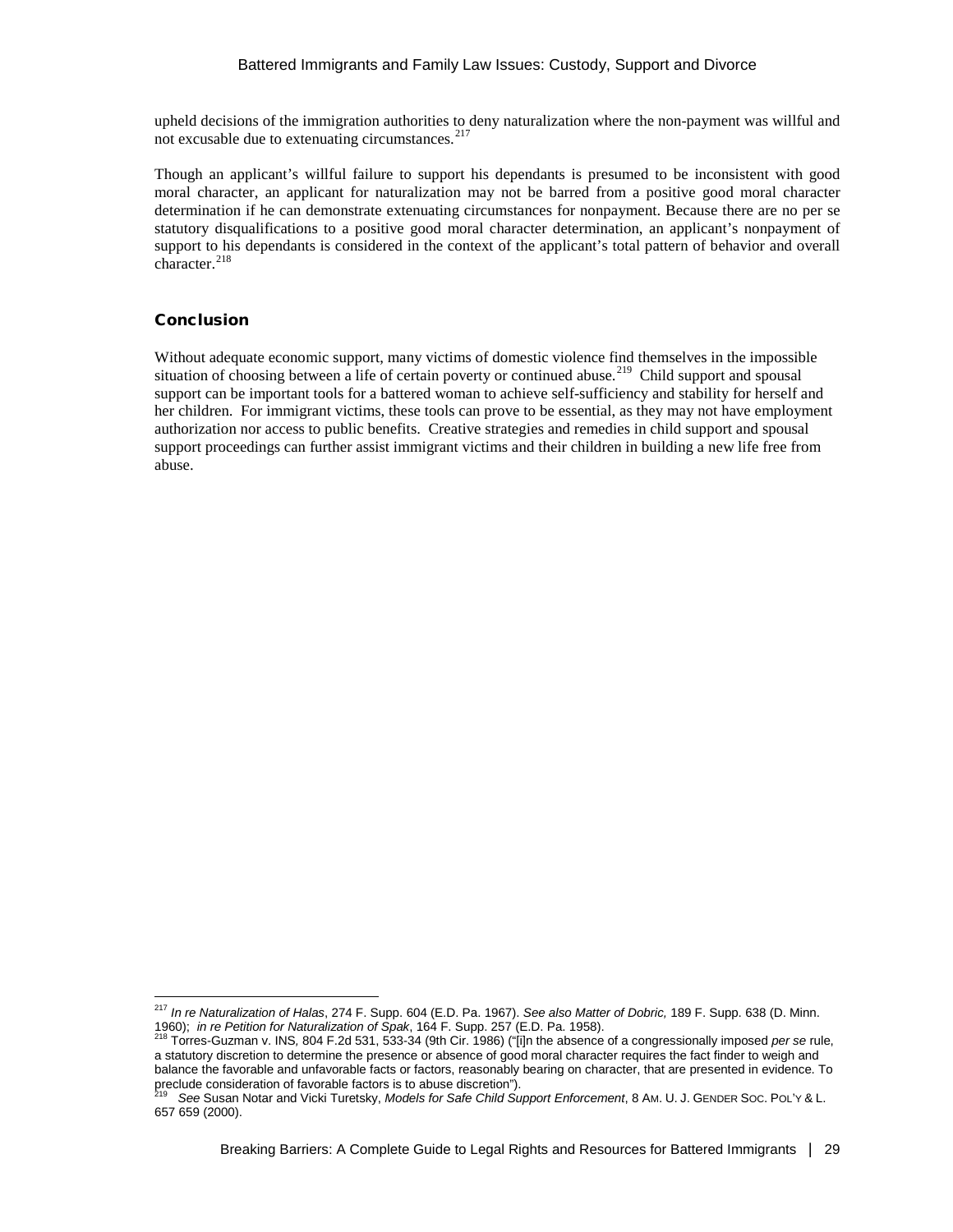upheld decisions of the immigration authorities to deny naturalization where the non-payment was willful and not excusable due to extenuating circumstances.[217]

Though an applicant's willful failure to support his dependants is presumed to be inconsistent with good moral character, an applicant for naturalization may not be barred from a positive good moral character determination if he can demonstrate extenuating circumstances for nonpayment. Because there are no per se statutory disqualifications to a positive good moral character determination, an applicant's nonpayment of support to his dependants is considered in the context of the applicant's total pattern of behavior and overall character.[218]

## Conclusion

Without adequate economic support, many victims of domestic violence find themselves in the impossible situation of choosing between a life of certain poverty or continued abuse.[219] Child support and spousal support can be important tools for a battered woman to achieve self-sufficiency and stability for herself and her children. For immigrant victims, these tools can prove to be essential, as they may not have employment authorization nor access to public benefits. Creative strategies and remedies in child support and spousal support proceedings can further assist immigrant victims and their children in building a new life free from abuse.

---

[217] *In re Naturalization of Halas*, 274 F. Supp. 604 (E.D. Pa. 1967). *See also Matter of Dobric,* 189 F. Supp. 638 (D. Minn. 1960); *in re Petition for Naturalization of Spak*, 164 F. Supp. 257 (E.D. Pa. 1958).

[218] Torres-Guzman v. INS*,* 804 F.2d 531, 533-34 (9th Cir. 1986) ("[i]n the absence of a congressionally imposed *per se* rule, a statutory discretion to determine the presence or absence of good moral character requires the fact finder to weigh and balance the favorable and unfavorable facts or factors, reasonably bearing on character, that are presented in evidence. To preclude consideration of favorable factors is to abuse discretion").

[219] *See* Susan Notar and Vicki Turetsky, *Models for Safe Child Support Enforcement*, 8 AM. U. J. GENDER SOC. POL'Y & L. 657 659 (2000).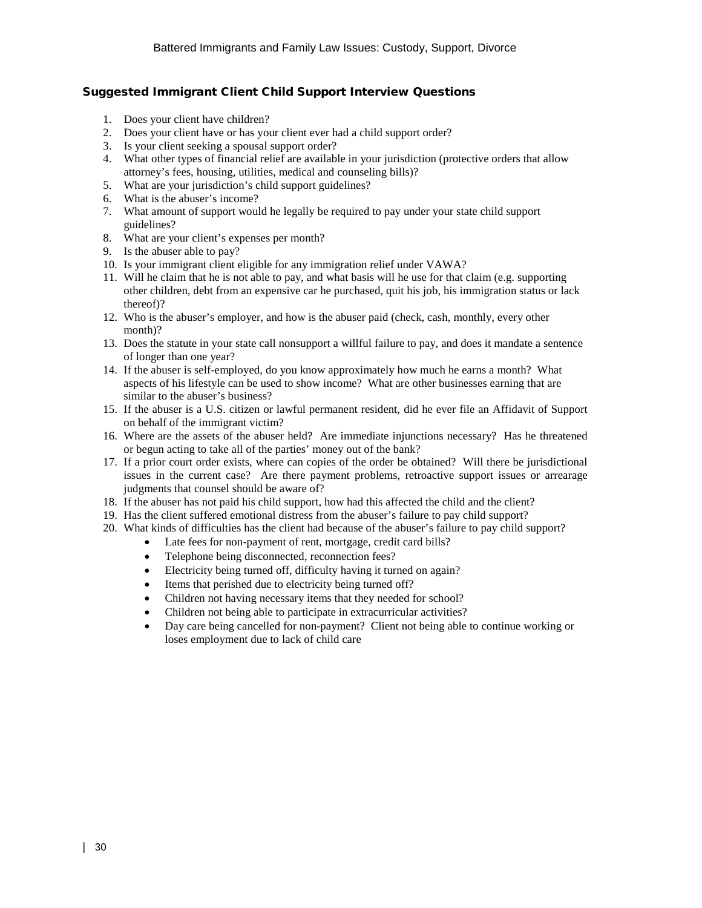## Suggested Immigrant Client Child Support Interview Questions

1. Does your client have children?
2. Does your client have or has your client ever had a child support order?
3. Is your client seeking a spousal support order?
4. What other types of financial relief are available in your jurisdiction (protective orders that allow attorney's fees, housing, utilities, medical and counseling bills)?
5. What are your jurisdiction's child support guidelines?
6. What is the abuser's income?
7. What amount of support would he legally be required to pay under your state child support guidelines?
8. What are your client's expenses per month?
9. Is the abuser able to pay?
10. Is your immigrant client eligible for any immigration relief under VAWA?
11. Will he claim that he is not able to pay, and what basis will he use for that claim (e.g. supporting other children, debt from an expensive car he purchased, quit his job, his immigration status or lack thereof)?
12. Who is the abuser's employer, and how is the abuser paid (check, cash, monthly, every other month)?
13. Does the statute in your state call nonsupport a willful failure to pay, and does it mandate a sentence of longer than one year?
14. If the abuser is self-employed, do you know approximately how much he earns a month? What aspects of his lifestyle can be used to show income? What are other businesses earning that are similar to the abuser's business?
15. If the abuser is a U.S. citizen or lawful permanent resident, did he ever file an Affidavit of Support on behalf of the immigrant victim?
16. Where are the assets of the abuser held? Are immediate injunctions necessary? Has he threatened or begun acting to take all of the parties' money out of the bank?
17. If a prior court order exists, where can copies of the order be obtained? Will there be jurisdictional issues in the current case? Are there payment problems, retroactive support issues or arrearage judgments that counsel should be aware of?
18. If the abuser has not paid his child support, how had this affected the child and the client?
19. Has the client suffered emotional distress from the abuser's failure to pay child support?
20. What kinds of difficulties has the client had because of the abuser's failure to pay child support?
    - Late fees for non-payment of rent, mortgage, credit card bills?
    - Telephone being disconnected, reconnection fees?
    - Electricity being turned off, difficulty having it turned on again?
    - Items that perished due to electricity being turned off?
    - Children not having necessary items that they needed for school?
    - Children not being able to participate in extracurricular activities?
    - Day care being cancelled for non-payment? Client not being able to continue working or loses employment due to lack of child care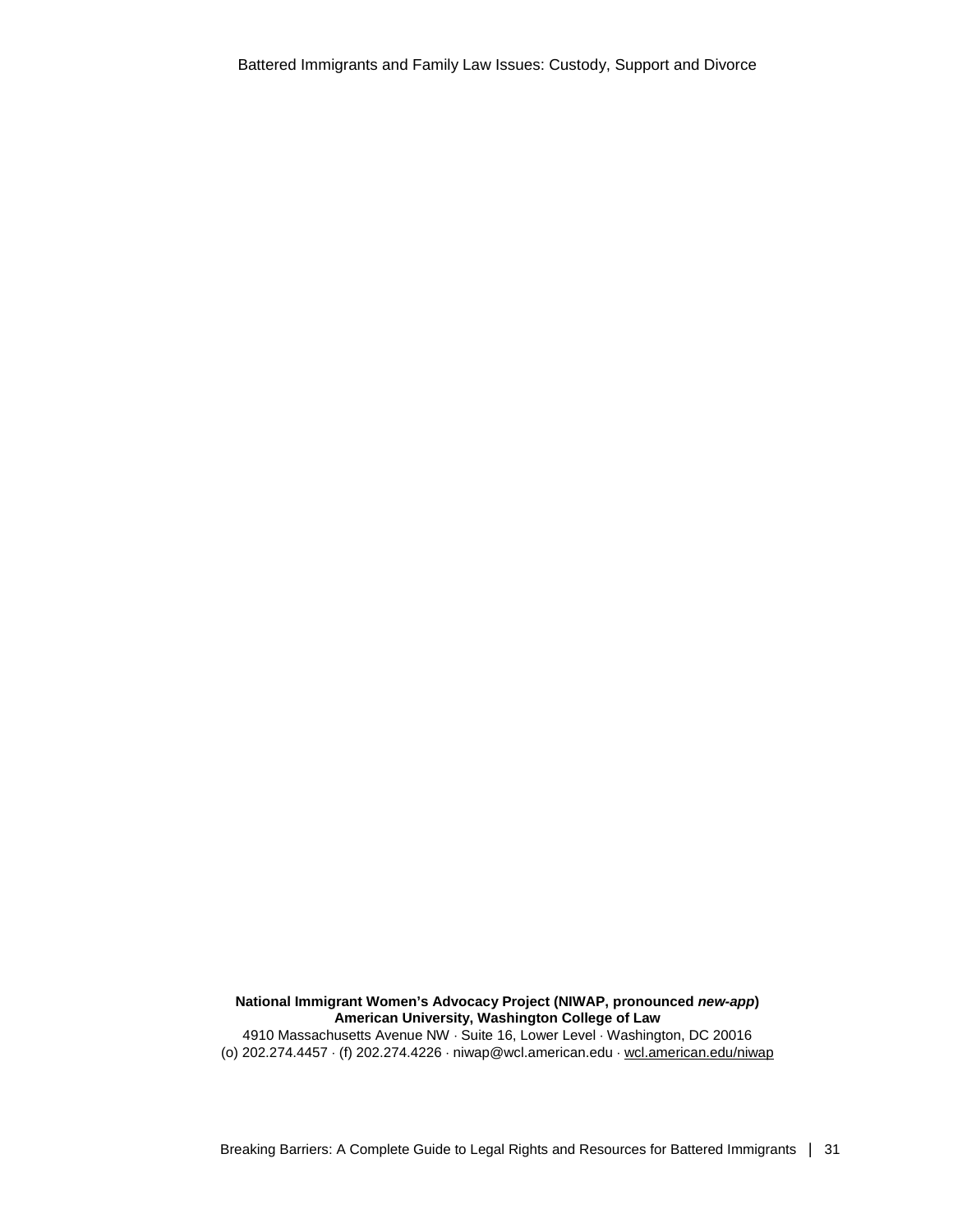**National Immigrant Women's Advocacy Project (NIWAP, pronounced *new-app*)**
**American University, Washington College of Law**
4910 Massachusetts Avenue NW · Suite 16, Lower Level · Washington, DC 20016
(o) 202.274.4457 · (f) 202.274.4226 · niwap@wcl.american.edu · wcl.american.edu/niwap